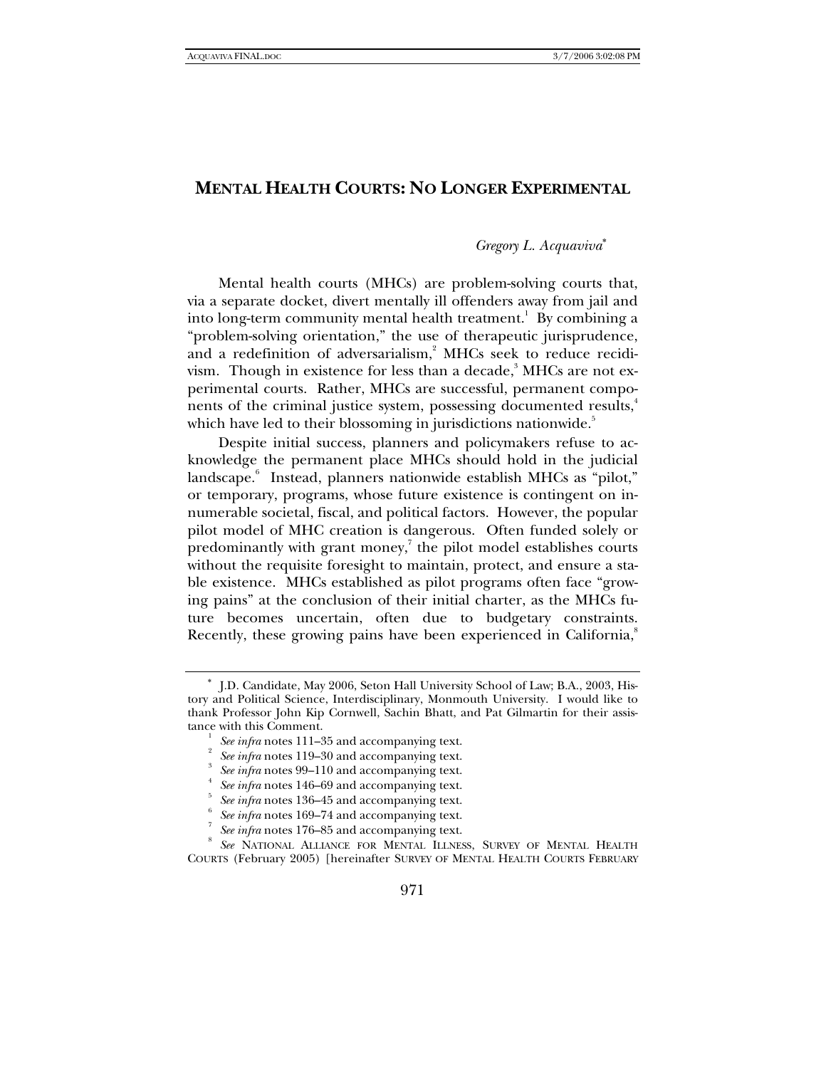# MENTAL HEALTH COURTS: NO LONGER EXPERIMENTAL

*Gregory L. Acquaviva*[*]

Mental health courts (MHCs) are problem-solving courts that, via a separate docket, divert mentally ill offenders away from jail and into long-term community mental health treatment.[1] By combining a "problem-solving orientation," the use of therapeutic jurisprudence, and a redefinition of adversarialism,[2] MHCs seek to reduce recidivism. Though in existence for less than a decade,[3] MHCs are not experimental courts. Rather, MHCs are successful, permanent components of the criminal justice system, possessing documented results,[4] which have led to their blossoming in jurisdictions nationwide.[5]

Despite initial success, planners and policymakers refuse to acknowledge the permanent place MHCs should hold in the judicial landscape.[6] Instead, planners nationwide establish MHCs as "pilot," or temporary, programs, whose future existence is contingent on innumerable societal, fiscal, and political factors. However, the popular pilot model of MHC creation is dangerous. Often funded solely or predominantly with grant money,[7] the pilot model establishes courts without the requisite foresight to maintain, protect, and ensure a stable existence. MHCs established as pilot programs often face "growing pains" at the conclusion of their initial charter, as the MHCs future becomes uncertain, often due to budgetary constraints. Recently, these growing pains have been experienced in California,[8]

---

[*] J.D. Candidate, May 2006, Seton Hall University School of Law; B.A., 2003, History and Political Science, Interdisciplinary, Monmouth University. I would like to thank Professor John Kip Cornwell, Sachin Bhatt, and Pat Gilmartin for their assistance with this Comment.

[1] *See infra* notes 111–35 and accompanying text.

[2] *See infra* notes 119–30 and accompanying text.

[3] *See infra* notes 99–110 and accompanying text.

[4] *See infra* notes 146–69 and accompanying text.

[5] *See infra* notes 136–45 and accompanying text.

[6] *See infra* notes 169–74 and accompanying text.

[7] *See infra* notes 176–85 and accompanying text.

[8] *See* NATIONAL ALLIANCE FOR MENTAL ILLNESS, SURVEY OF MENTAL HEALTH COURTS (February 2005) [hereinafter SURVEY OF MENTAL HEALTH COURTS FEBRUARY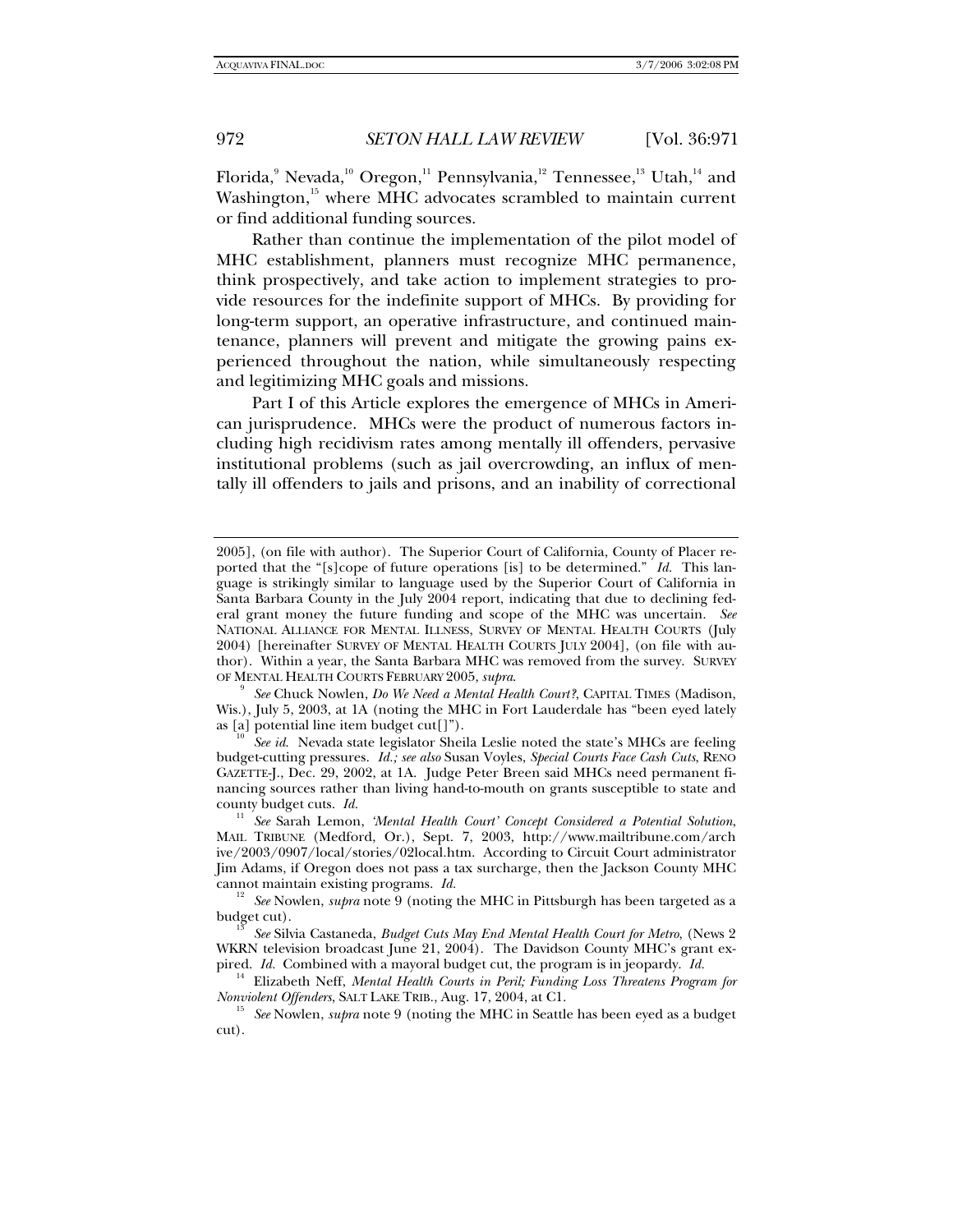Florida,[9] Nevada,[10] Oregon,[11] Pennsylvania,[12] Tennessee,[13] Utah,[14] and Washington,[15] where MHC advocates scrambled to maintain current or find additional funding sources.

Rather than continue the implementation of the pilot model of MHC establishment, planners must recognize MHC permanence, think prospectively, and take action to implement strategies to provide resources for the indefinite support of MHCs. By providing for long-term support, an operative infrastructure, and continued maintenance, planners will prevent and mitigate the growing pains experienced throughout the nation, while simultaneously respecting and legitimizing MHC goals and missions.

Part I of this Article explores the emergence of MHCs in American jurisprudence. MHCs were the product of numerous factors including high recidivism rates among mentally ill offenders, pervasive institutional problems (such as jail overcrowding, an influx of mentally ill offenders to jails and prisons, and an inability of correctional

---

2005], (on file with author). The Superior Court of California, County of Placer reported that the "[s]cope of future operations [is] to be determined." *Id.* This language is strikingly similar to language used by the Superior Court of California in Santa Barbara County in the July 2004 report, indicating that due to declining federal grant money the future funding and scope of the MHC was uncertain. *See* NATIONAL ALLIANCE FOR MENTAL ILLNESS, SURVEY OF MENTAL HEALTH COURTS (July 2004) [hereinafter SURVEY OF MENTAL HEALTH COURTS JULY 2004], (on file with author). Within a year, the Santa Barbara MHC was removed from the survey. SURVEY OF MENTAL HEALTH COURTS FEBRUARY 2005, *supra*.

[9] *See* Chuck Nowlen, *Do We Need a Mental Health Court?*, CAPITAL TIMES (Madison, Wis.), July 5, 2003, at 1A (noting the MHC in Fort Lauderdale has "been eyed lately as [a] potential line item budget cut[]").

[10] *See id.* Nevada state legislator Sheila Leslie noted the state's MHCs are feeling budget-cutting pressures. *Id.; see also* Susan Voyles, *Special Courts Face Cash Cuts*, RENO GAZETTE-J., Dec. 29, 2002, at 1A. Judge Peter Breen said MHCs need permanent financing sources rather than living hand-to-mouth on grants susceptible to state and county budget cuts. *Id.*

[11] *See* Sarah Lemon, *'Mental Health Court' Concept Considered a Potential Solution*, MAIL TRIBUNE (Medford, Or.), Sept. 7, 2003, http://www.mailtribune.com/archive/2003/0907/local/stories/02local.htm. According to Circuit Court administrator Jim Adams, if Oregon does not pass a tax surcharge, then the Jackson County MHC cannot maintain existing programs. *Id.*

[12] *See* Nowlen, *supra* note 9 (noting the MHC in Pittsburgh has been targeted as a budget cut).

[13] *See* Silvia Castaneda, *Budget Cuts May End Mental Health Court for Metro*, (News 2 WKRN television broadcast June 21, 2004). The Davidson County MHC's grant expired. *Id.* Combined with a mayoral budget cut, the program is in jeopardy. *Id.*

[14] Elizabeth Neff, *Mental Health Courts in Peril; Funding Loss Threatens Program for Nonviolent Offenders*, SALT LAKE TRIB., Aug. 17, 2004, at C1.

[15] *See* Nowlen, *supra* note 9 (noting the MHC in Seattle has been eyed as a budget cut).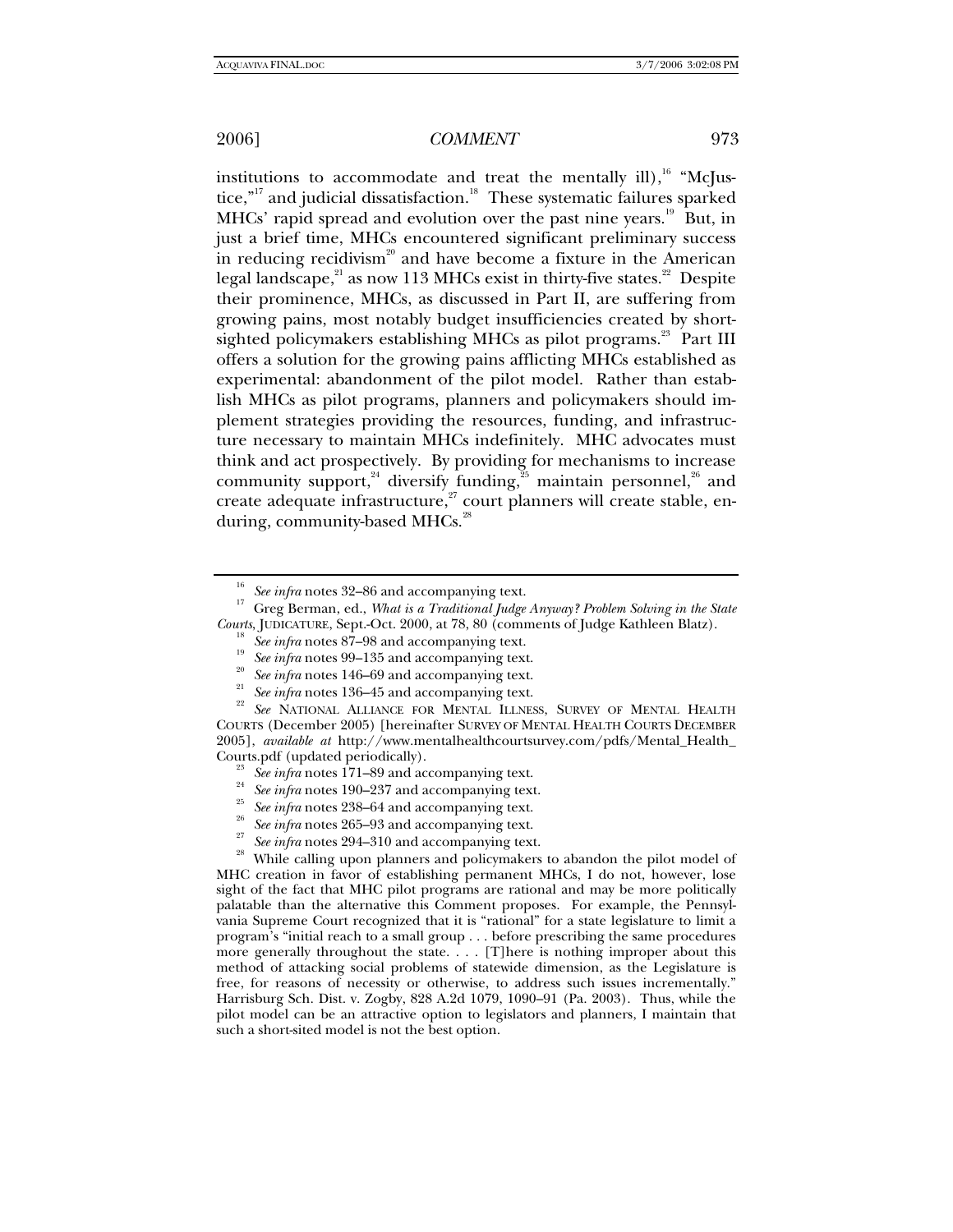institutions to accommodate and treat the mentally ill),[16] "McJustice,"[17] and judicial dissatisfaction.[18] These systematic failures sparked MHCs' rapid spread and evolution over the past nine years.[19] But, in just a brief time, MHCs encountered significant preliminary success in reducing recidivism[20] and have become a fixture in the American legal landscape,[21] as now 113 MHCs exist in thirty-five states.[22] Despite their prominence, MHCs, as discussed in Part II, are suffering from growing pains, most notably budget insufficiencies created by short-sighted policymakers establishing MHCs as pilot programs.[23] Part III offers a solution for the growing pains afflicting MHCs established as experimental: abandonment of the pilot model. Rather than establish MHCs as pilot programs, planners and policymakers should implement strategies providing the resources, funding, and infrastructure necessary to maintain MHCs indefinitely. MHC advocates must think and act prospectively. By providing for mechanisms to increase community support,[24] diversify funding,[25] maintain personnel,[26] and create adequate infrastructure,[27] court planners will create stable, enduring, community-based MHCs.[28]

---

[16] *See infra* notes 32–86 and accompanying text.

[17] Greg Berman, ed., *What is a Traditional Judge Anyway? Problem Solving in the State Courts*, JUDICATURE, Sept.-Oct. 2000, at 78, 80 (comments of Judge Kathleen Blatz).

[18] *See infra* notes 87–98 and accompanying text.

[19] *See infra* notes 99–135 and accompanying text.

[20] *See infra* notes 146–69 and accompanying text.

[21] *See infra* notes 136–45 and accompanying text.

[22] *See* NATIONAL ALLIANCE FOR MENTAL ILLNESS, SURVEY OF MENTAL HEALTH COURTS (December 2005) [hereinafter SURVEY OF MENTAL HEALTH COURTS DECEMBER 2005], *available at* http://www.mentalhealthcourtsurvey.com/pdfs/Mental_Health_Courts.pdf (updated periodically).

[23] *See infra* notes 171–89 and accompanying text.

[24] *See infra* notes 190–237 and accompanying text.

[25] *See infra* notes 238–64 and accompanying text.

[26] *See infra* notes 265–93 and accompanying text.

[27] *See infra* notes 294–310 and accompanying text.

[28] While calling upon planners and policymakers to abandon the pilot model of MHC creation in favor of establishing permanent MHCs, I do not, however, lose sight of the fact that MHC pilot programs are rational and may be more politically palatable than the alternative this Comment proposes. For example, the Pennsylvania Supreme Court recognized that it is "rational" for a state legislature to limit a program's "initial reach to a small group . . . before prescribing the same procedures more generally throughout the state. . . . [T]here is nothing improper about this method of attacking social problems of statewide dimension, as the Legislature is free, for reasons of necessity or otherwise, to address such issues incrementally." Harrisburg Sch. Dist. v. Zogby, 828 A.2d 1079, 1090–91 (Pa. 2003). Thus, while the pilot model can be an attractive option to legislators and planners, I maintain that such a short-sited model is not the best option.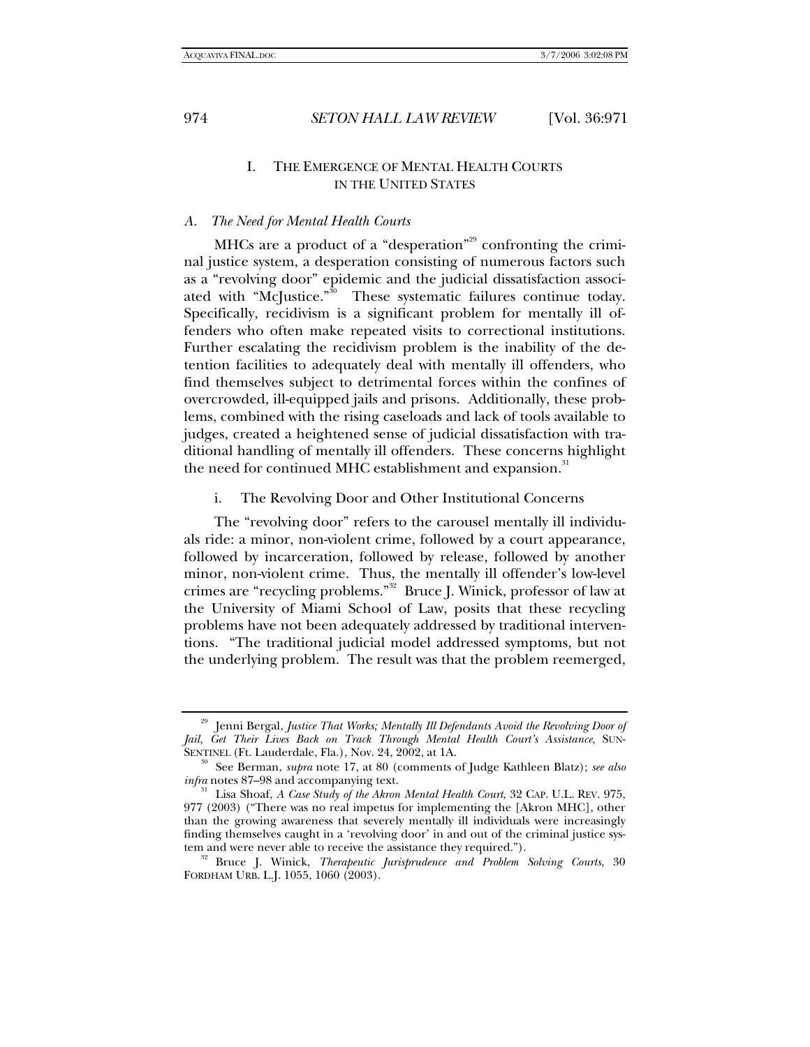## I. THE EMERGENCE OF MENTAL HEALTH COURTS IN THE UNITED STATES

### *A. The Need for Mental Health Courts*

MHCs are a product of a "desperation"[29] confronting the criminal justice system, a desperation consisting of numerous factors such as a "revolving door" epidemic and the judicial dissatisfaction associated with "McJustice."[30] These systematic failures continue today. Specifically, recidivism is a significant problem for mentally ill offenders who often make repeated visits to correctional institutions. Further escalating the recidivism problem is the inability of the detention facilities to adequately deal with mentally ill offenders, who find themselves subject to detrimental forces within the confines of overcrowded, ill-equipped jails and prisons. Additionally, these problems, combined with the rising caseloads and lack of tools available to judges, created a heightened sense of judicial dissatisfaction with traditional handling of mentally ill offenders. These concerns highlight the need for continued MHC establishment and expansion.[31]

#### i. The Revolving Door and Other Institutional Concerns

The "revolving door" refers to the carousel mentally ill individuals ride: a minor, non-violent crime, followed by a court appearance, followed by incarceration, followed by release, followed by another minor, non-violent crime. Thus, the mentally ill offender's low-level crimes are "recycling problems."[32] Bruce J. Winick, professor of law at the University of Miami School of Law, posits that these recycling problems have not been adequately addressed by traditional interventions. "The traditional judicial model addressed symptoms, but not the underlying problem. The result was that the problem reemerged,

---

[29] Jenni Bergal, *Justice That Works; Mentally Ill Defendants Avoid the Revolving Door of Jail, Get Their Lives Back on Track Through Mental Health Court's Assistance*, SUN-SENTINEL (Ft. Lauderdale, Fla.), Nov. 24, 2002, at 1A.

[30] See Berman, *supra* note 17, at 80 (comments of Judge Kathleen Blatz); *see also infra* notes 87–98 and accompanying text.

[31] Lisa Shoaf, *A Case Study of the Akron Mental Health Court*, 32 CAP. U.L. REV. 975, 977 (2003) ("There was no real impetus for implementing the [Akron MHC], other than the growing awareness that severely mentally ill individuals were increasingly finding themselves caught in a 'revolving door' in and out of the criminal justice system and were never able to receive the assistance they required.").

[32] Bruce J. Winick, *Therapeutic Jurisprudence and Problem Solving Courts*, 30 FORDHAM URB. L.J. 1055, 1060 (2003).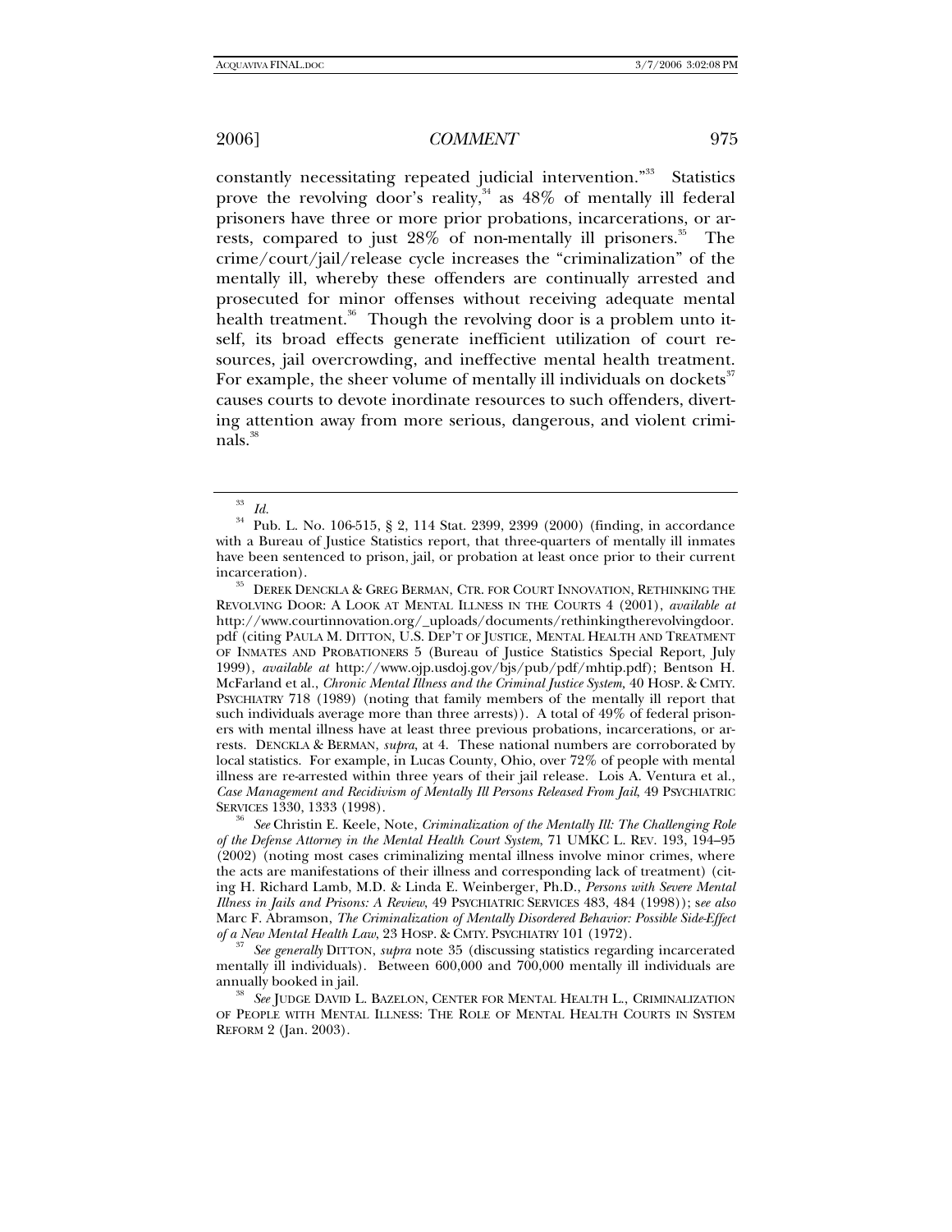constantly necessitating repeated judicial intervention."[33] Statistics prove the revolving door's reality,[34] as 48% of mentally ill federal prisoners have three or more prior probations, incarcerations, or arrests, compared to just 28% of non-mentally ill prisoners.[35] The crime/court/jail/release cycle increases the "criminalization" of the mentally ill, whereby these offenders are continually arrested and prosecuted for minor offenses without receiving adequate mental health treatment.[36] Though the revolving door is a problem unto itself, its broad effects generate inefficient utilization of court resources, jail overcrowding, and ineffective mental health treatment. For example, the sheer volume of mentally ill individuals on dockets[37] causes courts to devote inordinate resources to such offenders, diverting attention away from more serious, dangerous, and violent criminals.[38]

---

[33] *Id.*

[34] Pub. L. No. 106-515, § 2, 114 Stat. 2399, 2399 (2000) (finding, in accordance with a Bureau of Justice Statistics report, that three-quarters of mentally ill inmates have been sentenced to prison, jail, or probation at least once prior to their current incarceration).

[35] DEREK DENCKLA & GREG BERMAN, CTR. FOR COURT INNOVATION, RETHINKING THE REVOLVING DOOR: A LOOK AT MENTAL ILLNESS IN THE COURTS 4 (2001), *available at* http://www.courtinnovation.org/_uploads/documents/rethinkingtherevolvingdoor.pdf (citing PAULA M. DITTON, U.S. DEP'T OF JUSTICE, MENTAL HEALTH AND TREATMENT OF INMATES AND PROBATIONERS 5 (Bureau of Justice Statistics Special Report, July 1999), *available at* http://www.ojp.usdoj.gov/bjs/pub/pdf/mhtip.pdf); Bentson H. McFarland et al., *Chronic Mental Illness and the Criminal Justice System,* 40 HOSP. & CMTY. PSYCHIATRY 718 (1989) (noting that family members of the mentally ill report that such individuals average more than three arrests)). A total of 49% of federal prisoners with mental illness have at least three previous probations, incarcerations, or arrests. DENCKLA & BERMAN, *supra*, at 4. These national numbers are corroborated by local statistics. For example, in Lucas County, Ohio, over 72% of people with mental illness are re-arrested within three years of their jail release. Lois A. Ventura et al., *Case Management and Recidivism of Mentally Ill Persons Released From Jail*, 49 PSYCHIATRIC SERVICES 1330, 1333 (1998).

[36] *See* Christin E. Keele, Note, *Criminalization of the Mentally Ill: The Challenging Role of the Defense Attorney in the Mental Health Court System,* 71 UMKC L. REV. 193, 194–95 (2002) (noting most cases criminalizing mental illness involve minor crimes, where the acts are manifestations of their illness and corresponding lack of treatment) (citing H. Richard Lamb, M.D. & Linda E. Weinberger, Ph.D., *Persons with Severe Mental Illness in Jails and Prisons: A Review*, 49 PSYCHIATRIC SERVICES 483, 484 (1998)); *see also* Marc F. Abramson, *The Criminalization of Mentally Disordered Behavior: Possible Side-Effect of a New Mental Health Law*, 23 HOSP. & CMTY. PSYCHIATRY 101 (1972).

[37] *See generally* DITTON, *supra* note 35 (discussing statistics regarding incarcerated mentally ill individuals). Between 600,000 and 700,000 mentally ill individuals are annually booked in jail.

[38] *See* JUDGE DAVID L. BAZELON, CENTER FOR MENTAL HEALTH L., CRIMINALIZATION OF PEOPLE WITH MENTAL ILLNESS: THE ROLE OF MENTAL HEALTH COURTS IN SYSTEM REFORM 2 (Jan. 2003).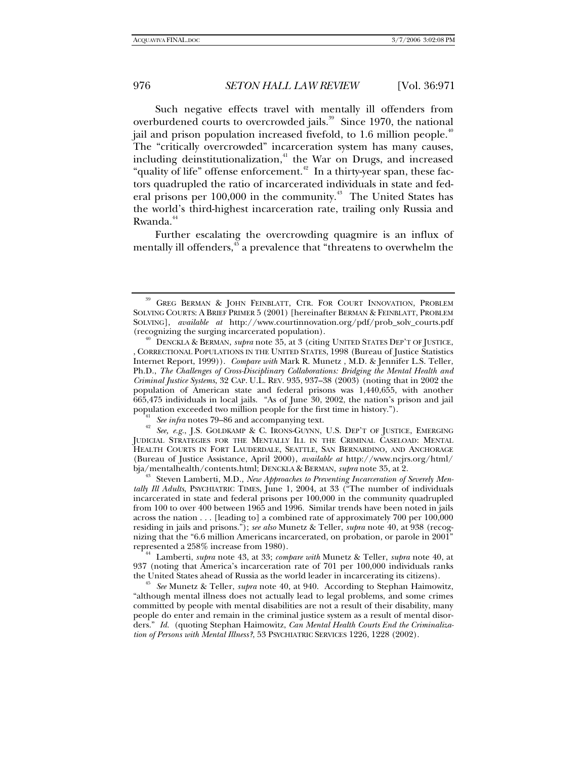Such negative effects travel with mentally ill offenders from overburdened courts to overcrowded jails.[39] Since 1970, the national jail and prison population increased fivefold, to 1.6 million people.[40] The "critically overcrowded" incarceration system has many causes, including deinstitutionalization,[41] the War on Drugs, and increased "quality of life" offense enforcement.[42] In a thirty-year span, these factors quadrupled the ratio of incarcerated individuals in state and federal prisons per 100,000 in the community.[43] The United States has the world's third-highest incarceration rate, trailing only Russia and Rwanda.[44]

Further escalating the overcrowding quagmire is an influx of mentally ill offenders,[45] a prevalence that "threatens to overwhelm the

---

[39] GREG BERMAN & JOHN FEINBLATT, CTR. FOR COURT INNOVATION, PROBLEM SOLVING COURTS: A BRIEF PRIMER 5 (2001) [hereinafter BERMAN & FEINBLATT, PROBLEM SOLVING], *available at* http://www.courtinnovation.org/pdf/prob_solv_courts.pdf (recognizing the surging incarcerated population).

[40] DENCKLA & BERMAN, *supra* note 35, at 3 (citing UNITED STATES DEP'T OF JUSTICE, , CORRECTIONAL POPULATIONS IN THE UNITED STATES, 1998 (Bureau of Justice Statistics Internet Report, 1999)). *Compare with* Mark R. Munetz , M.D. & Jennifer L.S. Teller, Ph.D., *The Challenges of Cross-Disciplinary Collaborations: Bridging the Mental Health and Criminal Justice Systems*, 32 CAP. U.L. REV. 935, 937–38 (2003) (noting that in 2002 the population of American state and federal prisons was 1,440,655, with another 665,475 individuals in local jails. "As of June 30, 2002, the nation's prison and jail population exceeded two million people for the first time in history.").

[41] *See infra* notes 79–86 and accompanying text.

[42] *See, e.g.*, J.S. GOLDKAMP & C. IRONS-GUYNN, U.S. DEP'T OF JUSTICE, EMERGING JUDICIAL STRATEGIES FOR THE MENTALLY ILL IN THE CRIMINAL CASELOAD: MENTAL HEALTH COURTS IN FORT LAUDERDALE, SEATTLE, SAN BERNARDINO, AND ANCHORAGE (Bureau of Justice Assistance, April 2000), *available at* http://www.ncjrs.org/html/bja/mentalhealth/contents.html; DENCKLA & BERMAN, *supra* note 35, at 2.

[43] Steven Lamberti, M.D., *New Approaches to Preventing Incarceration of Severely Mentally Ill Adults*, PSYCHIATRIC TIMES, June 1, 2004, at 33 ("The number of individuals incarcerated in state and federal prisons per 100,000 in the community quadrupled from 100 to over 400 between 1965 and 1996. Similar trends have been noted in jails across the nation . . . [leading to] a combined rate of approximately 700 per 100,000 residing in jails and prisons."); *see also* Munetz & Teller, *supra* note 40, at 938 (recognizing that the "6.6 million Americans incarcerated, on probation, or parole in 2001" represented a 258% increase from 1980).

[44] Lamberti, *supra* note 43, at 33; *compare with* Munetz & Teller, *supra* note 40, at 937 (noting that America's incarceration rate of 701 per 100,000 individuals ranks the United States ahead of Russia as the world leader in incarcerating its citizens).

[45] *See* Munetz & Teller, *supra* note 40, at 940. According to Stephan Haimowitz, "although mental illness does not actually lead to legal problems, and some crimes committed by people with mental disabilities are not a result of their disability, many people do enter and remain in the criminal justice system as a result of mental disorders." *Id.* (quoting Stephan Haimowitz, *Can Mental Health Courts End the Criminalization of Persons with Mental Illness?*, 53 PSYCHIATRIC SERVICES 1226, 1228 (2002).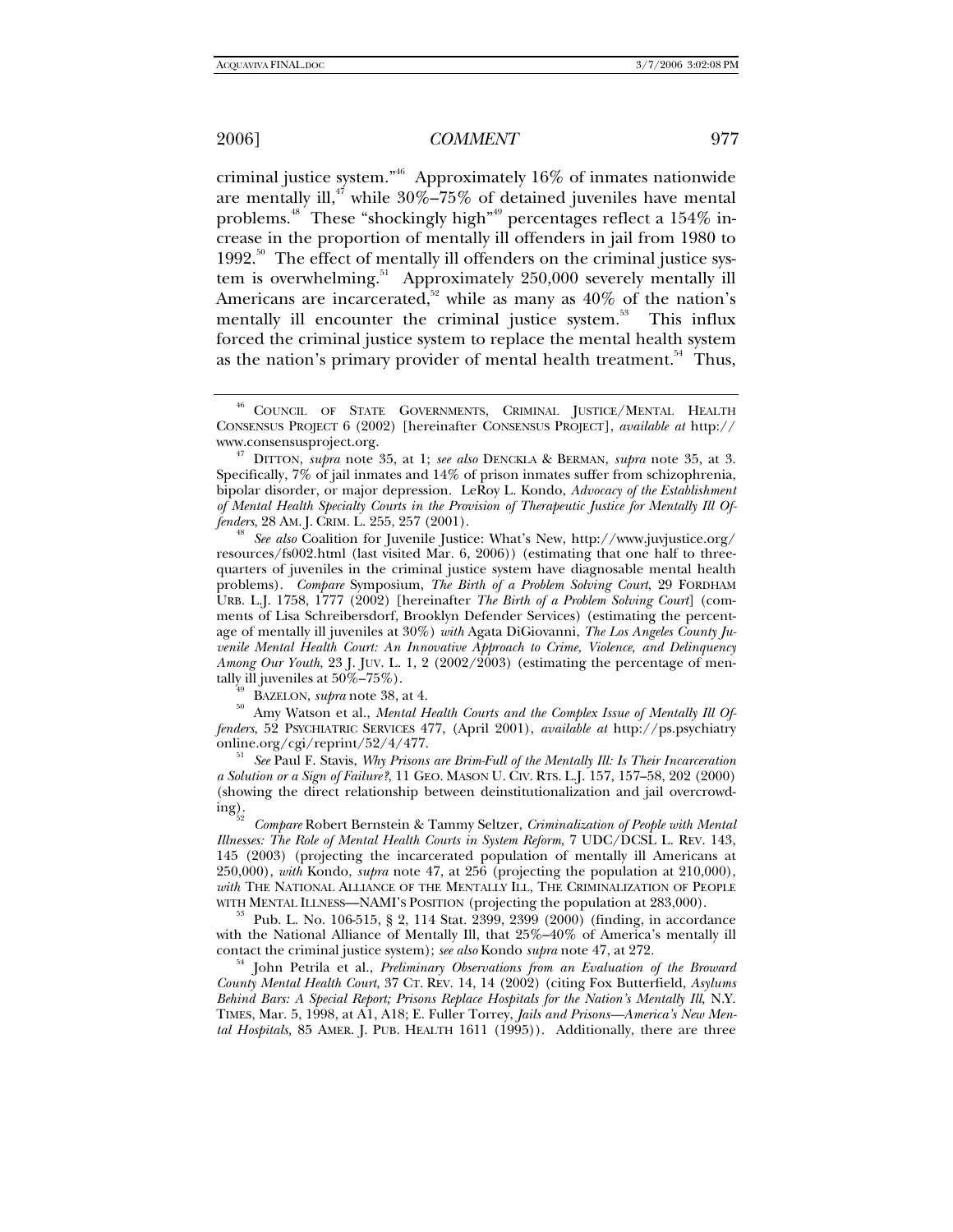criminal justice system."[46] Approximately 16% of inmates nationwide are mentally ill,[47] while 30%–75% of detained juveniles have mental problems.[48] These "shockingly high"[49] percentages reflect a 154% increase in the proportion of mentally ill offenders in jail from 1980 to 1992.[50] The effect of mentally ill offenders on the criminal justice system is overwhelming.[51] Approximately 250,000 severely mentally ill Americans are incarcerated,[52] while as many as 40% of the nation's mentally ill encounter the criminal justice system.[53] This influx forced the criminal justice system to replace the mental health system as the nation's primary provider of mental health treatment.[54] Thus,

---

[46] COUNCIL OF STATE GOVERNMENTS, CRIMINAL JUSTICE/MENTAL HEALTH CONSENSUS PROJECT 6 (2002) [hereinafter CONSENSUS PROJECT], *available at* http://www.consensusproject.org.

[47] DITTON, *supra* note 35, at 1; *see also* DENCKLA & BERMAN, *supra* note 35, at 3. Specifically, 7% of jail inmates and 14% of prison inmates suffer from schizophrenia, bipolar disorder, or major depression. LeRoy L. Kondo, *Advocacy of the Establishment of Mental Health Specialty Courts in the Provision of Therapeutic Justice for Mentally Ill Offenders*, 28 AM. J. CRIM. L. 255, 257 (2001).

[48] *See also* Coalition for Juvenile Justice: What's New, http://www.juvjustice.org/resources/fs002.html (last visited Mar. 6, 2006)) (estimating that one half to three-quarters of juveniles in the criminal justice system have diagnosable mental health problems). *Compare* Symposium, *The Birth of a Problem Solving Court*, 29 FORDHAM URB. L.J. 1758, 1777 (2002) [hereinafter *The Birth of a Problem Solving Court*] (comments of Lisa Schreibersdorf, Brooklyn Defender Services) (estimating the percentage of mentally ill juveniles at 30%) *with* Agata DiGiovanni, *The Los Angeles County Juvenile Mental Health Court: An Innovative Approach to Crime, Violence, and Delinquency Among Our Youth*, 23 J. JUV. L. 1, 2 (2002/2003) (estimating the percentage of mentally ill juveniles at 50%–75%).

[49] BAZELON, *supra* note 38, at 4.

[50] Amy Watson et al., *Mental Health Courts and the Complex Issue of Mentally Ill Offenders*, 52 PSYCHIATRIC SERVICES 477, (April 2001), *available at* http://ps.psychiatryonline.org/cgi/reprint/52/4/477.

[51] *See* Paul F. Stavis, *Why Prisons are Brim-Full of the Mentally Ill: Is Their Incarceration a Solution or a Sign of Failure?*, 11 GEO. MASON U. CIV. RTS. L.J. 157, 157–58, 202 (2000) (showing the direct relationship between deinstitutionalization and jail overcrowding).

[52] *Compare* Robert Bernstein & Tammy Seltzer, *Criminalization of People with Mental Illnesses: The Role of Mental Health Courts in System Reform*, 7 UDC/DCSL L. REV. 143, 145 (2003) (projecting the incarcerated population of mentally ill Americans at 250,000), *with* Kondo, *supra* note 47, at 256 (projecting the population at 210,000), *with* THE NATIONAL ALLIANCE OF THE MENTALLY ILL, THE CRIMINALIZATION OF PEOPLE WITH MENTAL ILLNESS—NAMI'S POSITION (projecting the population at 283,000).

[53] Pub. L. No. 106-515, § 2, 114 Stat. 2399, 2399 (2000) (finding, in accordance with the National Alliance of Mentally Ill, that 25%–40% of America's mentally ill contact the criminal justice system); *see also* Kondo *supra* note 47, at 272.

[54] John Petrila et al., *Preliminary Observations from an Evaluation of the Broward County Mental Health Court*, 37 CT. REV. 14, 14 (2002) (citing Fox Butterfield, *Asylums Behind Bars: A Special Report; Prisons Replace Hospitals for the Nation's Mentally Ill*, N.Y. TIMES, Mar. 5, 1998, at A1, A18; E. Fuller Torrey, *Jails and Prisons—America's New Mental Hospitals*, 85 AMER. J. PUB. HEALTH 1611 (1995)). Additionally, there are three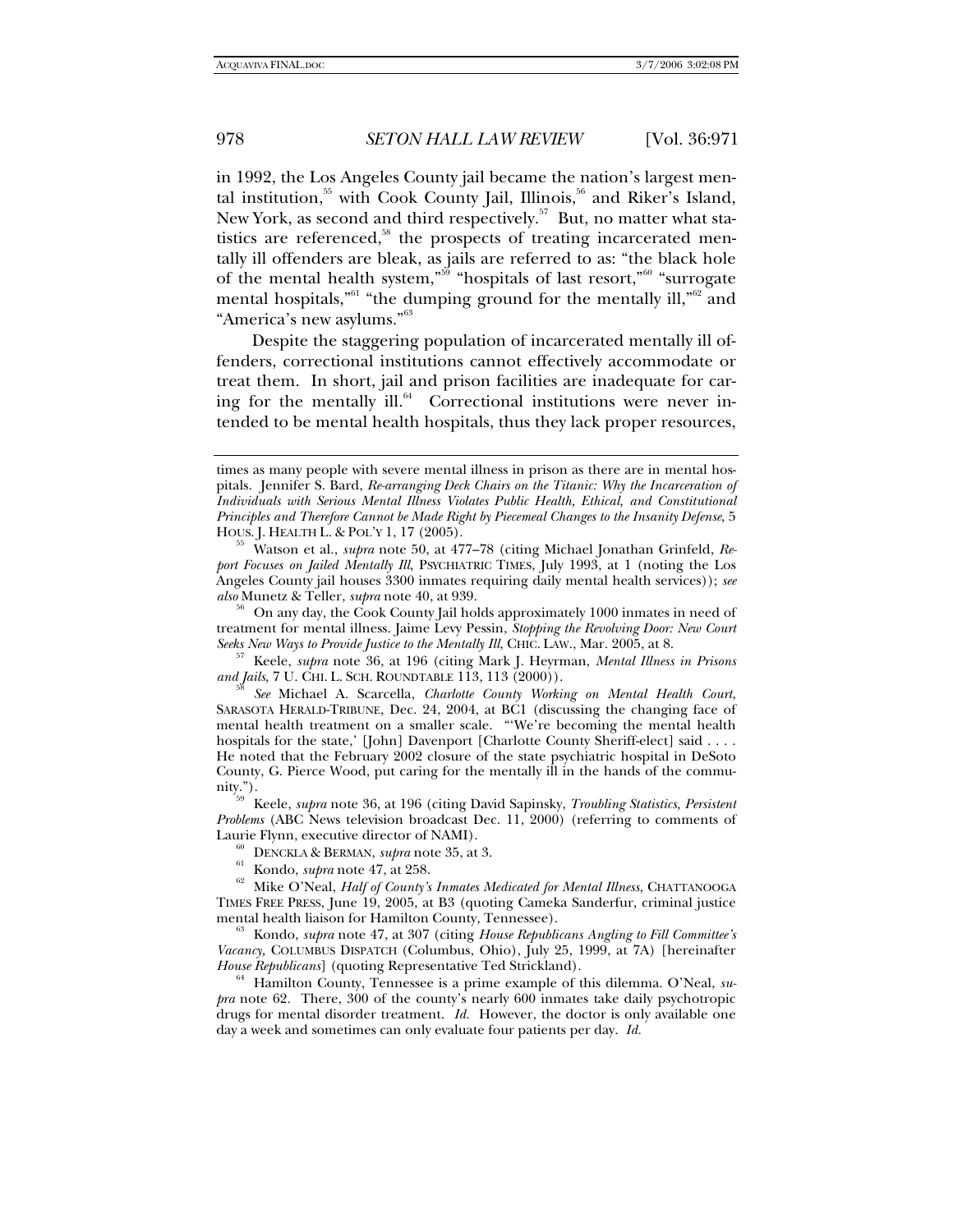in 1992, the Los Angeles County jail became the nation's largest mental institution,[55] with Cook County Jail, Illinois,[56] and Riker's Island, New York, as second and third respectively.[57] But, no matter what statistics are referenced,[58] the prospects of treating incarcerated mentally ill offenders are bleak, as jails are referred to as: "the black hole of the mental health system,"[59] "hospitals of last resort,"[60] "surrogate mental hospitals,"[61] "the dumping ground for the mentally ill,"[62] and "America's new asylums."[63]

Despite the staggering population of incarcerated mentally ill offenders, correctional institutions cannot effectively accommodate or treat them. In short, jail and prison facilities are inadequate for caring for the mentally ill.[64] Correctional institutions were never intended to be mental health hospitals, thus they lack proper resources,

---

times as many people with severe mental illness in prison as there are in mental hospitals. Jennifer S. Bard, *Re-arranging Deck Chairs on the Titanic: Why the Incarceration of Individuals with Serious Mental Illness Violates Public Health, Ethical, and Constitutional Principles and Therefore Cannot be Made Right by Piecemeal Changes to the Insanity Defense*, 5 HOUS. J. HEALTH L. & POL'Y 1, 17 (2005).

[55] Watson et al., *supra* note 50, at 477–78 (citing Michael Jonathan Grinfeld, *Report Focuses on Jailed Mentally Ill*, PSYCHIATRIC TIMES, July 1993, at 1 (noting the Los Angeles County jail houses 3300 inmates requiring daily mental health services)); *see also* Munetz & Teller, *supra* note 40, at 939.

[56] On any day, the Cook County Jail holds approximately 1000 inmates in need of treatment for mental illness. Jaime Levy Pessin, *Stopping the Revolving Door: New Court Seeks New Ways to Provide Justice to the Mentally Ill*, CHIC. LAW., Mar. 2005, at 8.

[57] Keele, *supra* note 36, at 196 (citing Mark J. Heyrman, *Mental Illness in Prisons and Jails*, 7 U. CHI. L. SCH. ROUNDTABLE 113, 113 (2000)).

[58] *See* Michael A. Scarcella, *Charlotte County Working on Mental Health Court*, SARASOTA HERALD-TRIBUNE, Dec. 24, 2004, at BC1 (discussing the changing face of mental health treatment on a smaller scale. "'We're becoming the mental health hospitals for the state,' [John] Davenport [Charlotte County Sheriff-elect] said . . . . He noted that the February 2002 closure of the state psychiatric hospital in DeSoto County, G. Pierce Wood, put caring for the mentally ill in the hands of the community.").

[59] Keele, *supra* note 36, at 196 (citing David Sapinsky, *Troubling Statistics, Persistent Problems* (ABC News television broadcast Dec. 11, 2000) (referring to comments of Laurie Flynn, executive director of NAMI).

[60] DENCKLA & BERMAN, *supra* note 35, at 3.

[61] Kondo, *supra* note 47, at 258.

[62] Mike O'Neal, *Half of County's Inmates Medicated for Mental Illness*, CHATTANOOGA TIMES FREE PRESS, June 19, 2005, at B3 (quoting Cameka Sanderfur, criminal justice mental health liaison for Hamilton County, Tennessee).

[63] Kondo, *supra* note 47, at 307 (citing *House Republicans Angling to Fill Committee's Vacancy*, COLUMBUS DISPATCH (Columbus, Ohio), July 25, 1999, at 7A) [hereinafter *House Republicans*] (quoting Representative Ted Strickland).

[64] Hamilton County, Tennessee is a prime example of this dilemma. O'Neal, *supra* note 62. There, 300 of the county's nearly 600 inmates take daily psychotropic drugs for mental disorder treatment. *Id.* However, the doctor is only available one day a week and sometimes can only evaluate four patients per day. *Id.*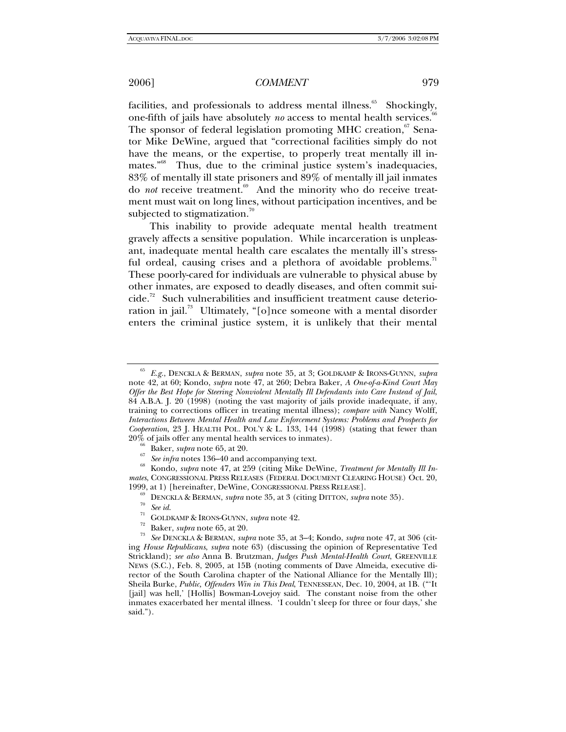facilities, and professionals to address mental illness.[65] Shockingly, one-fifth of jails have absolutely *no* access to mental health services.[66] The sponsor of federal legislation promoting MHC creation,[67] Senator Mike DeWine, argued that "correctional facilities simply do not have the means, or the expertise, to properly treat mentally ill inmates."[68] Thus, due to the criminal justice system's inadequacies, 83% of mentally ill state prisoners and 89% of mentally ill jail inmates do *not* receive treatment.[69] And the minority who do receive treatment must wait on long lines, without participation incentives, and be subjected to stigmatization.[70]

This inability to provide adequate mental health treatment gravely affects a sensitive population. While incarceration is unpleasant, inadequate mental health care escalates the mentally ill's stressful ordeal, causing crises and a plethora of avoidable problems.[71] These poorly-cared for individuals are vulnerable to physical abuse by other inmates, are exposed to deadly diseases, and often commit suicide.[72] Such vulnerabilities and insufficient treatment cause deterioration in jail.[73] Ultimately, "[o]nce someone with a mental disorder enters the criminal justice system, it is unlikely that their mental

---

[65] *E.g.*, DENCKLA & BERMAN, *supra* note 35, at 3; GOLDKAMP & IRONS-GUYNN, *supra* note 42, at 60; Kondo, *supra* note 47, at 260; Debra Baker, *A One-of-a-Kind Court May Offer the Best Hope for Steering Nonviolent Mentally Ill Defendants into Care Instead of Jail*, 84 A.B.A. J. 20 (1998) (noting the vast majority of jails provide inadequate, if any, training to corrections officer in treating mental illness); *compare with* Nancy Wolff, *Interactions Between Mental Health and Law Enforcement Systems: Problems and Prospects for Cooperation*, 23 J. HEALTH POL. POL'Y & L. 133, 144 (1998) (stating that fewer than 20% of jails offer any mental health services to inmates).

[66] Baker, *supra* note 65, at 20.

[67] *See infra* notes 136–40 and accompanying text.

[68] Kondo, *supra* note 47, at 259 (citing Mike DeWine, *Treatment for Mentally Ill Inmates*, CONGRESSIONAL PRESS RELEASES (FEDERAL DOCUMENT CLEARING HOUSE) Oct. 20, 1999, at 1) [hereinafter, DeWine, CONGRESSIONAL PRESS RELEASE].

[69] DENCKLA & BERMAN, *supra* note 35, at 3 (citing DITTON, *supra* note 35).

[70] *See id.*

[71] GOLDKAMP & IRONS-GUYNN, *supra* note 42.

[72] Baker, *supra* note 65, at 20.

[73] *See* DENCKLA & BERMAN, *supra* note 35, at 3–4; Kondo, *supra* note 47, at 306 (citing *House Republicans*, *supra* note 63) (discussing the opinion of Representative Ted Strickland); *see also* Anna B. Brutzman, *Judges Push Mental-Health Court*, GREENVILLE NEWS (S.C.), Feb. 8, 2005, at 15B (noting comments of Dave Almeida, executive director of the South Carolina chapter of the National Alliance for the Mentally Ill); Sheila Burke, *Public, Offenders Win in This Deal*, TENNESSEAN, Dec. 10, 2004, at 1B. ("'It [jail] was hell,' [Hollis] Bowman-Lovejoy said. The constant noise from the other inmates exacerbated her mental illness. 'I couldn't sleep for three or four days,' she said.").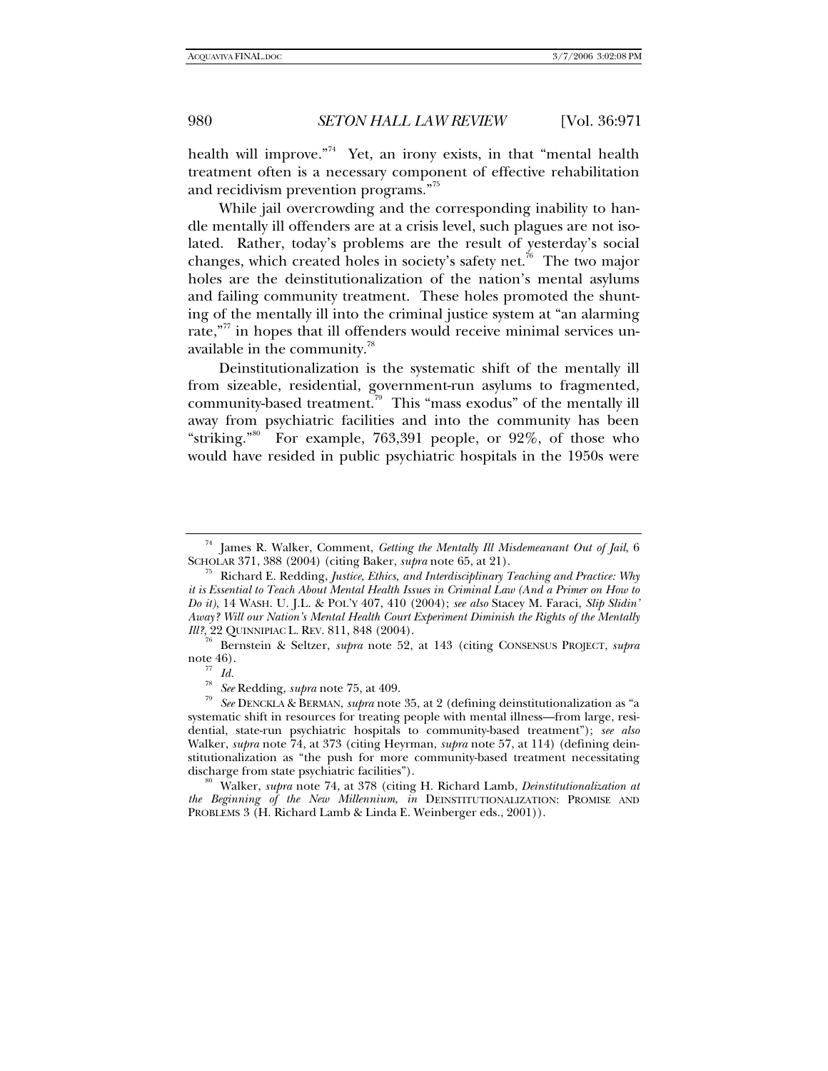health will improve."[74] Yet, an irony exists, in that "mental health treatment often is a necessary component of effective rehabilitation and recidivism prevention programs."[75]

While jail overcrowding and the corresponding inability to handle mentally ill offenders are at a crisis level, such plagues are not isolated. Rather, today's problems are the result of yesterday's social changes, which created holes in society's safety net.[76] The two major holes are the deinstitutionalization of the nation's mental asylums and failing community treatment. These holes promoted the shunting of the mentally ill into the criminal justice system at "an alarming rate,"[77] in hopes that ill offenders would receive minimal services unavailable in the community.[78]

Deinstitutionalization is the systematic shift of the mentally ill from sizeable, residential, government-run asylums to fragmented, community-based treatment.[79] This "mass exodus" of the mentally ill away from psychiatric facilities and into the community has been "striking."[80] For example, 763,391 people, or 92%, of those who would have resided in public psychiatric hospitals in the 1950s were

---

[74] James R. Walker, Comment, *Getting the Mentally Ill Misdemeanant Out of Jail*, 6 SCHOLAR 371, 388 (2004) (citing Baker, *supra* note 65, at 21).

[75] Richard E. Redding, *Justice, Ethics, and Interdisciplinary Teaching and Practice: Why it is Essential to Teach About Mental Health Issues in Criminal Law (And a Primer on How to Do it)*, 14 WASH. U. J.L. & POL'Y 407, 410 (2004); *see also* Stacey M. Faraci, *Slip Slidin' Away? Will our Nation's Mental Health Court Experiment Diminish the Rights of the Mentally Ill?*, 22 QUINNIPIAC L. REV. 811, 848 (2004).

[76] Bernstein & Seltzer, *supra* note 52, at 143 (citing CONSENSUS PROJECT, *supra* note 46).

[77] *Id.*

[78] *See* Redding, *supra* note 75, at 409.

[79] *See* DENCKLA & BERMAN, *supra* note 35, at 2 (defining deinstitutionalization as "a systematic shift in resources for treating people with mental illness—from large, residential, state-run psychiatric hospitals to community-based treatment"); *see also* Walker, *supra* note 74, at 373 (citing Heyrman, *supra* note 57, at 114) (defining deinstitutionalization as "the push for more community-based treatment necessitating discharge from state psychiatric facilities").

[80] Walker, *supra* note 74, at 378 (citing H. Richard Lamb, *Deinstitutionalization at the Beginning of the New Millennium*, *in* DEINSTITUTIONALIZATION: PROMISE AND PROBLEMS 3 (H. Richard Lamb & Linda E. Weinberger eds., 2001)).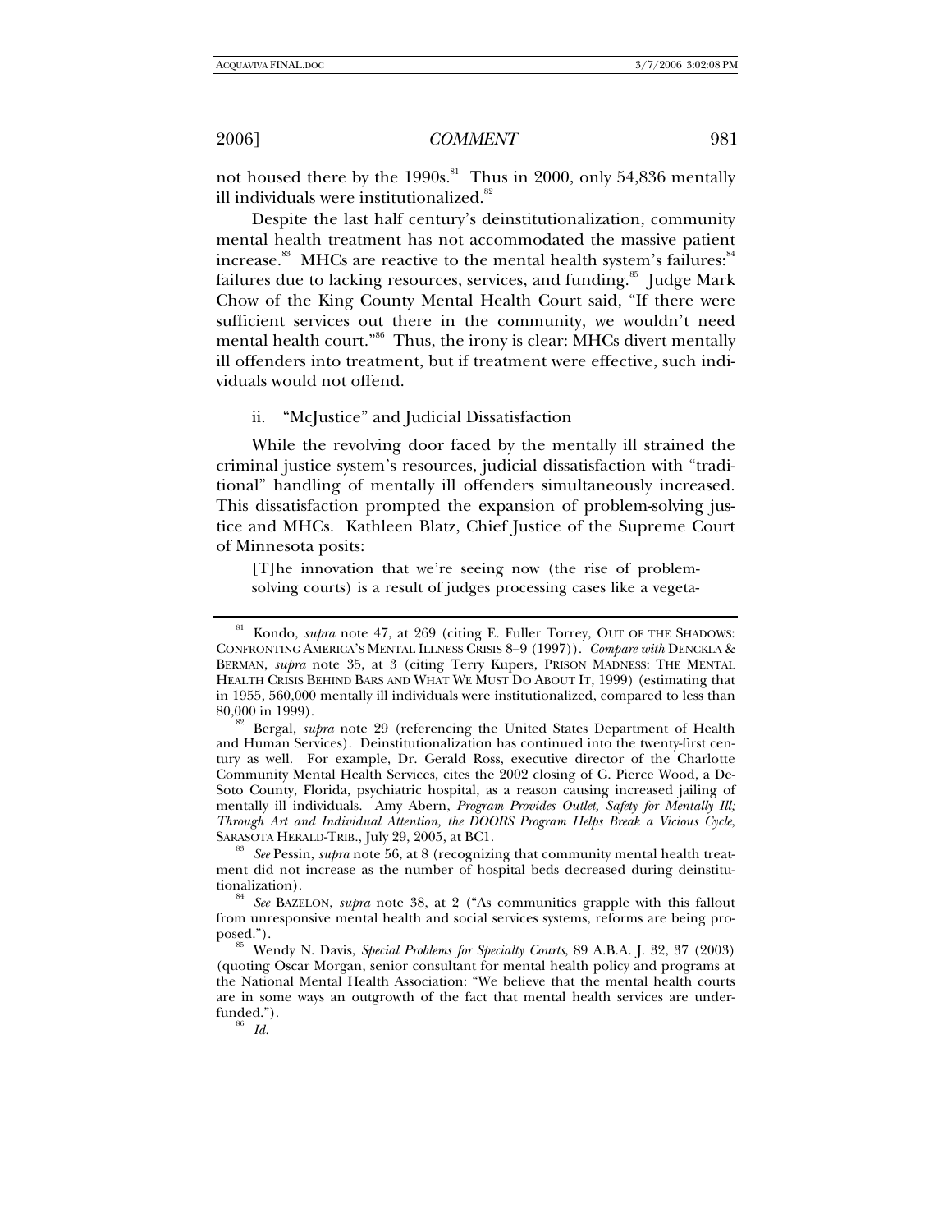not housed there by the 1990s.[81] Thus in 2000, only 54,836 mentally ill individuals were institutionalized.[82]

Despite the last half century's deinstitutionalization, community mental health treatment has not accommodated the massive patient increase.[83] MHCs are reactive to the mental health system's failures:[84] failures due to lacking resources, services, and funding.[85] Judge Mark Chow of the King County Mental Health Court said, "If there were sufficient services out there in the community, we wouldn't need mental health court."[86] Thus, the irony is clear: MHCs divert mentally ill offenders into treatment, but if treatment were effective, such individuals would not offend.

ii. "McJustice" and Judicial Dissatisfaction

While the revolving door faced by the mentally ill strained the criminal justice system's resources, judicial dissatisfaction with "traditional" handling of mentally ill offenders simultaneously increased. This dissatisfaction prompted the expansion of problem-solving justice and MHCs. Kathleen Blatz, Chief Justice of the Supreme Court of Minnesota posits:

> [T]he innovation that we're seeing now (the rise of problem-solving courts) is a result of judges processing cases like a vegeta-

---

[81] Kondo, *supra* note 47, at 269 (citing E. Fuller Torrey, OUT OF THE SHADOWS: CONFRONTING AMERICA'S MENTAL ILLNESS CRISIS 8–9 (1997)). *Compare with* DENCKLA & BERMAN, *supra* note 35, at 3 (citing Terry Kupers, PRISON MADNESS: THE MENTAL HEALTH CRISIS BEHIND BARS AND WHAT WE MUST DO ABOUT IT, 1999) (estimating that in 1955, 560,000 mentally ill individuals were institutionalized, compared to less than 80,000 in 1999).

[82] Bergal, *supra* note 29 (referencing the United States Department of Health and Human Services). Deinstitutionalization has continued into the twenty-first century as well. For example, Dr. Gerald Ross, executive director of the Charlotte Community Mental Health Services, cites the 2002 closing of G. Pierce Wood, a DeSoto County, Florida, psychiatric hospital, as a reason causing increased jailing of mentally ill individuals. Amy Abern, *Program Provides Outlet, Safety for Mentally Ill; Through Art and Individual Attention, the DOORS Program Helps Break a Vicious Cycle*, SARASOTA HERALD-TRIB., July 29, 2005, at BC1.

[83] *See* Pessin, *supra* note 56, at 8 (recognizing that community mental health treatment did not increase as the number of hospital beds decreased during deinstitutionalization).

[84] *See* BAZELON, *supra* note 38, at 2 ("As communities grapple with this fallout from unresponsive mental health and social services systems, reforms are being proposed.").

[85] Wendy N. Davis, *Special Problems for Specialty Courts*, 89 A.B.A. J. 32, 37 (2003) (quoting Oscar Morgan, senior consultant for mental health policy and programs at the National Mental Health Association: "We believe that the mental health courts are in some ways an outgrowth of the fact that mental health services are underfunded.").

[86] *Id.*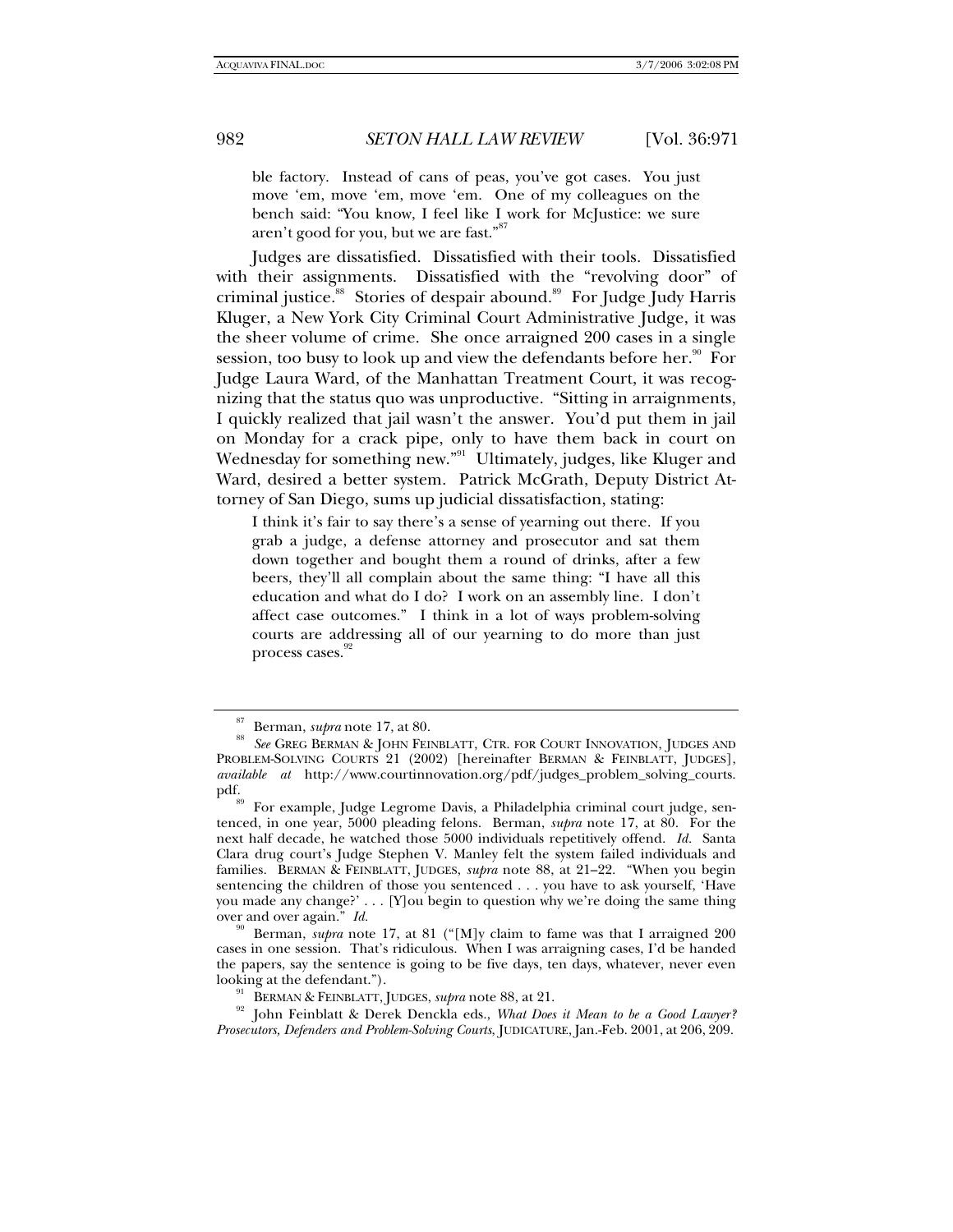> ble factory. Instead of cans of peas, you've got cases. You just move 'em, move 'em, move 'em. One of my colleagues on the bench said: "You know, I feel like I work for McJustice: we sure aren't good for you, but we are fast."[87]

Judges are dissatisfied. Dissatisfied with their tools. Dissatisfied with their assignments. Dissatisfied with the "revolving door" of criminal justice.[88] Stories of despair abound.[89] For Judge Judy Harris Kluger, a New York City Criminal Court Administrative Judge, it was the sheer volume of crime. She once arraigned 200 cases in a single session, too busy to look up and view the defendants before her.[90] For Judge Laura Ward, of the Manhattan Treatment Court, it was recognizing that the status quo was unproductive. "Sitting in arraignments, I quickly realized that jail wasn't the answer. You'd put them in jail on Monday for a crack pipe, only to have them back in court on Wednesday for something new."[91] Ultimately, judges, like Kluger and Ward, desired a better system. Patrick McGrath, Deputy District Attorney of San Diego, sums up judicial dissatisfaction, stating:

> I think it's fair to say there's a sense of yearning out there. If you grab a judge, a defense attorney and prosecutor and sat them down together and bought them a round of drinks, after a few beers, they'll all complain about the same thing: "I have all this education and what do I do? I work on an assembly line. I don't affect case outcomes." I think in a lot of ways problem-solving courts are addressing all of our yearning to do more than just process cases.[92]

---

[87] Berman, *supra* note 17, at 80.

[88] *See* GREG BERMAN & JOHN FEINBLATT, CTR. FOR COURT INNOVATION, JUDGES AND PROBLEM-SOLVING COURTS 21 (2002) [hereinafter BERMAN & FEINBLATT, JUDGES], *available at* http://www.courtinnovation.org/pdf/judges_problem_solving_courts.pdf.

[89] For example, Judge Legrome Davis, a Philadelphia criminal court judge, sentenced, in one year, 5000 pleading felons. Berman, *supra* note 17, at 80. For the next half decade, he watched those 5000 individuals repetitively offend. *Id.* Santa Clara drug court's Judge Stephen V. Manley felt the system failed individuals and families. BERMAN & FEINBLATT, JUDGES, *supra* note 88, at 21–22. "When you begin sentencing the children of those you sentenced . . . you have to ask yourself, 'Have you made any change?' . . . [Y]ou begin to question why we're doing the same thing over and over again." *Id.*

[90] Berman, *supra* note 17, at 81 ("[M]y claim to fame was that I arraigned 200 cases in one session. That's ridiculous. When I was arraigning cases, I'd be handed the papers, say the sentence is going to be five days, ten days, whatever, never even looking at the defendant.").

[91] BERMAN & FEINBLATT, JUDGES, *supra* note 88, at 21.

[92] John Feinblatt & Derek Denckla eds., *What Does it Mean to be a Good Lawyer? Prosecutors, Defenders and Problem-Solving Courts*, JUDICATURE, Jan.-Feb. 2001, at 206, 209.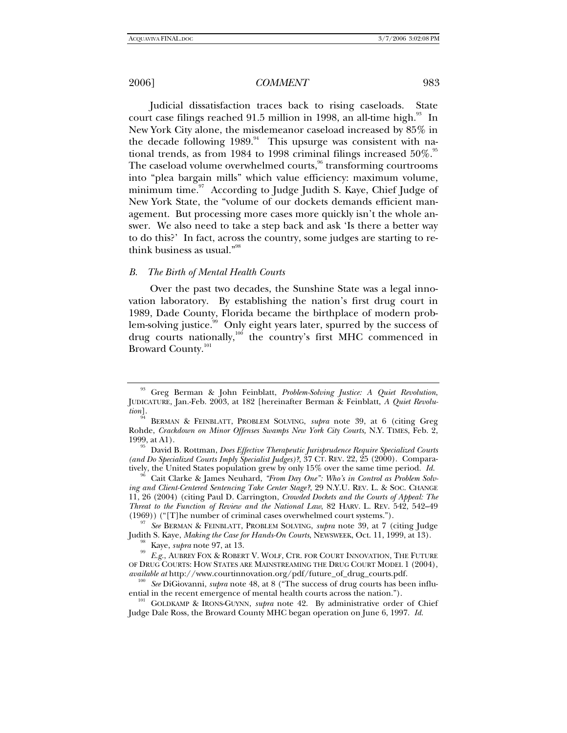Judicial dissatisfaction traces back to rising caseloads. State court case filings reached 91.5 million in 1998, an all-time high.[93] In New York City alone, the misdemeanor caseload increased by 85% in the decade following 1989.[94] This upsurge was consistent with national trends, as from 1984 to 1998 criminal filings increased 50%.[95] The caseload volume overwhelmed courts,[96] transforming courtrooms into "plea bargain mills" which value efficiency: maximum volume, minimum time.[97] According to Judge Judith S. Kaye, Chief Judge of New York State, the "volume of our dockets demands efficient management. But processing more cases more quickly isn't the whole answer. We also need to take a step back and ask 'Is there a better way to do this?' In fact, across the country, some judges are starting to rethink business as usual."[98]

### *B. The Birth of Mental Health Courts*

Over the past two decades, the Sunshine State was a legal innovation laboratory. By establishing the nation's first drug court in 1989, Dade County, Florida became the birthplace of modern problem-solving justice.[99] Only eight years later, spurred by the success of drug courts nationally,[100] the country's first MHC commenced in Broward County.[101]

---

[93] Greg Berman & John Feinblatt, *Problem-Solving Justice: A Quiet Revolution*, JUDICATURE, Jan.-Feb. 2003, at 182 [hereinafter Berman & Feinblatt, *A Quiet Revolution*].

[94] BERMAN & FEINBLATT, PROBLEM SOLVING, *supra* note 39, at 6 (citing Greg Rohde, *Crackdown on Minor Offenses Swamps New York City Courts,* N.Y. TIMES, Feb. 2, 1999, at A1).

[95] David B. Rottman, *Does Effective Therapeutic Jurisprudence Require Specialized Courts (and Do Specialized Courts Imply Specialist Judges)?*, 37 CT. REV. 22, 25 (2000). Comparatively, the United States population grew by only 15% over the same time period. *Id.*

[96] Cait Clarke & James Neuhard, *"From Day One": Who's in Control as Problem Solving and Client-Centered Sentencing Take Center Stage?*, 29 N.Y.U. REV. L. & SOC. CHANGE 11, 26 (2004) (citing Paul D. Carrington, *Crowded Dockets and the Courts of Appeal: The Threat to the Function of Review and the National Law*, 82 HARV. L. REV. 542, 542–49 (1969)) ("[T]he number of criminal cases overwhelmed court systems.").

[97] *See* BERMAN & FEINBLATT, PROBLEM SOLVING, *supra* note 39, at 7 (citing Judge Judith S. Kaye, *Making the Case for Hands-On Courts*, NEWSWEEK, Oct. 11, 1999, at 13).

[98] Kaye, *supra* note 97, at 13.

[99] *E.g.*, AUBREY FOX & ROBERT V. WOLF, CTR. FOR COURT INNOVATION, THE FUTURE OF DRUG COURTS: HOW STATES ARE MAINSTREAMING THE DRUG COURT MODEL 1 (2004), *available at* http://www.courtinnovation.org/pdf/future_of_drug_courts.pdf.

[100] *See* DiGiovanni, *supra* note 48, at 8 ("The success of drug courts has been influential in the recent emergence of mental health courts across the nation.").

[101] GOLDKAMP & IRONS-GUYNN, *supra* note 42. By administrative order of Chief Judge Dale Ross, the Broward County MHC began operation on June 6, 1997. *Id.*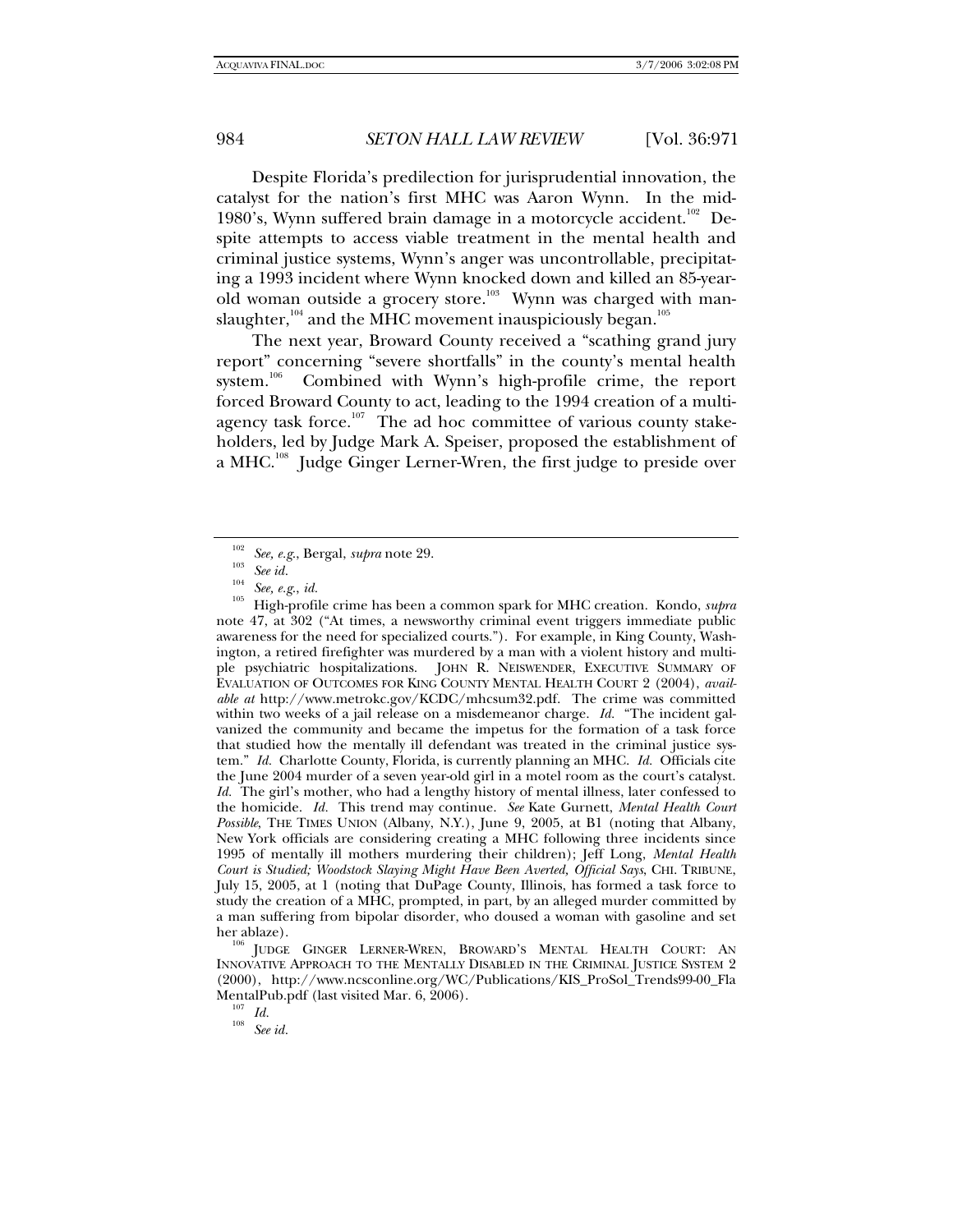Despite Florida's predilection for jurisprudential innovation, the catalyst for the nation's first MHC was Aaron Wynn. In the mid-1980's, Wynn suffered brain damage in a motorcycle accident.[102] Despite attempts to access viable treatment in the mental health and criminal justice systems, Wynn's anger was uncontrollable, precipitating a 1993 incident where Wynn knocked down and killed an 85-year-old woman outside a grocery store.[103] Wynn was charged with manslaughter,[104] and the MHC movement inauspiciously began.[105]

The next year, Broward County received a "scathing grand jury report" concerning "severe shortfalls" in the county's mental health system.[106] Combined with Wynn's high-profile crime, the report forced Broward County to act, leading to the 1994 creation of a multi-agency task force.[107] The ad hoc committee of various county stakeholders, led by Judge Mark A. Speiser, proposed the establishment of a MHC.[108] Judge Ginger Lerner-Wren, the first judge to preside over

---

[102] *See, e.g.*, Bergal, *supra* note 29.

[103] *See id.*

[104] *See, e.g.*, *id.*

[105] High-profile crime has been a common spark for MHC creation. Kondo, *supra* note 47, at 302 ("At times, a newsworthy criminal event triggers immediate public awareness for the need for specialized courts."). For example, in King County, Washington, a retired firefighter was murdered by a man with a violent history and multiple psychiatric hospitalizations. JOHN R. NEISWENDER, EXECUTIVE SUMMARY OF EVALUATION OF OUTCOMES FOR KING COUNTY MENTAL HEALTH COURT 2 (2004), *available at* http://www.metrokc.gov/KCDC/mhcsum32.pdf. The crime was committed within two weeks of a jail release on a misdemeanor charge. *Id.* "The incident galvanized the community and became the impetus for the formation of a task force that studied how the mentally ill defendant was treated in the criminal justice system." *Id.* Charlotte County, Florida, is currently planning an MHC. *Id.* Officials cite the June 2004 murder of a seven year-old girl in a motel room as the court's catalyst. *Id.* The girl's mother, who had a lengthy history of mental illness, later confessed to the homicide. *Id.* This trend may continue. *See* Kate Gurnett, *Mental Health Court Possible*, THE TIMES UNION (Albany, N.Y.), June 9, 2005, at B1 (noting that Albany, New York officials are considering creating a MHC following three incidents since 1995 of mentally ill mothers murdering their children); Jeff Long, *Mental Health Court is Studied; Woodstock Slaying Might Have Been Averted, Official Says*, CHI. TRIBUNE, July 15, 2005, at 1 (noting that DuPage County, Illinois, has formed a task force to study the creation of a MHC, prompted, in part, by an alleged murder committed by a man suffering from bipolar disorder, who doused a woman with gasoline and set her ablaze).

[106] JUDGE GINGER LERNER-WREN, BROWARD'S MENTAL HEALTH COURT: AN INNOVATIVE APPROACH TO THE MENTALLY DISABLED IN THE CRIMINAL JUSTICE SYSTEM 2 (2000), http://www.ncsconline.org/WC/Publications/KIS_ProSol_Trends99-00_FlaMentalPub.pdf (last visited Mar. 6, 2006).

[107] *Id.*

[108] *See id.*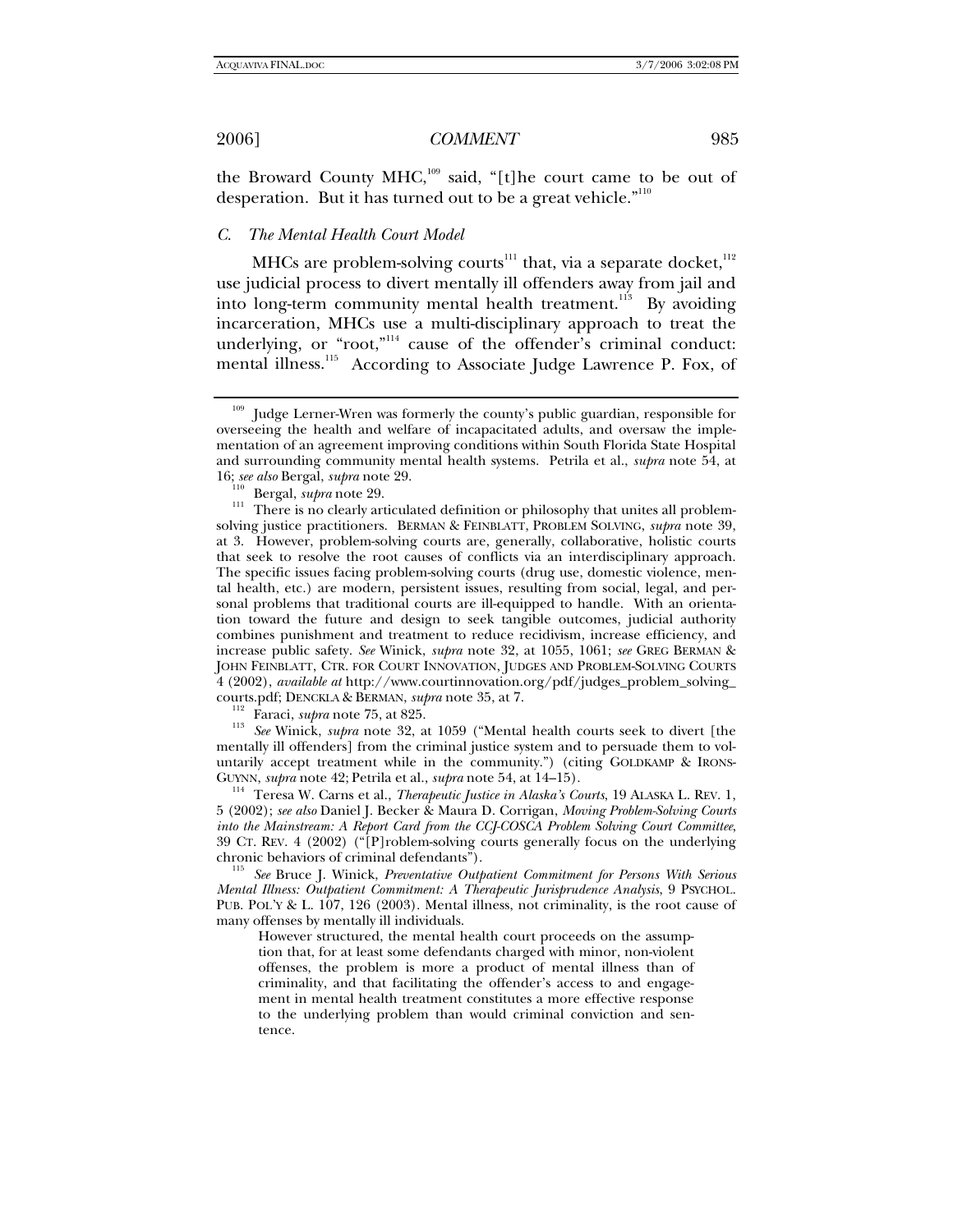the Broward County MHC,[109] said, "[t]he court came to be out of desperation. But it has turned out to be a great vehicle."[110]

### *C. The Mental Health Court Model*

MHCs are problem-solving courts[111] that, via a separate docket,[112] use judicial process to divert mentally ill offenders away from jail and into long-term community mental health treatment.[113] By avoiding incarceration, MHCs use a multi-disciplinary approach to treat the underlying, or "root,"[114] cause of the offender's criminal conduct: mental illness.[115] According to Associate Judge Lawrence P. Fox, of

---

[109] Judge Lerner-Wren was formerly the county's public guardian, responsible for overseeing the health and welfare of incapacitated adults, and oversaw the implementation of an agreement improving conditions within South Florida State Hospital and surrounding community mental health systems. Petrila et al., *supra* note 54, at 16; *see also* Bergal, *supra* note 29.

[110] Bergal, *supra* note 29.

[111] There is no clearly articulated definition or philosophy that unites all problem-solving justice practitioners. BERMAN & FEINBLATT, PROBLEM SOLVING, *supra* note 39, at 3. However, problem-solving courts are, generally, collaborative, holistic courts that seek to resolve the root causes of conflicts via an interdisciplinary approach. The specific issues facing problem-solving courts (drug use, domestic violence, mental health, etc.) are modern, persistent issues, resulting from social, legal, and personal problems that traditional courts are ill-equipped to handle. With an orientation toward the future and design to seek tangible outcomes, judicial authority combines punishment and treatment to reduce recidivism, increase efficiency, and increase public safety. *See* Winick, *supra* note 32, at 1055, 1061; *see* GREG BERMAN & JOHN FEINBLATT, CTR. FOR COURT INNOVATION, JUDGES AND PROBLEM-SOLVING COURTS 4 (2002), *available at* http://www.courtinnovation.org/pdf/judges_problem_solving_courts.pdf; DENCKLA & BERMAN, *supra* note 35, at 7.

[112] Faraci, *supra* note 75, at 825.

[113] *See* Winick, *supra* note 32, at 1059 ("Mental health courts seek to divert [the mentally ill offenders] from the criminal justice system and to persuade them to voluntarily accept treatment while in the community.") (citing GOLDKAMP & IRONS-GUYNN, *supra* note 42; Petrila et al., *supra* note 54, at 14–15).

[114] Teresa W. Carns et al., *Therapeutic Justice in Alaska's Courts*, 19 ALASKA L. REV. 1, 5 (2002); *see also* Daniel J. Becker & Maura D. Corrigan, *Moving Problem-Solving Courts into the Mainstream: A Report Card from the CCJ-COSCA Problem Solving Court Committee*, 39 CT. REV. 4 (2002) ("[P]roblem-solving courts generally focus on the underlying chronic behaviors of criminal defendants").

[115] *See* Bruce J. Winick, *Preventative Outpatient Commitment for Persons With Serious Mental Illness: Outpatient Commitment: A Therapeutic Jurisprudence Analysis*, 9 PSYCHOL. PUB. POL'Y & L. 107, 126 (2003). Mental illness, not criminality, is the root cause of many offenses by mentally ill individuals.

> However structured, the mental health court proceeds on the assumption that, for at least some defendants charged with minor, non-violent offenses, the problem is more a product of mental illness than of criminality, and that facilitating the offender's access to and engagement in mental health treatment constitutes a more effective response to the underlying problem than would criminal conviction and sentence.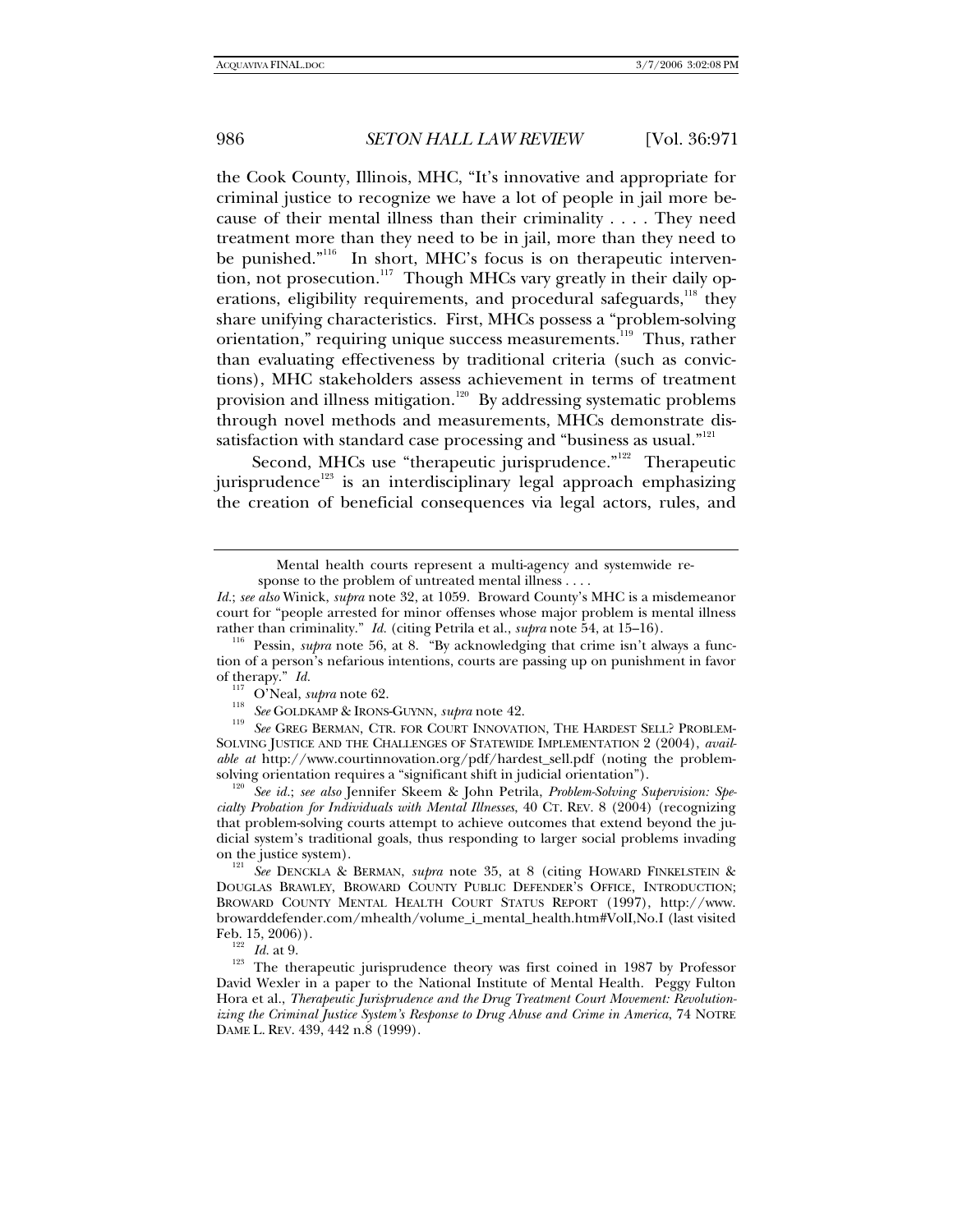the Cook County, Illinois, MHC, "It's innovative and appropriate for criminal justice to recognize we have a lot of people in jail more because of their mental illness than their criminality . . . . They need treatment more than they need to be in jail, more than they need to be punished."[116] In short, MHC's focus is on therapeutic intervention, not prosecution.[117] Though MHCs vary greatly in their daily operations, eligibility requirements, and procedural safeguards,[118] they share unifying characteristics. First, MHCs possess a "problem-solving orientation," requiring unique success measurements.[119] Thus, rather than evaluating effectiveness by traditional criteria (such as convictions), MHC stakeholders assess achievement in terms of treatment provision and illness mitigation.[120] By addressing systematic problems through novel methods and measurements, MHCs demonstrate dissatisfaction with standard case processing and "business as usual."[121]

Second, MHCs use "therapeutic jurisprudence."[122] Therapeutic jurisprudence[123] is an interdisciplinary legal approach emphasizing the creation of beneficial consequences via legal actors, rules, and

---

> Mental health courts represent a multi-agency and systemwide response to the problem of untreated mental illness . . . .

*Id.*; *see also* Winick, *supra* note 32, at 1059. Broward County's MHC is a misdemeanor court for "people arrested for minor offenses whose major problem is mental illness rather than criminality." *Id.* (citing Petrila et al., *supra* note 54, at 15–16).

[116] Pessin, *supra* note 56, at 8. "By acknowledging that crime isn't always a function of a person's nefarious intentions, courts are passing up on punishment in favor of therapy." *Id.*

[117] O'Neal, *supra* note 62.

[118] *See* GOLDKAMP & IRONS-GUYNN, *supra* note 42.

[119] *See* GREG BERMAN, CTR. FOR COURT INNOVATION, THE HARDEST SELL? PROBLEM-SOLVING JUSTICE AND THE CHALLENGES OF STATEWIDE IMPLEMENTATION 2 (2004), *available at* http://www.courtinnovation.org/pdf/hardest_sell.pdf (noting the problem-solving orientation requires a "significant shift in judicial orientation").

[120] *See id.*; *see also* Jennifer Skeem & John Petrila, *Problem-Solving Supervision: Specialty Probation for Individuals with Mental Illnesses*, 40 CT. REV. 8 (2004) (recognizing that problem-solving courts attempt to achieve outcomes that extend beyond the judicial system's traditional goals, thus responding to larger social problems invading on the justice system).

[121] *See* DENCKLA & BERMAN, *supra* note 35, at 8 (citing HOWARD FINKELSTEIN & DOUGLAS BRAWLEY, BROWARD COUNTY PUBLIC DEFENDER'S OFFICE, INTRODUCTION; BROWARD COUNTY MENTAL HEALTH COURT STATUS REPORT (1997), http://www.browarddefender.com/mhealth/volume_i_mental_health.htm#VolI,No.I (last visited Feb. 15, 2006)).

[122] *Id.* at 9.

[123] The therapeutic jurisprudence theory was first coined in 1987 by Professor David Wexler in a paper to the National Institute of Mental Health. Peggy Fulton Hora et al., *Therapeutic Jurisprudence and the Drug Treatment Court Movement: Revolutionizing the Criminal Justice System's Response to Drug Abuse and Crime in America*, 74 NOTRE DAME L. REV. 439, 442 n.8 (1999).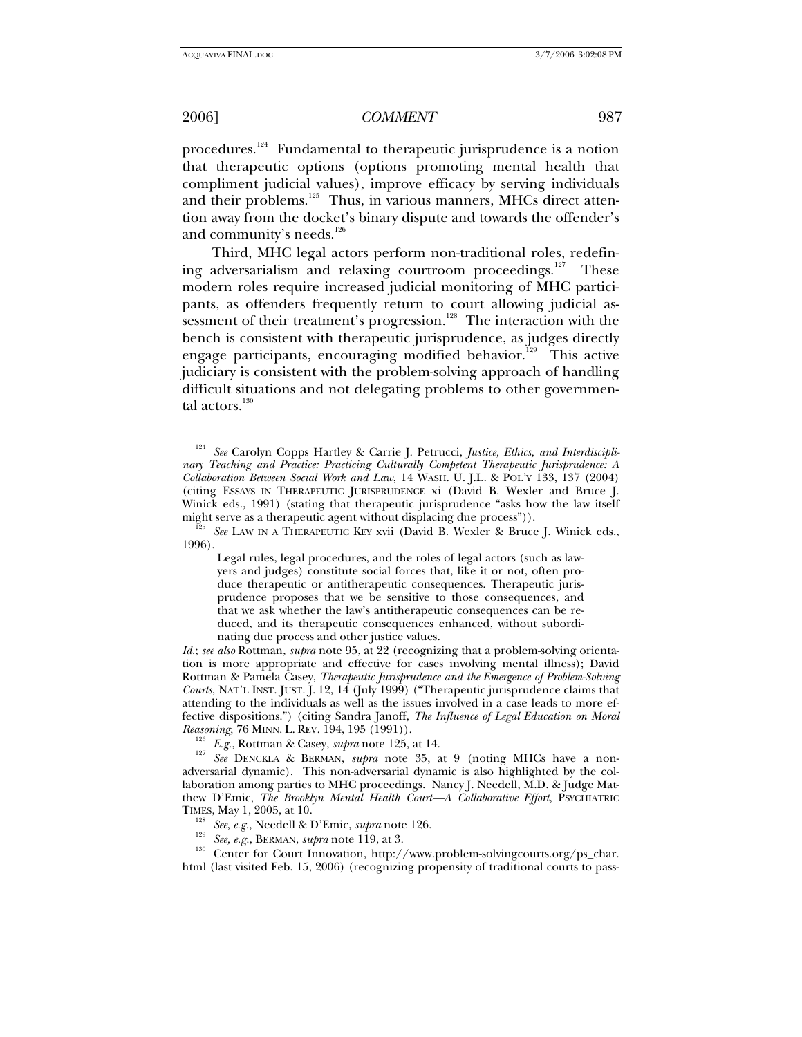procedures.[124] Fundamental to therapeutic jurisprudence is a notion that therapeutic options (options promoting mental health that compliment judicial values), improve efficacy by serving individuals and their problems.[125] Thus, in various manners, MHCs direct attention away from the docket's binary dispute and towards the offender's and community's needs.[126]

Third, MHC legal actors perform non-traditional roles, redefining adversarialism and relaxing courtroom proceedings.[127] These modern roles require increased judicial monitoring of MHC participants, as offenders frequently return to court allowing judicial assessment of their treatment's progression.[128] The interaction with the bench is consistent with therapeutic jurisprudence, as judges directly engage participants, encouraging modified behavior.[129] This active judiciary is consistent with the problem-solving approach of handling difficult situations and not delegating problems to other governmental actors.[130]

---

[124] *See* Carolyn Copps Hartley & Carrie J. Petrucci, *Justice, Ethics, and Interdisciplinary Teaching and Practice: Practicing Culturally Competent Therapeutic Jurisprudence: A Collaboration Between Social Work and Law*, 14 WASH. U. J.L. & POL'Y 133, 137 (2004) (citing ESSAYS IN THERAPEUTIC JURISPRUDENCE xi (David B. Wexler and Bruce J. Winick eds., 1991) (stating that therapeutic jurisprudence "asks how the law itself might serve as a therapeutic agent without displacing due process")).

[125] *See* LAW IN A THERAPEUTIC KEY xvii (David B. Wexler & Bruce J. Winick eds., 1996).

> Legal rules, legal procedures, and the roles of legal actors (such as lawyers and judges) constitute social forces that, like it or not, often produce therapeutic or antitherapeutic consequences. Therapeutic jurisprudence proposes that we be sensitive to those consequences, and that we ask whether the law's antitherapeutic consequences can be reduced, and its therapeutic consequences enhanced, without subordinating due process and other justice values.

*Id.*; *see also* Rottman, *supra* note 95, at 22 (recognizing that a problem-solving orientation is more appropriate and effective for cases involving mental illness); David Rottman & Pamela Casey, *Therapeutic Jurisprudence and the Emergence of Problem-Solving Courts*, NAT'L INST. JUST. J. 12, 14 (July 1999) ("Therapeutic jurisprudence claims that attending to the individuals as well as the issues involved in a case leads to more effective dispositions.") (citing Sandra Janoff, *The Influence of Legal Education on Moral Reasoning*, 76 MINN. L. REV. 194, 195 (1991)).

[126] *E.g.*, Rottman & Casey, *supra* note 125, at 14.

[127] *See* DENCKLA & BERMAN, *supra* note 35, at 9 (noting MHCs have a non-adversarial dynamic). This non-adversarial dynamic is also highlighted by the collaboration among parties to MHC proceedings. Nancy J. Needell, M.D. & Judge Matthew D'Emic, *The Brooklyn Mental Health Court—A Collaborative Effort*, PSYCHIATRIC TIMES, May 1, 2005, at 10.

[128] *See, e.g.*, Needell & D'Emic, *supra* note 126.

[129] *See, e.g.*, BERMAN, *supra* note 119, at 3.

[130] Center for Court Innovation, http://www.problem-solvingcourts.org/ps_char.html (last visited Feb. 15, 2006) (recognizing propensity of traditional courts to pass-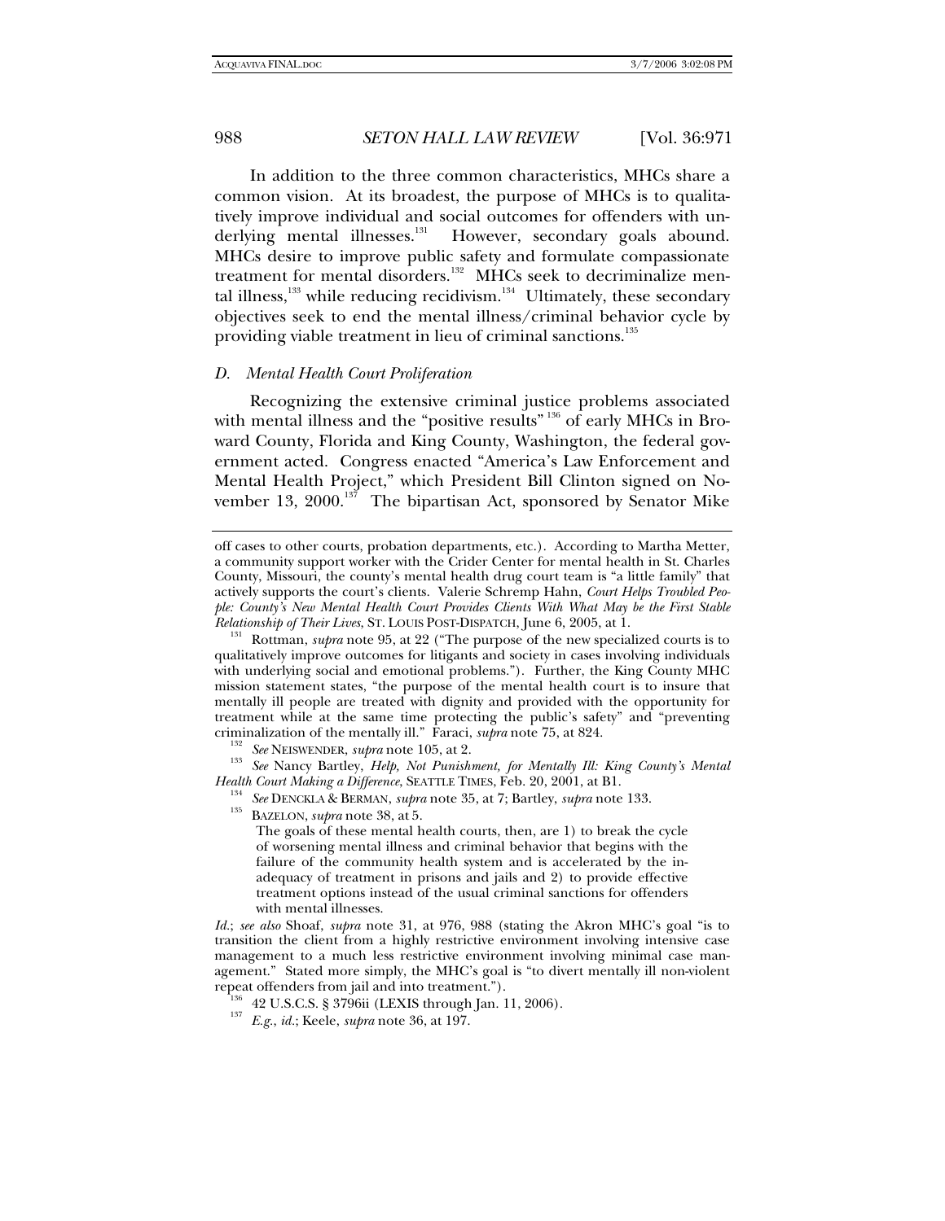In addition to the three common characteristics, MHCs share a common vision. At its broadest, the purpose of MHCs is to qualitatively improve individual and social outcomes for offenders with underlying mental illnesses.[131] However, secondary goals abound. MHCs desire to improve public safety and formulate compassionate treatment for mental disorders.[132] MHCs seek to decriminalize mental illness,[133] while reducing recidivism.[134] Ultimately, these secondary objectives seek to end the mental illness/criminal behavior cycle by providing viable treatment in lieu of criminal sanctions.[135]

### *D. Mental Health Court Proliferation*

Recognizing the extensive criminal justice problems associated with mental illness and the "positive results"[136] of early MHCs in Broward County, Florida and King County, Washington, the federal government acted. Congress enacted "America's Law Enforcement and Mental Health Project," which President Bill Clinton signed on November 13, 2000.[137] The bipartisan Act, sponsored by Senator Mike

---

off cases to other courts, probation departments, etc.). According to Martha Metter, a community support worker with the Crider Center for mental health in St. Charles County, Missouri, the county's mental health drug court team is "a little family" that actively supports the court's clients. Valerie Schremp Hahn, *Court Helps Troubled People: County's New Mental Health Court Provides Clients With What May be the First Stable Relationship of Their Lives*, ST. LOUIS POST-DISPATCH, June 6, 2005, at 1.

[131] Rottman, *supra* note 95, at 22 ("The purpose of the new specialized courts is to qualitatively improve outcomes for litigants and society in cases involving individuals with underlying social and emotional problems."). Further, the King County MHC mission statement states, "the purpose of the mental health court is to insure that mentally ill people are treated with dignity and provided with the opportunity for treatment while at the same time protecting the public's safety" and "preventing criminalization of the mentally ill." Faraci, *supra* note 75, at 824.

[132] *See* NEISWENDER, *supra* note 105, at 2.

[133] *See* Nancy Bartley, *Help, Not Punishment, for Mentally Ill: King County's Mental Health Court Making a Difference*, SEATTLE TIMES, Feb. 20, 2001, at B1.

[134] *See* DENCKLA & BERMAN, *supra* note 35, at 7; Bartley, *supra* note 133.

[135] BAZELON, *supra* note 38, at 5.

> The goals of these mental health courts, then, are 1) to break the cycle of worsening mental illness and criminal behavior that begins with the failure of the community health system and is accelerated by the inadequacy of treatment in prisons and jails and 2) to provide effective treatment options instead of the usual criminal sanctions for offenders with mental illnesses.

*Id.*; *see also* Shoaf, *supra* note 31, at 976, 988 (stating the Akron MHC's goal "is to transition the client from a highly restrictive environment involving intensive case management to a much less restrictive environment involving minimal case management." Stated more simply, the MHC's goal is "to divert mentally ill non-violent repeat offenders from jail and into treatment.").

[136] 42 U.S.C.S. § 3796ii (LEXIS through Jan. 11, 2006).

[137] *E.g.*, *id.*; Keele, *supra* note 36, at 197.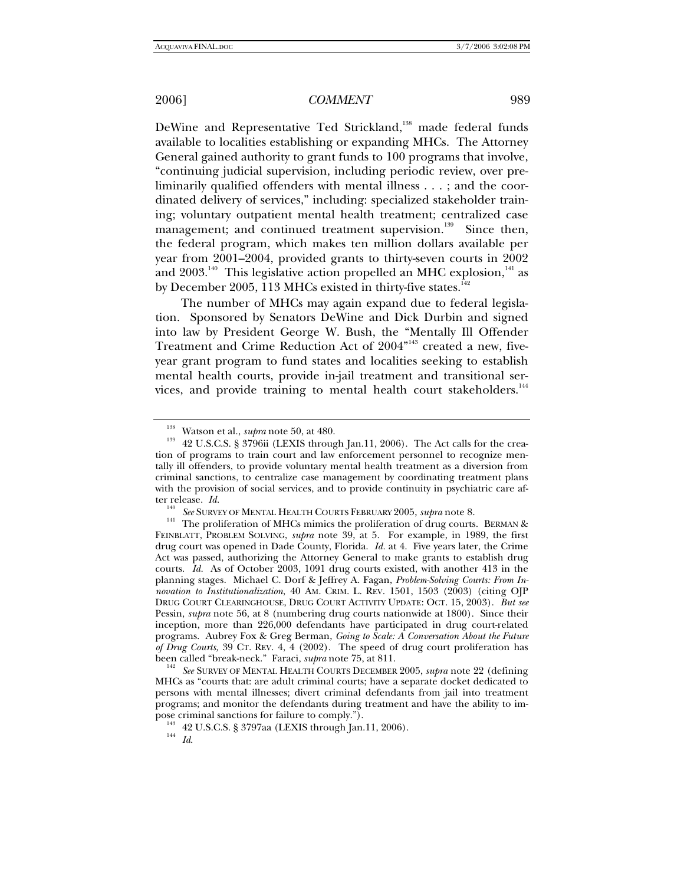DeWine and Representative Ted Strickland,[138] made federal funds available to localities establishing or expanding MHCs. The Attorney General gained authority to grant funds to 100 programs that involve, "continuing judicial supervision, including periodic review, over preliminarily qualified offenders with mental illness . . . ; and the coordinated delivery of services," including: specialized stakeholder training; voluntary outpatient mental health treatment; centralized case management; and continued treatment supervision.[139] Since then, the federal program, which makes ten million dollars available per year from 2001–2004, provided grants to thirty-seven courts in 2002 and 2003.[140] This legislative action propelled an MHC explosion,[141] as by December 2005, 113 MHCs existed in thirty-five states.[142]

The number of MHCs may again expand due to federal legislation. Sponsored by Senators DeWine and Dick Durbin and signed into law by President George W. Bush, the "Mentally Ill Offender Treatment and Crime Reduction Act of 2004"[143] created a new, five-year grant program to fund states and localities seeking to establish mental health courts, provide in-jail treatment and transitional services, and provide training to mental health court stakeholders.[144]

---

[138] Watson et al., *supra* note 50, at 480.

[139] 42 U.S.C.S. § 3796ii (LEXIS through Jan.11, 2006). The Act calls for the creation of programs to train court and law enforcement personnel to recognize mentally ill offenders, to provide voluntary mental health treatment as a diversion from criminal sanctions, to centralize case management by coordinating treatment plans with the provision of social services, and to provide continuity in psychiatric care after release. *Id.*

[140] *See* SURVEY OF MENTAL HEALTH COURTS FEBRUARY 2005, *supra* note 8.

[141] The proliferation of MHCs mimics the proliferation of drug courts. BERMAN & FEINBLATT, PROBLEM SOLVING, *supra* note 39, at 5. For example, in 1989, the first drug court was opened in Dade County, Florida. *Id.* at 4. Five years later, the Crime Act was passed, authorizing the Attorney General to make grants to establish drug courts. *Id.* As of October 2003, 1091 drug courts existed, with another 413 in the planning stages. Michael C. Dorf & Jeffrey A. Fagan, *Problem-Solving Courts: From Innovation to Institutionalization*, 40 AM. CRIM. L. REV. 1501, 1503 (2003) (citing OJP DRUG COURT CLEARINGHOUSE, DRUG COURT ACTIVITY UPDATE: OCT. 15, 2003). *But see* Pessin, *supra* note 56, at 8 (numbering drug courts nationwide at 1800). Since their inception, more than 226,000 defendants have participated in drug court-related programs. Aubrey Fox & Greg Berman, *Going to Scale: A Conversation About the Future of Drug Courts,* 39 CT. REV. 4, 4 (2002). The speed of drug court proliferation has been called "break-neck." Faraci, *supra* note 75, at 811.

[142] *See* SURVEY OF MENTAL HEALTH COURTS DECEMBER 2005, *supra* note 22 (defining MHCs as "courts that: are adult criminal courts; have a separate docket dedicated to persons with mental illnesses; divert criminal defendants from jail into treatment programs; and monitor the defendants during treatment and have the ability to impose criminal sanctions for failure to comply.").

[143] 42 U.S.C.S. § 3797aa (LEXIS through Jan.11, 2006).

[144] *Id.*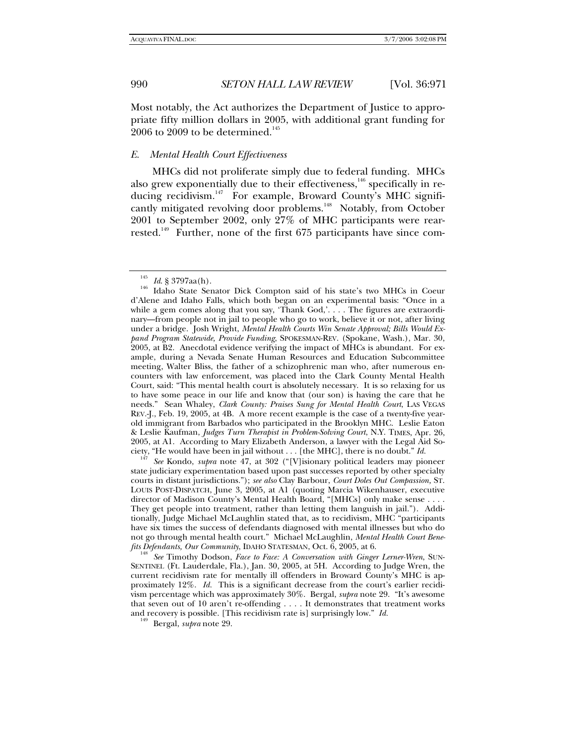Most notably, the Act authorizes the Department of Justice to appropriate fifty million dollars in 2005, with additional grant funding for 2006 to 2009 to be determined.[145]

### *E. Mental Health Court Effectiveness*

MHCs did not proliferate simply due to federal funding. MHCs also grew exponentially due to their effectiveness,[146] specifically in reducing recidivism.[147] For example, Broward County's MHC significantly mitigated revolving door problems.[148] Notably, from October 2001 to September 2002, only 27% of MHC participants were rearrested.[149] Further, none of the first 675 participants have since com-

---

[145] *Id.* § 3797aa(h).

[146] Idaho State Senator Dick Compton said of his state's two MHCs in Coeur d'Alene and Idaho Falls, which both began on an experimental basis: "Once in a while a gem comes along that you say, 'Thank God,'. . . . The figures are extraordinary—from people not in jail to people who go to work, believe it or not, after living under a bridge. Josh Wright, *Mental Health Courts Win Senate Approval; Bills Would Expand Program Statewide, Provide Funding*, SPOKESMAN-REV. (Spokane, Wash.), Mar. 30, 2005, at B2. Anecdotal evidence verifying the impact of MHCs is abundant. For example, during a Nevada Senate Human Resources and Education Subcommittee meeting, Walter Bliss, the father of a schizophrenic man who, after numerous encounters with law enforcement, was placed into the Clark County Mental Health Court, said: "This mental health court is absolutely necessary. It is so relaxing for us to have some peace in our life and know that (our son) is having the care that he needs." Sean Whaley, *Clark County: Praises Sung for Mental Health Court*, LAS VEGAS REV.-J., Feb. 19, 2005, at 4B. A more recent example is the case of a twenty-five year-old immigrant from Barbados who participated in the Brooklyn MHC. Leslie Eaton & Leslie Kaufman, *Judges Turn Therapist in Problem-Solving Court*, N.Y. TIMES, Apr. 26, 2005, at A1. According to Mary Elizabeth Anderson, a lawyer with the Legal Aid Society, "He would have been in jail without . . . [the MHC], there is no doubt." *Id.*

[147] *See* Kondo, *supra* note 47, at 302 ("[V]isionary political leaders may pioneer state judiciary experimentation based upon past successes reported by other specialty courts in distant jurisdictions."); *see also* Clay Barbour, *Court Doles Out Compassion,* ST. LOUIS POST-DISPATCH, June 3, 2005, at A1 (quoting Marcia Wikenhauser, executive director of Madison County's Mental Health Board, "[MHCs] only make sense . . . . They get people into treatment, rather than letting them languish in jail."). Additionally, Judge Michael McLaughlin stated that, as to recidivism, MHC "participants have six times the success of defendants diagnosed with mental illnesses but who do not go through mental health court." Michael McLaughlin, *Mental Health Court Benefits Defendants, Our Community*, IDAHO STATESMAN, Oct. 6, 2005, at 6.

[148] *See* Timothy Dodson, *Face to Face: A Conversation with Ginger Lerner-Wren*, SUN-SENTINEL (Ft. Lauderdale, Fla.), Jan. 30, 2005, at 5H. According to Judge Wren, the current recidivism rate for mentally ill offenders in Broward County's MHC is approximately 12%. *Id.* This is a significant decrease from the court's earlier recidivism percentage which was approximately 30%. Bergal, *supra* note 29. "It's awesome that seven out of 10 aren't re-offending . . . . It demonstrates that treatment works and recovery is possible. [This recidivism rate is] surprisingly low." *Id.*

[149] Bergal, *supra* note 29.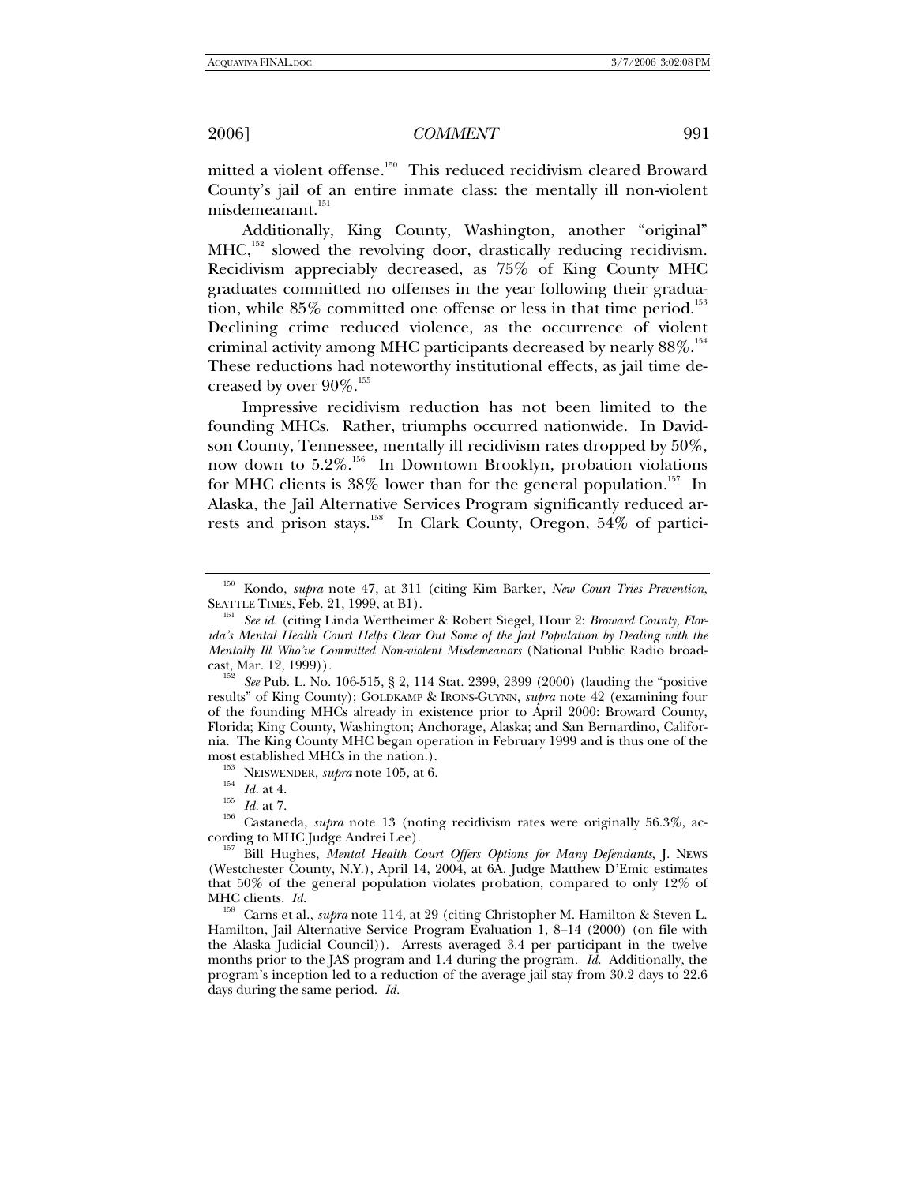mitted a violent offense.[150] This reduced recidivism cleared Broward County's jail of an entire inmate class: the mentally ill non-violent misdemeanant.[151]

Additionally, King County, Washington, another "original" MHC,[152] slowed the revolving door, drastically reducing recidivism. Recidivism appreciably decreased, as 75% of King County MHC graduates committed no offenses in the year following their graduation, while 85% committed one offense or less in that time period.[153] Declining crime reduced violence, as the occurrence of violent criminal activity among MHC participants decreased by nearly 88%.[154] These reductions had noteworthy institutional effects, as jail time decreased by over 90%.[155]

Impressive recidivism reduction has not been limited to the founding MHCs. Rather, triumphs occurred nationwide. In Davidson County, Tennessee, mentally ill recidivism rates dropped by 50%, now down to 5.2%.[156] In Downtown Brooklyn, probation violations for MHC clients is 38% lower than for the general population.[157] In Alaska, the Jail Alternative Services Program significantly reduced arrests and prison stays.[158] In Clark County, Oregon, 54% of partici-

---

[150] Kondo, *supra* note 47, at 311 (citing Kim Barker, *New Court Tries Prevention*, SEATTLE TIMES, Feb. 21, 1999, at B1).

[151] *See id.* (citing Linda Wertheimer & Robert Siegel, Hour 2: *Broward County, Florida's Mental Health Court Helps Clear Out Some of the Jail Population by Dealing with the Mentally Ill Who've Committed Non-violent Misdemeanors* (National Public Radio broadcast, Mar. 12, 1999)).

[152] *See* Pub. L. No. 106-515, § 2, 114 Stat. 2399, 2399 (2000) (lauding the "positive results" of King County); GOLDKAMP & IRONS-GUYNN, *supra* note 42 (examining four of the founding MHCs already in existence prior to April 2000: Broward County, Florida; King County, Washington; Anchorage, Alaska; and San Bernardino, California. The King County MHC began operation in February 1999 and is thus one of the most established MHCs in the nation.).

[153] NEISWENDER, *supra* note 105, at 6.

[154] *Id.* at 4.

[155] *Id.* at 7.

[156] Castaneda, *supra* note 13 (noting recidivism rates were originally 56.3%, according to MHC Judge Andrei Lee).

[157] Bill Hughes, *Mental Health Court Offers Options for Many Defendants*, J. NEWS (Westchester County, N.Y.), April 14, 2004, at 6A. Judge Matthew D'Emic estimates that 50% of the general population violates probation, compared to only 12% of MHC clients. *Id.*

[158] Carns et al., *supra* note 114, at 29 (citing Christopher M. Hamilton & Steven L. Hamilton, Jail Alternative Service Program Evaluation 1, 8–14 (2000) (on file with the Alaska Judicial Council)). Arrests averaged 3.4 per participant in the twelve months prior to the JAS program and 1.4 during the program. *Id.* Additionally, the program's inception led to a reduction of the average jail stay from 30.2 days to 22.6 days during the same period. *Id.*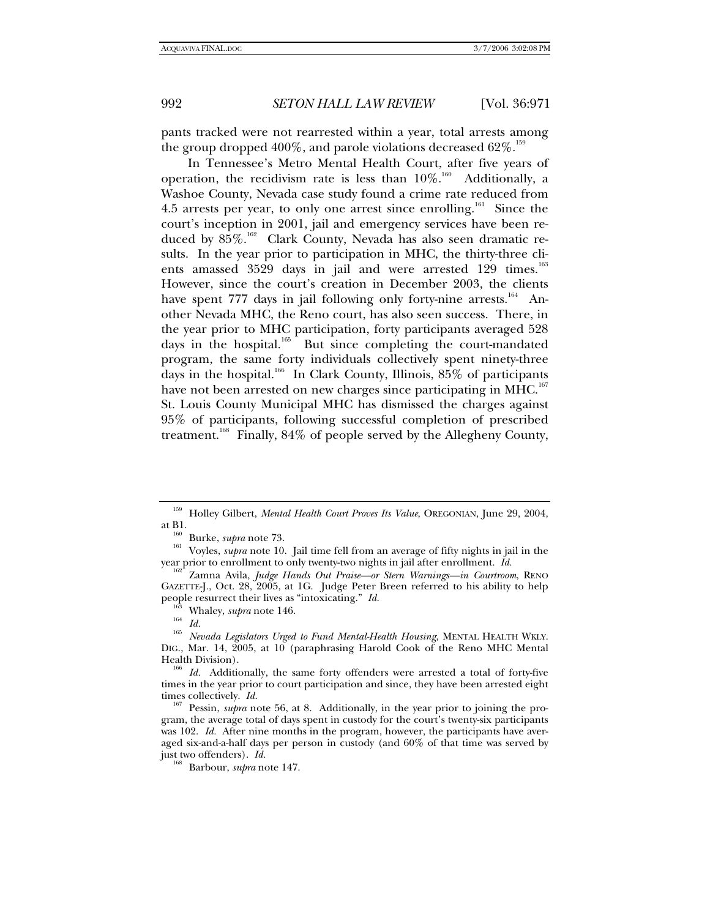pants tracked were not rearrested within a year, total arrests among the group dropped 400%, and parole violations decreased 62%.[159]

In Tennessee's Metro Mental Health Court, after five years of operation, the recidivism rate is less than 10%.[160] Additionally, a Washoe County, Nevada case study found a crime rate reduced from 4.5 arrests per year, to only one arrest since enrolling.[161] Since the court's inception in 2001, jail and emergency services have been reduced by 85%.[162] Clark County, Nevada has also seen dramatic results. In the year prior to participation in MHC, the thirty-three clients amassed 3529 days in jail and were arrested 129 times.[163] However, since the court's creation in December 2003, the clients have spent 777 days in jail following only forty-nine arrests.[164] Another Nevada MHC, the Reno court, has also seen success. There, in the year prior to MHC participation, forty participants averaged 528 days in the hospital.[165] But since completing the court-mandated program, the same forty individuals collectively spent ninety-three days in the hospital.[166] In Clark County, Illinois, 85% of participants have not been arrested on new charges since participating in MHC.[167] St. Louis County Municipal MHC has dismissed the charges against 95% of participants, following successful completion of prescribed treatment.[168] Finally, 84% of people served by the Allegheny County,

---

[159] Holley Gilbert, *Mental Health Court Proves Its Value*, OREGONIAN, June 29, 2004, at B1.

[160] Burke, *supra* note 73.

[161] Voyles, *supra* note 10. Jail time fell from an average of fifty nights in jail in the year prior to enrollment to only twenty-two nights in jail after enrollment. *Id.*

[162] Zamna Avila, *Judge Hands Out Praise—or Stern Warnings—in Courtroom*, RENO GAZETTE-J., Oct. 28, 2005, at 1G. Judge Peter Breen referred to his ability to help people resurrect their lives as "intoxicating." *Id.*

[163] Whaley, *supra* note 146.

[164] *Id.*

[165] *Nevada Legislators Urged to Fund Mental-Health Housing*, MENTAL HEALTH WKLY. DIG., Mar. 14, 2005, at 10 (paraphrasing Harold Cook of the Reno MHC Mental Health Division).

[166] *Id.* Additionally, the same forty offenders were arrested a total of forty-five times in the year prior to court participation and since, they have been arrested eight times collectively. *Id.*

[167] Pessin, *supra* note 56, at 8. Additionally, in the year prior to joining the program, the average total of days spent in custody for the court's twenty-six participants was 102. *Id.* After nine months in the program, however, the participants have averaged six-and-a-half days per person in custody (and 60% of that time was served by just two offenders). *Id.*

[168] Barbour, *supra* note 147.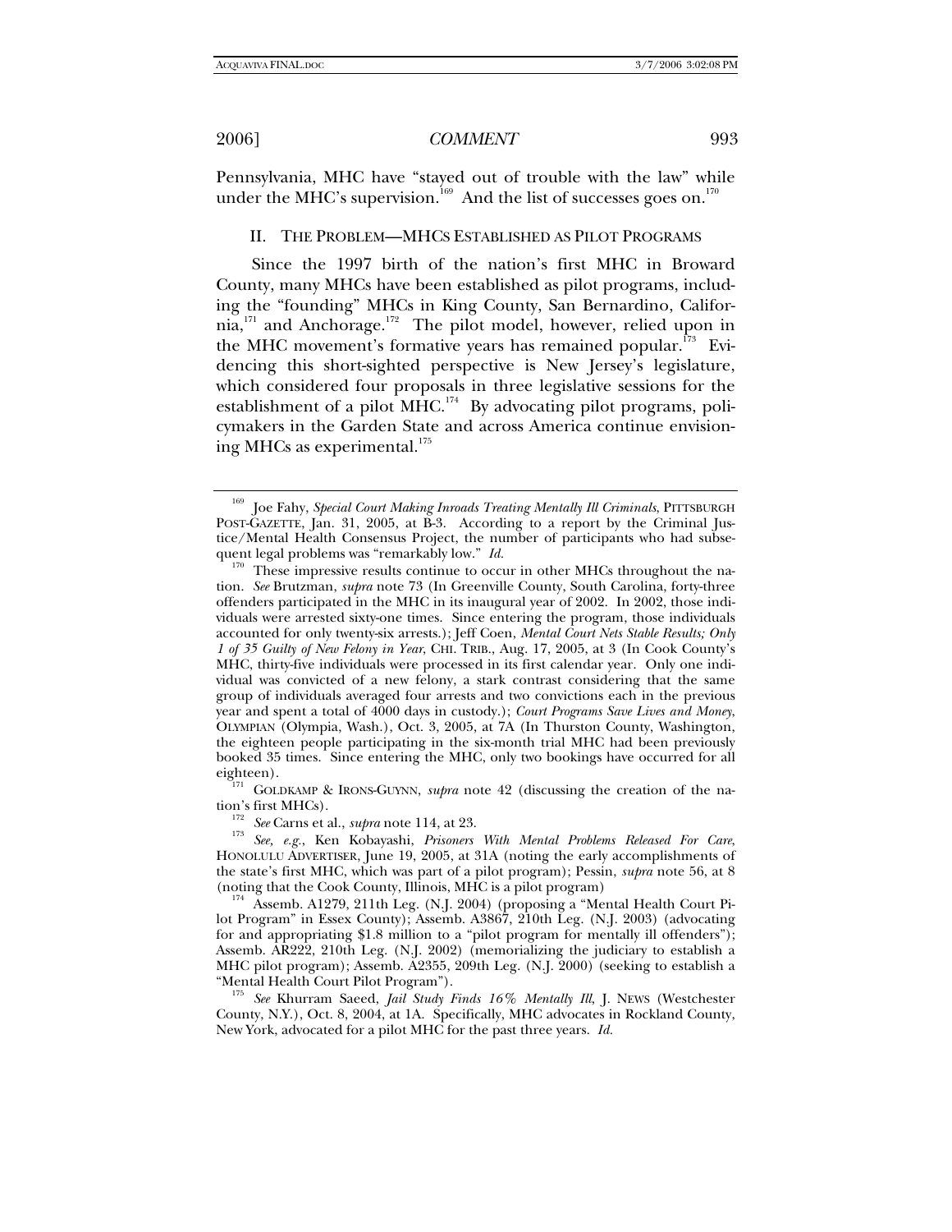Pennsylvania, MHC have "stayed out of trouble with the law" while under the MHC's supervision.[169] And the list of successes goes on.[170]

## II. THE PROBLEM—MHCS ESTABLISHED AS PILOT PROGRAMS

Since the 1997 birth of the nation's first MHC in Broward County, many MHCs have been established as pilot programs, including the "founding" MHCs in King County, San Bernardino, California,[171] and Anchorage.[172] The pilot model, however, relied upon in the MHC movement's formative years has remained popular.[173] Evidencing this short-sighted perspective is New Jersey's legislature, which considered four proposals in three legislative sessions for the establishment of a pilot MHC.[174] By advocating pilot programs, policymakers in the Garden State and across America continue envisioning MHCs as experimental.[175]

---

[169] Joe Fahy, *Special Court Making Inroads Treating Mentally Ill Criminals*, PITTSBURGH POST-GAZETTE, Jan. 31, 2005, at B-3. According to a report by the Criminal Justice/Mental Health Consensus Project, the number of participants who had subsequent legal problems was "remarkably low." *Id.*

[170] These impressive results continue to occur in other MHCs throughout the nation. *See* Brutzman, *supra* note 73 (In Greenville County, South Carolina, forty-three offenders participated in the MHC in its inaugural year of 2002. In 2002, those individuals were arrested sixty-one times. Since entering the program, those individuals accounted for only twenty-six arrests.); Jeff Coen, *Mental Court Nets Stable Results; Only 1 of 35 Guilty of New Felony in Year*, CHI. TRIB., Aug. 17, 2005, at 3 (In Cook County's MHC, thirty-five individuals were processed in its first calendar year. Only one individual was convicted of a new felony, a stark contrast considering that the same group of individuals averaged four arrests and two convictions each in the previous year and spent a total of 4000 days in custody.); *Court Programs Save Lives and Money*, OLYMPIAN (Olympia, Wash.), Oct. 3, 2005, at 7A (In Thurston County, Washington, the eighteen people participating in the six-month trial MHC had been previously booked 35 times. Since entering the MHC, only two bookings have occurred for all eighteen).

[171] GOLDKAMP & IRONS-GUYNN, *supra* note 42 (discussing the creation of the nation's first MHCs).

[172] *See* Carns et al., *supra* note 114, at 23.

[173] *See, e.g.*, Ken Kobayashi, *Prisoners With Mental Problems Released For Care*, HONOLULU ADVERTISER, June 19, 2005, at 31A (noting the early accomplishments of the state's first MHC, which was part of a pilot program); Pessin, *supra* note 56, at 8 (noting that the Cook County, Illinois, MHC is a pilot program)

[174] Assemb. A1279, 211th Leg. (N.J. 2004) (proposing a "Mental Health Court Pilot Program" in Essex County); Assemb. A3867, 210th Leg. (N.J. 2003) (advocating for and appropriating $1.8 million to a "pilot program for mentally ill offenders"); Assemb. AR222, 210th Leg. (N.J. 2002) (memorializing the judiciary to establish a MHC pilot program); Assemb. A2355, 209th Leg. (N.J. 2000) (seeking to establish a "Mental Health Court Pilot Program").

[175] *See* Khurram Saeed, *Jail Study Finds 16% Mentally Ill*, J. NEWS (Westchester County, N.Y.), Oct. 8, 2004, at 1A. Specifically, MHC advocates in Rockland County, New York, advocated for a pilot MHC for the past three years. *Id.*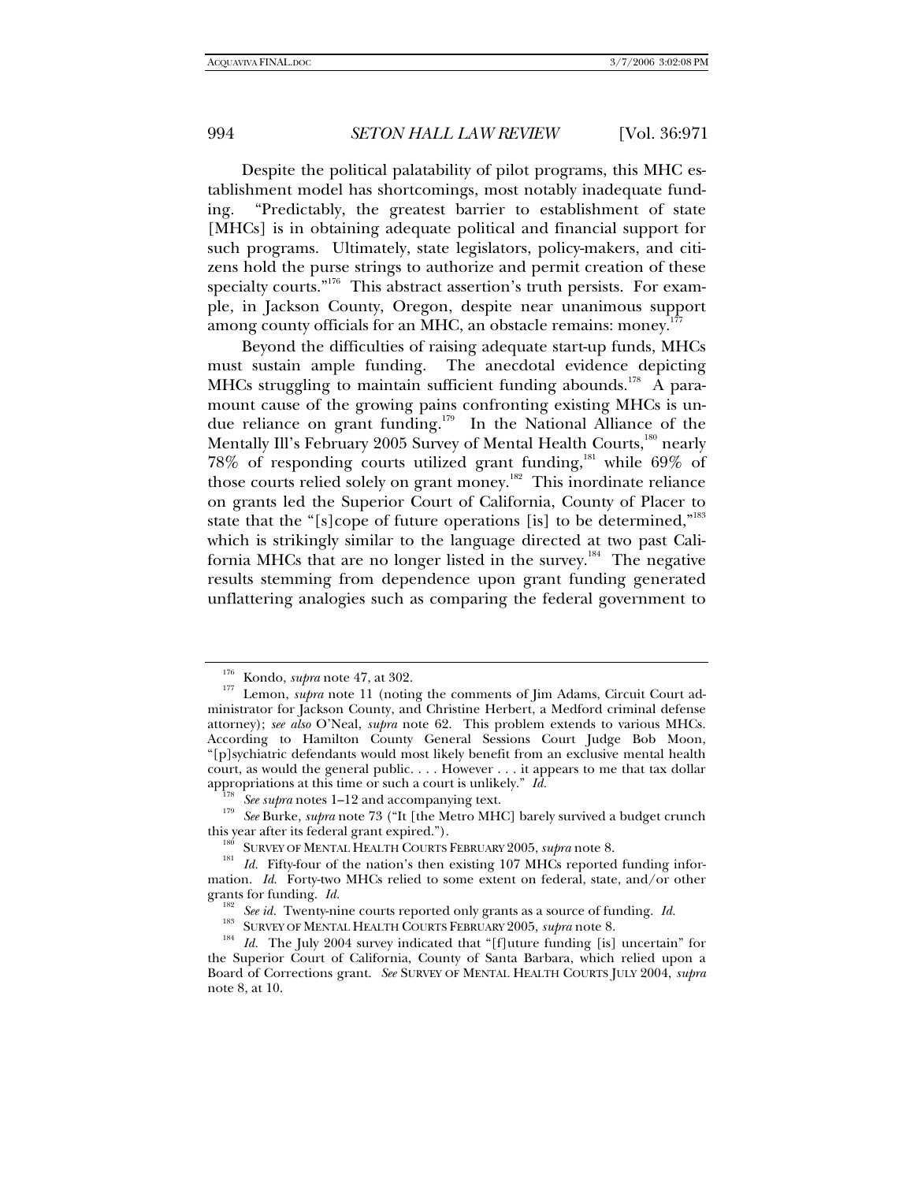Despite the political palatability of pilot programs, this MHC establishment model has shortcomings, most notably inadequate funding. "Predictably, the greatest barrier to establishment of state [MHCs] is in obtaining adequate political and financial support for such programs. Ultimately, state legislators, policy-makers, and citizens hold the purse strings to authorize and permit creation of these specialty courts."[176] This abstract assertion's truth persists. For example, in Jackson County, Oregon, despite near unanimous support among county officials for an MHC, an obstacle remains: money.[177]

Beyond the difficulties of raising adequate start-up funds, MHCs must sustain ample funding. The anecdotal evidence depicting MHCs struggling to maintain sufficient funding abounds.[178] A paramount cause of the growing pains confronting existing MHCs is undue reliance on grant funding.[179] In the National Alliance of the Mentally Ill's February 2005 Survey of Mental Health Courts,[180] nearly 78% of responding courts utilized grant funding,[181] while 69% of those courts relied solely on grant money.[182] This inordinate reliance on grants led the Superior Court of California, County of Placer to state that the "[s]cope of future operations [is] to be determined,"[183] which is strikingly similar to the language directed at two past California MHCs that are no longer listed in the survey.[184] The negative results stemming from dependence upon grant funding generated unflattering analogies such as comparing the federal government to

---

[176] Kondo, *supra* note 47, at 302.

[177] Lemon, *supra* note 11 (noting the comments of Jim Adams, Circuit Court administrator for Jackson County, and Christine Herbert, a Medford criminal defense attorney); *see also* O'Neal, *supra* note 62. This problem extends to various MHCs. According to Hamilton County General Sessions Court Judge Bob Moon, "[p]sychiatric defendants would most likely benefit from an exclusive mental health court, as would the general public. . . . However . . . it appears to me that tax dollar appropriations at this time or such a court is unlikely." *Id.*

[178] *See supra* notes 1–12 and accompanying text.

[179] *See* Burke, *supra* note 73 ("It [the Metro MHC] barely survived a budget crunch this year after its federal grant expired.").

[180] SURVEY OF MENTAL HEALTH COURTS FEBRUARY 2005, *supra* note 8.

[181] *Id.* Fifty-four of the nation's then existing 107 MHCs reported funding information. *Id.* Forty-two MHCs relied to some extent on federal, state, and/or other grants for funding. *Id.*

[182] *See id.* Twenty-nine courts reported only grants as a source of funding. *Id.*

[183] SURVEY OF MENTAL HEALTH COURTS FEBRUARY 2005, *supra* note 8.

[184] *Id.* The July 2004 survey indicated that "[f]uture funding [is] uncertain" for the Superior Court of California, County of Santa Barbara, which relied upon a Board of Corrections grant. *See* SURVEY OF MENTAL HEALTH COURTS JULY 2004, *supra* note 8, at 10.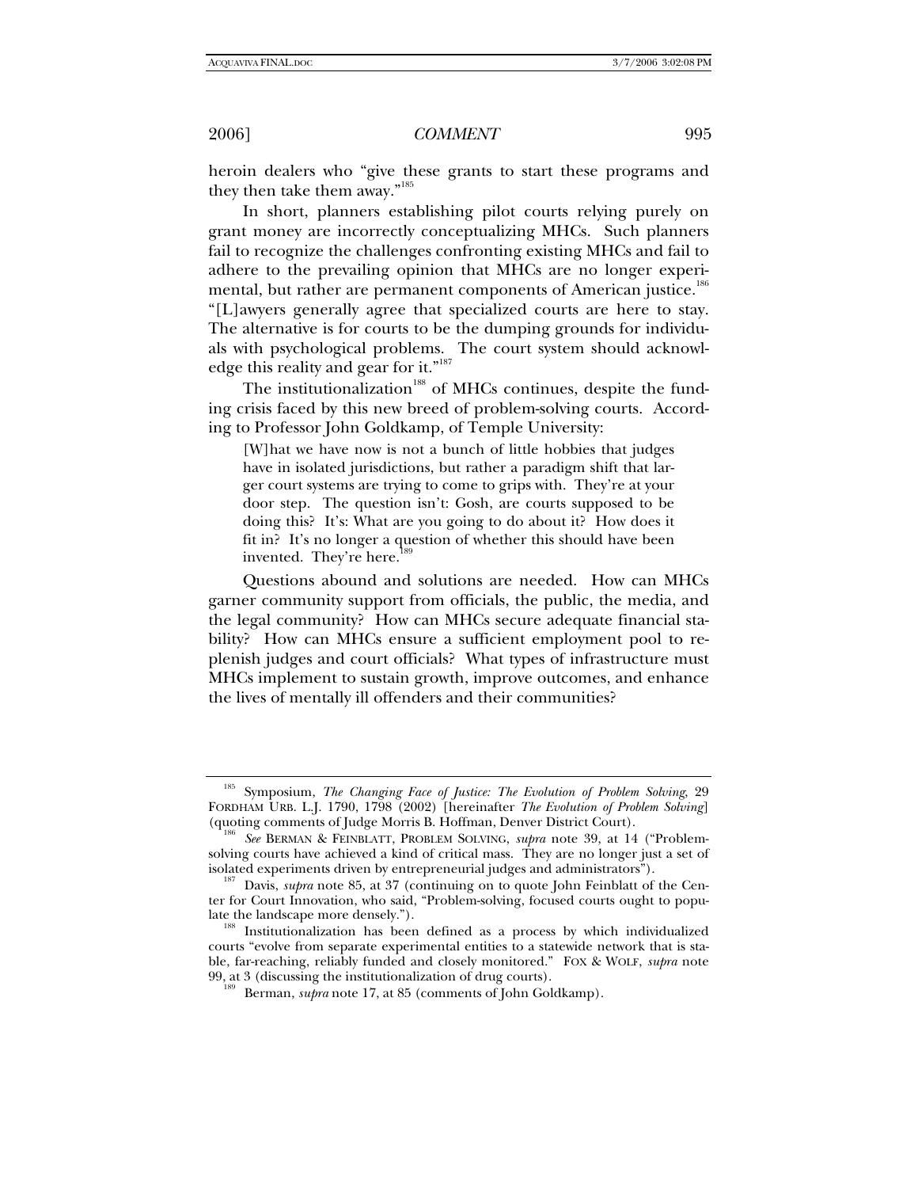heroin dealers who "give these grants to start these programs and they then take them away."[185]

In short, planners establishing pilot courts relying purely on grant money are incorrectly conceptualizing MHCs. Such planners fail to recognize the challenges confronting existing MHCs and fail to adhere to the prevailing opinion that MHCs are no longer experimental, but rather are permanent components of American justice.[186] "[L]awyers generally agree that specialized courts are here to stay. The alternative is for courts to be the dumping grounds for individuals with psychological problems. The court system should acknowledge this reality and gear for it."[187]

The institutionalization[188] of MHCs continues, despite the funding crisis faced by this new breed of problem-solving courts. According to Professor John Goldkamp, of Temple University:

> [W]hat we have now is not a bunch of little hobbies that judges have in isolated jurisdictions, but rather a paradigm shift that larger court systems are trying to come to grips with. They're at your door step. The question isn't: Gosh, are courts supposed to be doing this? It's: What are you going to do about it? How does it fit in? It's no longer a question of whether this should have been invented. They're here.[189]

Questions abound and solutions are needed. How can MHCs garner community support from officials, the public, the media, and the legal community? How can MHCs secure adequate financial stability? How can MHCs ensure a sufficient employment pool to replenish judges and court officials? What types of infrastructure must MHCs implement to sustain growth, improve outcomes, and enhance the lives of mentally ill offenders and their communities?

---

[185] Symposium, *The Changing Face of Justice: The Evolution of Problem Solving*, 29 FORDHAM URB. L.J. 1790, 1798 (2002) [hereinafter *The Evolution of Problem Solving*] (quoting comments of Judge Morris B. Hoffman, Denver District Court).

[186] *See* BERMAN & FEINBLATT, PROBLEM SOLVING, *supra* note 39, at 14 ("Problem-solving courts have achieved a kind of critical mass. They are no longer just a set of isolated experiments driven by entrepreneurial judges and administrators").

[187] Davis, *supra* note 85, at 37 (continuing on to quote John Feinblatt of the Center for Court Innovation, who said, "Problem-solving, focused courts ought to populate the landscape more densely.").

[188] Institutionalization has been defined as a process by which individualized courts "evolve from separate experimental entities to a statewide network that is stable, far-reaching, reliably funded and closely monitored." FOX & WOLF, *supra* note 99, at 3 (discussing the institutionalization of drug courts).

[189] Berman, *supra* note 17, at 85 (comments of John Goldkamp).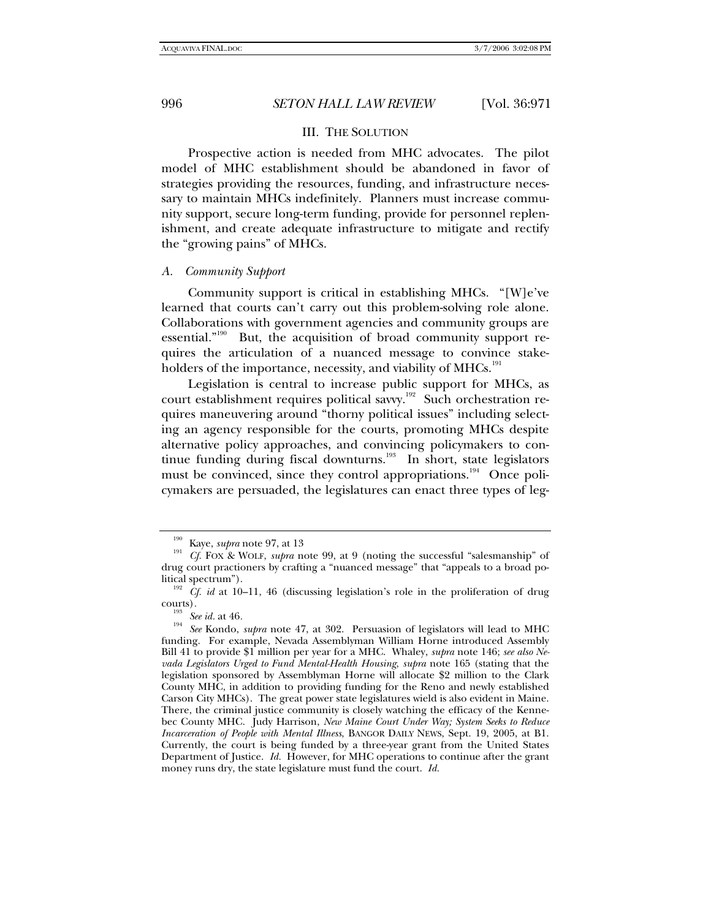## III. THE SOLUTION

Prospective action is needed from MHC advocates. The pilot model of MHC establishment should be abandoned in favor of strategies providing the resources, funding, and infrastructure necessary to maintain MHCs indefinitely. Planners must increase community support, secure long-term funding, provide for personnel replenishment, and create adequate infrastructure to mitigate and rectify the "growing pains" of MHCs.

### *A. Community Support*

Community support is critical in establishing MHCs. "[W]e've learned that courts can't carry out this problem-solving role alone. Collaborations with government agencies and community groups are essential."[190] But, the acquisition of broad community support requires the articulation of a nuanced message to convince stakeholders of the importance, necessity, and viability of MHCs.[191]

Legislation is central to increase public support for MHCs, as court establishment requires political savvy.[192] Such orchestration requires maneuvering around "thorny political issues" including selecting an agency responsible for the courts, promoting MHCs despite alternative policy approaches, and convincing policymakers to continue funding during fiscal downturns.[193] In short, state legislators must be convinced, since they control appropriations.[194] Once policymakers are persuaded, the legislatures can enact three types of leg-

---

[190] Kaye, *supra* note 97, at 13

[191] *Cf.* FOX & WOLF, *supra* note 99, at 9 (noting the successful "salesmanship" of drug court practioners by crafting a "nuanced message" that "appeals to a broad political spectrum").

[192] *Cf. id* at 10–11, 46 (discussing legislation's role in the proliferation of drug courts).

[193] *See id.* at 46.

[194] *See* Kondo, *supra* note 47, at 302. Persuasion of legislators will lead to MHC funding. For example, Nevada Assemblyman William Horne introduced Assembly Bill 41 to provide $1 million per year for a MHC. Whaley, *supra* note 146; *see also Nevada Legislators Urged to Fund Mental-Health Housing*, *supra* note 165 (stating that the legislation sponsored by Assemblyman Horne will allocate $2 million to the Clark County MHC, in addition to providing funding for the Reno and newly established Carson City MHCs). The great power state legislatures wield is also evident in Maine. There, the criminal justice community is closely watching the efficacy of the Kennebec County MHC. Judy Harrison, *New Maine Court Under Way; System Seeks to Reduce Incarceration of People with Mental Illness*, BANGOR DAILY NEWS, Sept. 19, 2005, at B1. Currently, the court is being funded by a three-year grant from the United States Department of Justice. *Id.* However, for MHC operations to continue after the grant money runs dry, the state legislature must fund the court. *Id.*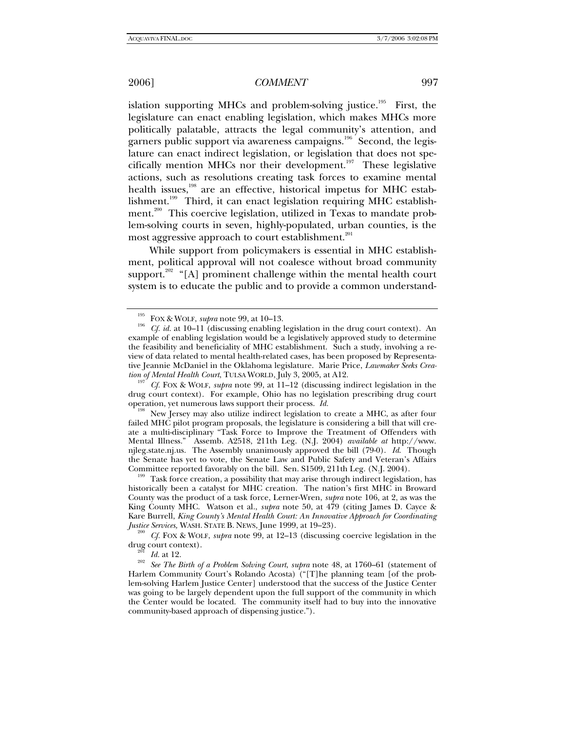islation supporting MHCs and problem-solving justice.[195] First, the legislature can enact enabling legislation, which makes MHCs more politically palatable, attracts the legal community's attention, and garners public support via awareness campaigns.[196] Second, the legislature can enact indirect legislation, or legislation that does not specifically mention MHCs nor their development.[197] These legislative actions, such as resolutions creating task forces to examine mental health issues,[198] are an effective, historical impetus for MHC establishment.[199] Third, it can enact legislation requiring MHC establishment.[200] This coercive legislation, utilized in Texas to mandate problem-solving courts in seven, highly-populated, urban counties, is the most aggressive approach to court establishment.[201]

While support from policymakers is essential in MHC establishment, political approval will not coalesce without broad community support.[202] "[A] prominent challenge within the mental health court system is to educate the public and to provide a common understand-

---

[195] FOX & WOLF, *supra* note 99, at 10–13.

[196] *Cf. id.* at 10–11 (discussing enabling legislation in the drug court context). An example of enabling legislation would be a legislatively approved study to determine the feasibility and beneficiality of MHC establishment. Such a study, involving a review of data related to mental health-related cases, has been proposed by Representative Jeannie McDaniel in the Oklahoma legislature. Marie Price, *Lawmaker Seeks Creation of Mental Health Court*, TULSA WORLD, July 3, 2005, at A12.

[197] *Cf.* FOX & WOLF, *supra* note 99, at 11–12 (discussing indirect legislation in the drug court context). For example, Ohio has no legislation prescribing drug court operation, yet numerous laws support their process. *Id.*

[198] New Jersey may also utilize indirect legislation to create a MHC, as after four failed MHC pilot program proposals, the legislature is considering a bill that will create a multi-disciplinary "Task Force to Improve the Treatment of Offenders with Mental Illness." Assemb. A2518, 211th Leg. (N.J. 2004) *available at* http://www.njleg.state.nj.us. The Assembly unanimously approved the bill (79-0). *Id.* Though the Senate has yet to vote, the Senate Law and Public Safety and Veteran's Affairs Committee reported favorably on the bill. Sen. S1509, 211th Leg. (N.J. 2004).

[199] Task force creation, a possibility that may arise through indirect legislation, has historically been a catalyst for MHC creation. The nation's first MHC in Broward County was the product of a task force, Lerner-Wren, *supra* note 106, at 2, as was the King County MHC. Watson et al., *supra* note 50, at 479 (citing James D. Cayce & Kare Burrell, *King County's Mental Health Court: An Innovative Approach for Coordinating Justice Services,* WASH. STATE B. NEWS, June 1999, at 19–23).

[200] *Cf.* FOX & WOLF, *supra* note 99, at 12–13 (discussing coercive legislation in the drug court context).

[201] *Id.* at 12.

[202] *See The Birth of a Problem Solving Court*, *supra* note 48, at 1760–61 (statement of Harlem Community Court's Rolando Acosta) ("[T]he planning team [of the problem-solving Harlem Justice Center] understood that the success of the Justice Center was going to be largely dependent upon the full support of the community in which the Center would be located. The community itself had to buy into the innovative community-based approach of dispensing justice.").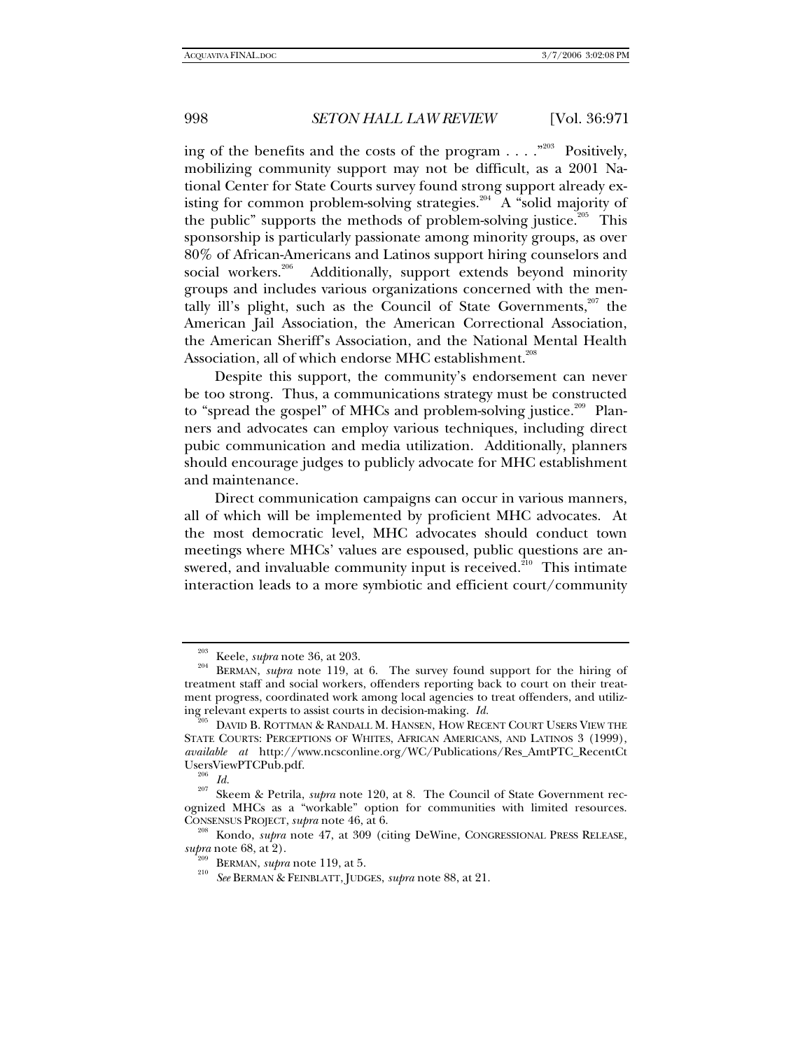ing of the benefits and the costs of the program . . . ."[203] Positively, mobilizing community support may not be difficult, as a 2001 National Center for State Courts survey found strong support already existing for common problem-solving strategies.[204] A "solid majority of the public" supports the methods of problem-solving justice.[205] This sponsorship is particularly passionate among minority groups, as over 80% of African-Americans and Latinos support hiring counselors and social workers.[206] Additionally, support extends beyond minority groups and includes various organizations concerned with the mentally ill's plight, such as the Council of State Governments,[207] the American Jail Association, the American Correctional Association, the American Sheriff's Association, and the National Mental Health Association, all of which endorse MHC establishment.[208]

Despite this support, the community's endorsement can never be too strong. Thus, a communications strategy must be constructed to "spread the gospel" of MHCs and problem-solving justice.[209] Planners and advocates can employ various techniques, including direct pubic communication and media utilization. Additionally, planners should encourage judges to publicly advocate for MHC establishment and maintenance.

Direct communication campaigns can occur in various manners, all of which will be implemented by proficient MHC advocates. At the most democratic level, MHC advocates should conduct town meetings where MHCs' values are espoused, public questions are answered, and invaluable community input is received.[210] This intimate interaction leads to a more symbiotic and efficient court/community

---

[203] Keele, *supra* note 36, at 203.

[204] BERMAN, *supra* note 119, at 6. The survey found support for the hiring of treatment staff and social workers, offenders reporting back to court on their treatment progress, coordinated work among local agencies to treat offenders, and utilizing relevant experts to assist courts in decision-making. *Id.*

[205] DAVID B. ROTTMAN & RANDALL M. HANSEN, HOW RECENT COURT USERS VIEW THE STATE COURTS: PERCEPTIONS OF WHITES, AFRICAN AMERICANS, AND LATINOS 3 (1999), *available at* http://www.ncsconline.org/WC/Publications/Res_AmtPTC_RecentCtUsersViewPTCPub.pdf.

[206] *Id.*

[207] Skeem & Petrila, *supra* note 120, at 8. The Council of State Government recognized MHCs as a "workable" option for communities with limited resources. CONSENSUS PROJECT, *supra* note 46, at 6.

[208] Kondo, *supra* note 47, at 309 (citing DeWine, CONGRESSIONAL PRESS RELEASE, *supra* note 68, at 2).

[209] BERMAN, *supra* note 119, at 5.

[210] *See* BERMAN & FEINBLATT, JUDGES, *supra* note 88, at 21.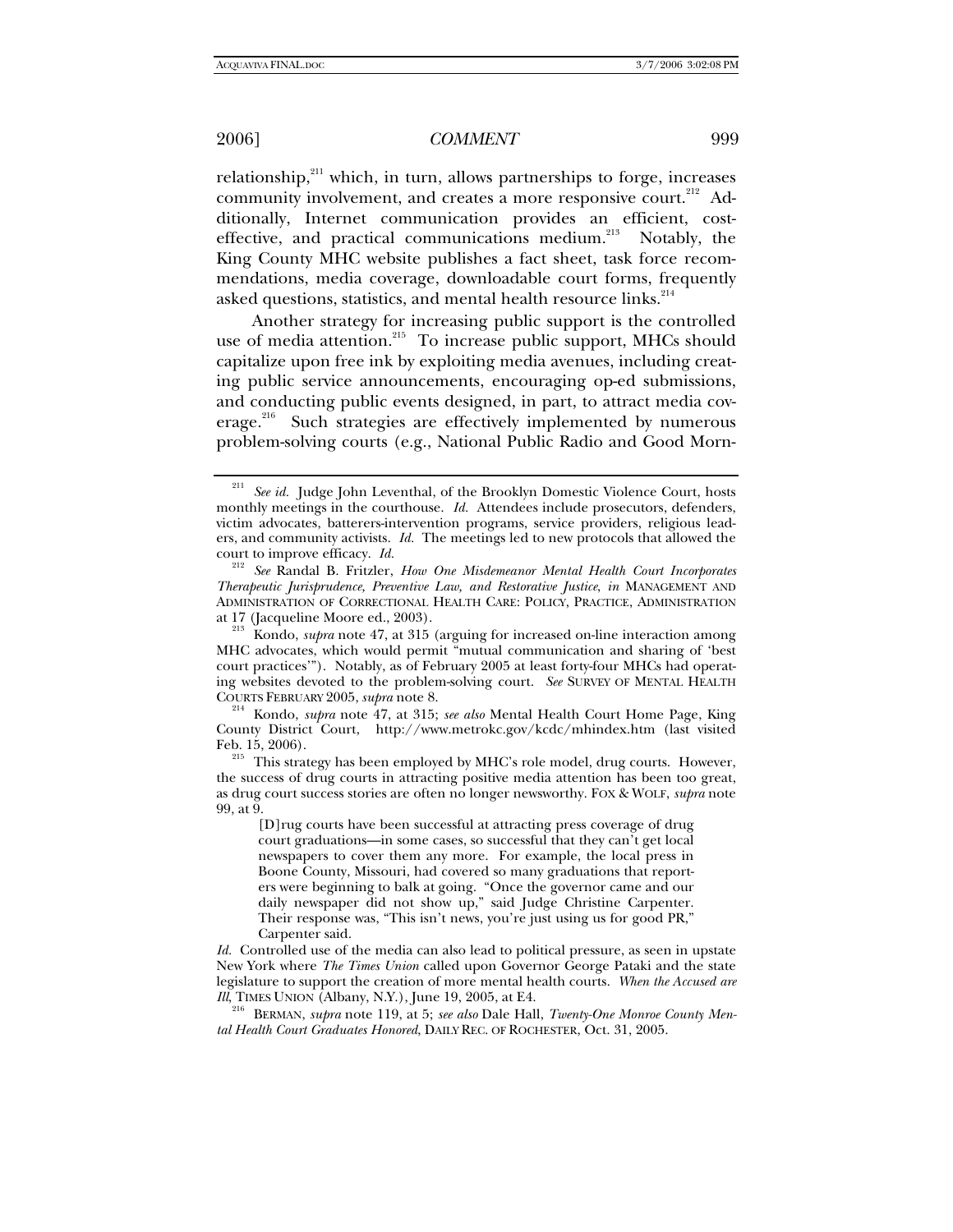relationship,[211] which, in turn, allows partnerships to forge, increases community involvement, and creates a more responsive court.[212] Additionally, Internet communication provides an efficient, cost-effective, and practical communications medium.[213] Notably, the King County MHC website publishes a fact sheet, task force recommendations, media coverage, downloadable court forms, frequently asked questions, statistics, and mental health resource links.[214]

Another strategy for increasing public support is the controlled use of media attention.[215] To increase public support, MHCs should capitalize upon free ink by exploiting media avenues, including creating public service announcements, encouraging op-ed submissions, and conducting public events designed, in part, to attract media coverage.[216] Such strategies are effectively implemented by numerous problem-solving courts (e.g., National Public Radio and Good Morn-

---

[211] *See id.* Judge John Leventhal, of the Brooklyn Domestic Violence Court, hosts monthly meetings in the courthouse. *Id.* Attendees include prosecutors, defenders, victim advocates, batterers-intervention programs, service providers, religious leaders, and community activists. *Id.* The meetings led to new protocols that allowed the court to improve efficacy. *Id.*

[212] *See* Randal B. Fritzler, *How One Misdemeanor Mental Health Court Incorporates Therapeutic Jurisprudence, Preventive Law, and Restorative Justice*, *in* MANAGEMENT AND ADMINISTRATION OF CORRECTIONAL HEALTH CARE: POLICY, PRACTICE, ADMINISTRATION at 17 (Jacqueline Moore ed., 2003).

[213] Kondo, *supra* note 47, at 315 (arguing for increased on-line interaction among MHC advocates, which would permit "mutual communication and sharing of 'best court practices'"). Notably, as of February 2005 at least forty-four MHCs had operating websites devoted to the problem-solving court. *See* SURVEY OF MENTAL HEALTH COURTS FEBRUARY 2005, *supra* note 8.

[214] Kondo, *supra* note 47, at 315; *see also* Mental Health Court Home Page, King County District Court, http://www.metrokc.gov/kcdc/mhindex.htm (last visited Feb. 15, 2006).

[215] This strategy has been employed by MHC's role model, drug courts. However, the success of drug courts in attracting positive media attention has been too great, as drug court success stories are often no longer newsworthy. FOX & WOLF, *supra* note 99, at 9.

> [D]rug courts have been successful at attracting press coverage of drug court graduations—in some cases, so successful that they can't get local newspapers to cover them any more. For example, the local press in Boone County, Missouri, had covered so many graduations that reporters were beginning to balk at going. "Once the governor came and our daily newspaper did not show up," said Judge Christine Carpenter. Their response was, "This isn't news, you're just using us for good PR," Carpenter said.

*Id.* Controlled use of the media can also lead to political pressure, as seen in upstate New York where *The Times Union* called upon Governor George Pataki and the state legislature to support the creation of more mental health courts. *When the Accused are Ill*, TIMES UNION (Albany, N.Y.), June 19, 2005, at E4.

[216] BERMAN, *supra* note 119, at 5; *see also* Dale Hall, *Twenty-One Monroe County Mental Health Court Graduates Honored*, DAILY REC. OF ROCHESTER, Oct. 31, 2005.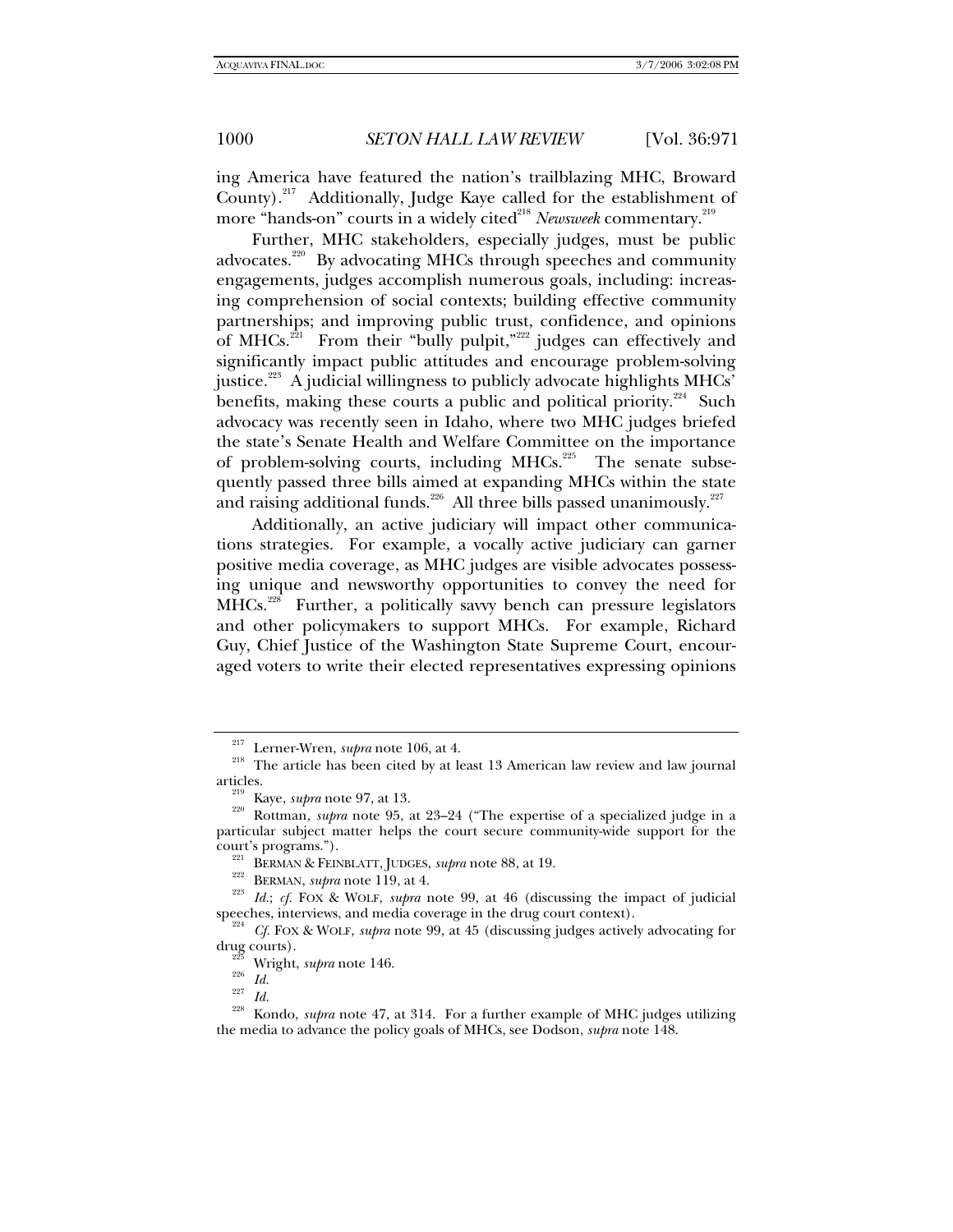ing America have featured the nation's trailblazing MHC, Broward County).[217] Additionally, Judge Kaye called for the establishment of more "hands-on" courts in a widely cited[218] *Newsweek* commentary.[219]

Further, MHC stakeholders, especially judges, must be public advocates.[220] By advocating MHCs through speeches and community engagements, judges accomplish numerous goals, including: increasing comprehension of social contexts; building effective community partnerships; and improving public trust, confidence, and opinions of MHCs.[221] From their "bully pulpit,"[222] judges can effectively and significantly impact public attitudes and encourage problem-solving justice.[223] A judicial willingness to publicly advocate highlights MHCs' benefits, making these courts a public and political priority.[224] Such advocacy was recently seen in Idaho, where two MHC judges briefed the state's Senate Health and Welfare Committee on the importance of problem-solving courts, including MHCs.[225] The senate subsequently passed three bills aimed at expanding MHCs within the state and raising additional funds.[226] All three bills passed unanimously.[227]

Additionally, an active judiciary will impact other communications strategies. For example, a vocally active judiciary can garner positive media coverage, as MHC judges are visible advocates possessing unique and newsworthy opportunities to convey the need for MHCs.[228] Further, a politically savvy bench can pressure legislators and other policymakers to support MHCs. For example, Richard Guy, Chief Justice of the Washington State Supreme Court, encouraged voters to write their elected representatives expressing opinions

---

[217] Lerner-Wren, *supra* note 106, at 4.

[218] The article has been cited by at least 13 American law review and law journal articles.

[219] Kaye, *supra* note 97, at 13.

[220] Rottman, *supra* note 95, at 23–24 ("The expertise of a specialized judge in a particular subject matter helps the court secure community-wide support for the court's programs.").

[221] BERMAN & FEINBLATT, JUDGES, *supra* note 88, at 19.

[222] BERMAN, *supra* note 119, at 4.

[223] *Id.*; *cf.* FOX & WOLF, *supra* note 99, at 46 (discussing the impact of judicial speeches, interviews, and media coverage in the drug court context).

[224] *Cf.* FOX & WOLF, *supra* note 99, at 45 (discussing judges actively advocating for drug courts).

[225] Wright, *supra* note 146.

[226] *Id.*

[227] *Id.*

[228] Kondo, *supra* note 47, at 314. For a further example of MHC judges utilizing the media to advance the policy goals of MHCs, see Dodson, *supra* note 148.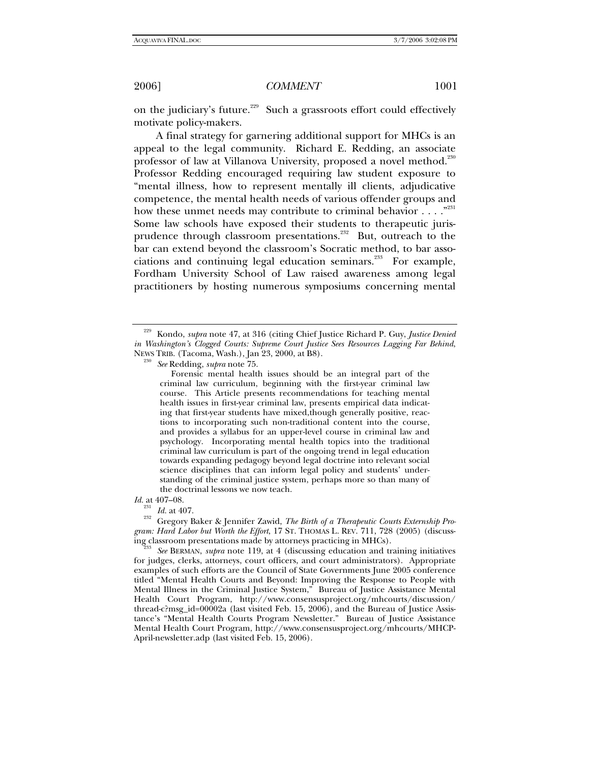on the judiciary's future.[229] Such a grassroots effort could effectively motivate policy-makers.

A final strategy for garnering additional support for MHCs is an appeal to the legal community. Richard E. Redding, an associate professor of law at Villanova University, proposed a novel method.[230] Professor Redding encouraged requiring law student exposure to "mental illness, how to represent mentally ill clients, adjudicative competence, the mental health needs of various offender groups and how these unmet needs may contribute to criminal behavior . . . ."[231] Some law schools have exposed their students to therapeutic jurisprudence through classroom presentations.[232] But, outreach to the bar can extend beyond the classroom's Socratic method, to bar associations and continuing legal education seminars.[233] For example, Fordham University School of Law raised awareness among legal practitioners by hosting numerous symposiums concerning mental

---

[229] Kondo, *supra* note 47, at 316 (citing Chief Justice Richard P. Guy, *Justice Denied in Washington's Clogged Courts: Supreme Court Justice Sees Resources Lagging Far Behind*, NEWS TRIB. (Tacoma, Wash.), Jan 23, 2000, at B8).

[230] *See* Redding, *supra* note 75.

> Forensic mental health issues should be an integral part of the criminal law curriculum, beginning with the first-year criminal law course. This Article presents recommendations for teaching mental health issues in first-year criminal law, presents empirical data indicating that first-year students have mixed,though generally positive, reactions to incorporating such non-traditional content into the course, and provides a syllabus for an upper-level course in criminal law and psychology. Incorporating mental health topics into the traditional criminal law curriculum is part of the ongoing trend in legal education towards expanding pedagogy beyond legal doctrine into relevant social science disciplines that can inform legal policy and students' understanding of the criminal justice system, perhaps more so than many of the doctrinal lessons we now teach.

*Id.* at 407–08.

[231] *Id.* at 407.

[232] Gregory Baker & Jennifer Zawid, *The Birth of a Therapeutic Courts Externship Program: Hard Labor but Worth the Effort*, 17 ST. THOMAS L. REV. 711, 728 (2005) (discussing classroom presentations made by attorneys practicing in MHCs).

[233] *See* BERMAN, *supra* note 119, at 4 (discussing education and training initiatives for judges, clerks, attorneys, court officers, and court administrators). Appropriate examples of such efforts are the Council of State Governments June 2005 conference titled "Mental Health Courts and Beyond: Improving the Response to People with Mental Illness in the Criminal Justice System," Bureau of Justice Assistance Mental Health Court Program, http://www.consensusproject.org/mhcourts/discussion/thread-c?msg_id=00002a (last visited Feb. 15, 2006), and the Bureau of Justice Assistance's "Mental Health Courts Program Newsletter." Bureau of Justice Assistance Mental Health Court Program, http://www.consensusproject.org/mhcourts/MHCP-April-newsletter.adp (last visited Feb. 15, 2006).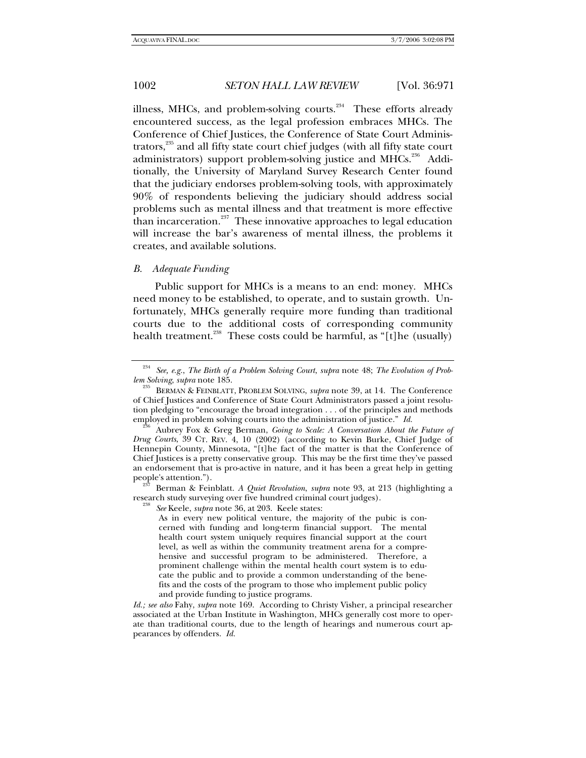illness, MHCs, and problem-solving courts.[234] These efforts already encountered success, as the legal profession embraces MHCs. The Conference of Chief Justices, the Conference of State Court Administrators,[235] and all fifty state court chief judges (with all fifty state court administrators) support problem-solving justice and MHCs.[236] Additionally, the University of Maryland Survey Research Center found that the judiciary endorses problem-solving tools, with approximately 90% of respondents believing the judiciary should address social problems such as mental illness and that treatment is more effective than incarceration.[237] These innovative approaches to legal education will increase the bar's awareness of mental illness, the problems it creates, and available solutions.

### *B. Adequate Funding*

Public support for MHCs is a means to an end: money. MHCs need money to be established, to operate, and to sustain growth. Unfortunately, MHCs generally require more funding than traditional courts due to the additional costs of corresponding community health treatment.[238] These costs could be harmful, as "[t]he (usually)

---

[234] *See, e.g.*, *The Birth of a Problem Solving Court*, *supra* note 48; *The Evolution of Problem Solving*, *supra* note 185.

[235] BERMAN & FEINBLATT, PROBLEM SOLVING, *supra* note 39, at 14. The Conference of Chief Justices and Conference of State Court Administrators passed a joint resolution pledging to "encourage the broad integration . . . of the principles and methods employed in problem solving courts into the administration of justice." *Id.*

[236] Aubrey Fox & Greg Berman, *Going to Scale: A Conversation About the Future of Drug Courts*, 39 CT. REV. 4, 10 (2002) (according to Kevin Burke, Chief Judge of Hennepin County, Minnesota, "[t]he fact of the matter is that the Conference of Chief Justices is a pretty conservative group. This may be the first time they've passed an endorsement that is pro-active in nature, and it has been a great help in getting people's attention.").

[237] Berman & Feinblatt. *A Quiet Revolution*, *supra* note 93, at 213 (highlighting a research study surveying over five hundred criminal court judges).

[238] *See* Keele, *supra* note 36, at 203. Keele states:

> As in every new political venture, the majority of the pubic is concerned with funding and long-term financial support. The mental health court system uniquely requires financial support at the court level, as well as within the community treatment arena for a comprehensive and successful program to be administered. Therefore, a prominent challenge within the mental health court system is to educate the public and to provide a common understanding of the benefits and the costs of the program to those who implement public policy and provide funding to justice programs.

*Id.*; *see also* Fahy, *supra* note 169. According to Christy Visher, a principal researcher associated at the Urban Institute in Washington, MHCs generally cost more to operate than traditional courts, due to the length of hearings and numerous court appearances by offenders. *Id.*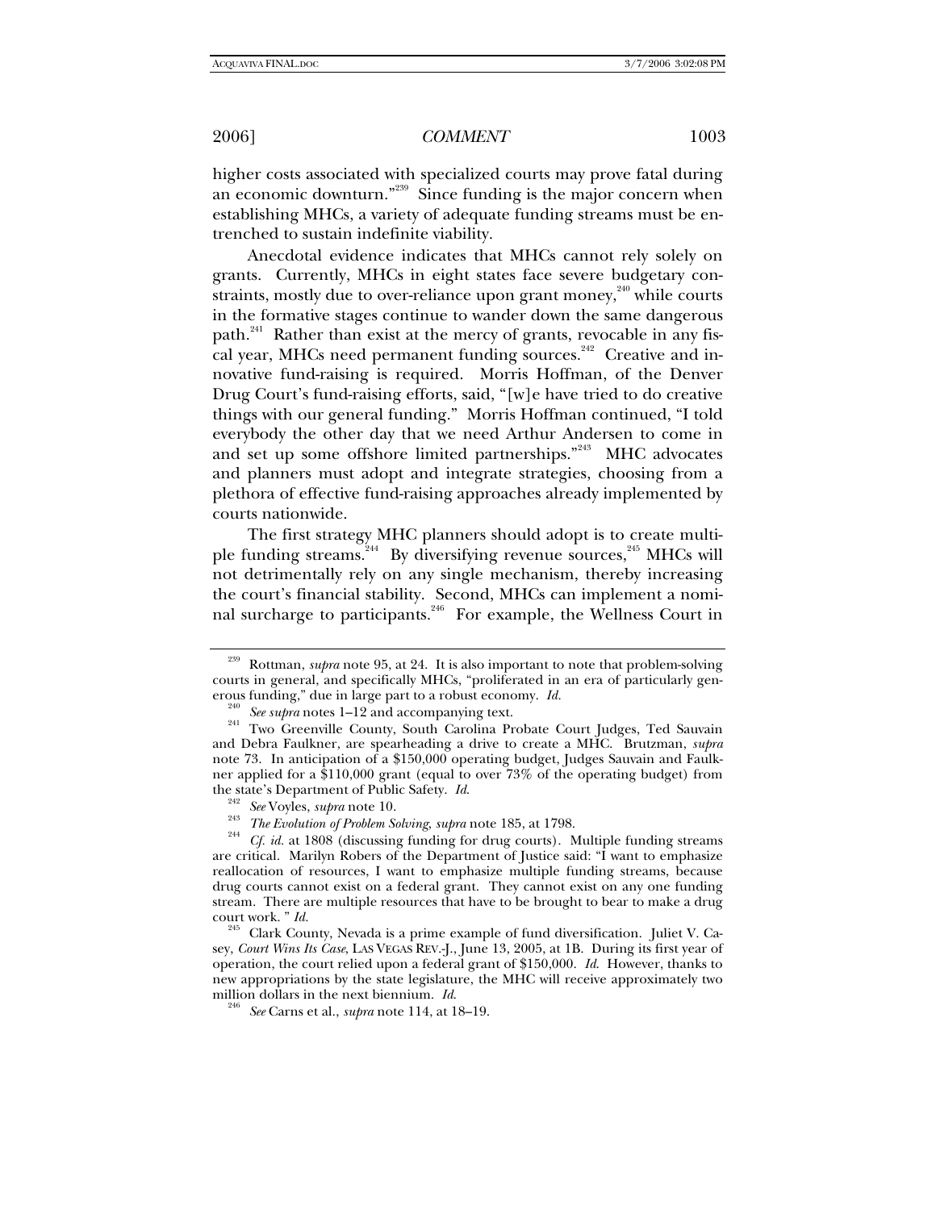higher costs associated with specialized courts may prove fatal during an economic downturn."[239] Since funding is the major concern when establishing MHCs, a variety of adequate funding streams must be entrenched to sustain indefinite viability.

Anecdotal evidence indicates that MHCs cannot rely solely on grants. Currently, MHCs in eight states face severe budgetary constraints, mostly due to over-reliance upon grant money,[240] while courts in the formative stages continue to wander down the same dangerous path.[241] Rather than exist at the mercy of grants, revocable in any fiscal year, MHCs need permanent funding sources.[242] Creative and innovative fund-raising is required. Morris Hoffman, of the Denver Drug Court's fund-raising efforts, said, "[w]e have tried to do creative things with our general funding." Morris Hoffman continued, "I told everybody the other day that we need Arthur Andersen to come in and set up some offshore limited partnerships."[243] MHC advocates and planners must adopt and integrate strategies, choosing from a plethora of effective fund-raising approaches already implemented by courts nationwide.

The first strategy MHC planners should adopt is to create multiple funding streams.[244] By diversifying revenue sources,[245] MHCs will not detrimentally rely on any single mechanism, thereby increasing the court's financial stability. Second, MHCs can implement a nominal surcharge to participants.[246] For example, the Wellness Court in

---

[239] Rottman, *supra* note 95, at 24. It is also important to note that problem-solving courts in general, and specifically MHCs, "proliferated in an era of particularly generous funding," due in large part to a robust economy. *Id.*

[240] *See supra* notes 1–12 and accompanying text.

[241] Two Greenville County, South Carolina Probate Court Judges, Ted Sauvain and Debra Faulkner, are spearheading a drive to create a MHC. Brutzman, *supra* note 73. In anticipation of a $150,000 operating budget, Judges Sauvain and Faulkner applied for a $110,000 grant (equal to over 73% of the operating budget) from the state's Department of Public Safety. *Id.*

[242] *See* Voyles, *supra* note 10.

[243] *The Evolution of Problem Solving*, *supra* note 185, at 1798.

[244] *Cf. id.* at 1808 (discussing funding for drug courts). Multiple funding streams are critical. Marilyn Robers of the Department of Justice said: "I want to emphasize reallocation of resources, I want to emphasize multiple funding streams, because drug courts cannot exist on a federal grant. They cannot exist on any one funding stream. There are multiple resources that have to be brought to bear to make a drug court work. " *Id.*

[245] Clark County, Nevada is a prime example of fund diversification. Juliet V. Casey, *Court Wins Its Case*, LAS VEGAS REV.-J., June 13, 2005, at 1B. During its first year of operation, the court relied upon a federal grant of $150,000. *Id.* However, thanks to new appropriations by the state legislature, the MHC will receive approximately two million dollars in the next biennium. *Id.*

[246] *See* Carns et al., *supra* note 114, at 18–19.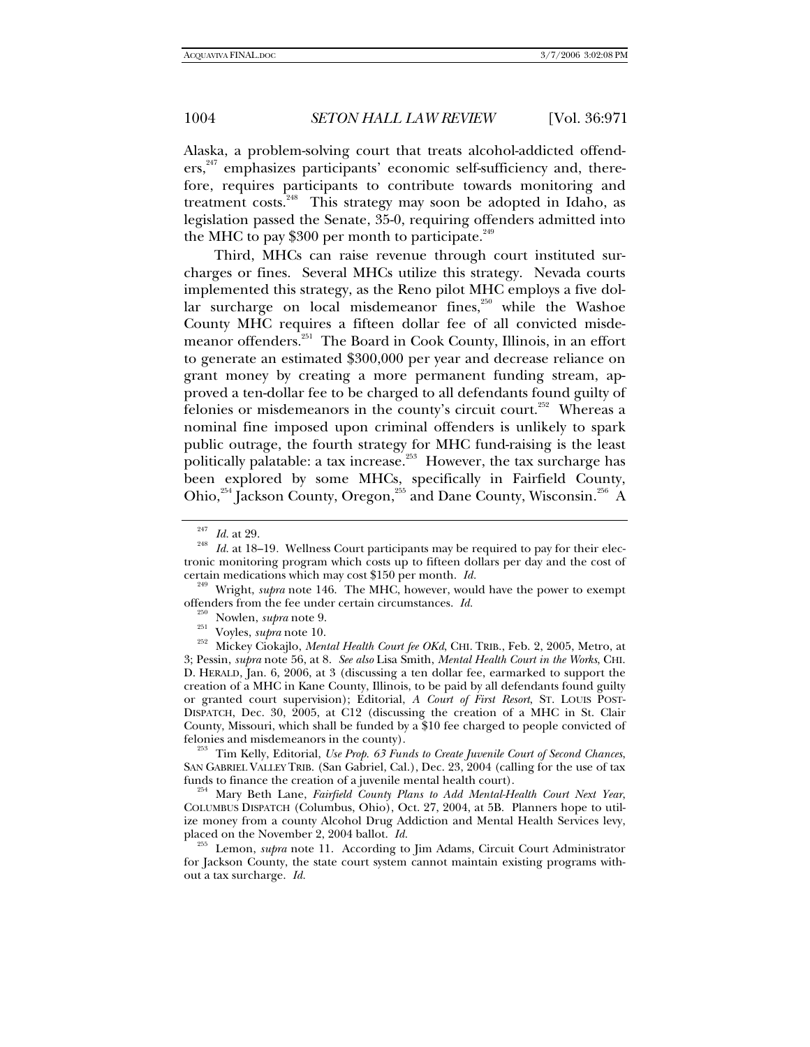Alaska, a problem-solving court that treats alcohol-addicted offenders,[247] emphasizes participants' economic self-sufficiency and, therefore, requires participants to contribute towards monitoring and treatment costs.[248] This strategy may soon be adopted in Idaho, as legislation passed the Senate, 35-0, requiring offenders admitted into the MHC to pay $300 per month to participate.[249]

Third, MHCs can raise revenue through court instituted surcharges or fines. Several MHCs utilize this strategy. Nevada courts implemented this strategy, as the Reno pilot MHC employs a five dollar surcharge on local misdemeanor fines,[250] while the Washoe County MHC requires a fifteen dollar fee of all convicted misdemeanor offenders.[251] The Board in Cook County, Illinois, in an effort to generate an estimated $300,000 per year and decrease reliance on grant money by creating a more permanent funding stream, approved a ten-dollar fee to be charged to all defendants found guilty of felonies or misdemeanors in the county's circuit court.[252] Whereas a nominal fine imposed upon criminal offenders is unlikely to spark public outrage, the fourth strategy for MHC fund-raising is the least politically palatable: a tax increase.[253] However, the tax surcharge has been explored by some MHCs, specifically in Fairfield County, Ohio,[254] Jackson County, Oregon,[255] and Dane County, Wisconsin.[256] A

---

[247] *Id.* at 29.

[248] *Id.* at 18–19. Wellness Court participants may be required to pay for their electronic monitoring program which costs up to fifteen dollars per day and the cost of certain medications which may cost $150 per month. *Id.*

[249] Wright, *supra* note 146. The MHC, however, would have the power to exempt offenders from the fee under certain circumstances. *Id.*

[250] Nowlen, *supra* note 9.

[251] Voyles, *supra* note 10.

[252] Mickey Ciokajlo, *Mental Health Court fee OKd*, CHI. TRIB., Feb. 2, 2005, Metro, at 3; Pessin, *supra* note 56, at 8. *See also* Lisa Smith, *Mental Health Court in the Works*, CHI. D. HERALD, Jan. 6, 2006, at 3 (discussing a ten dollar fee, earmarked to support the creation of a MHC in Kane County, Illinois, to be paid by all defendants found guilty or granted court supervision); Editorial, *A Court of First Resort*, ST. LOUIS POST-DISPATCH, Dec. 30, 2005, at C12 (discussing the creation of a MHC in St. Clair County, Missouri, which shall be funded by a $10 fee charged to people convicted of felonies and misdemeanors in the county).

[253] Tim Kelly, Editorial, *Use Prop. 63 Funds to Create Juvenile Court of Second Chances*, SAN GABRIEL VALLEY TRIB. (San Gabriel, Cal.), Dec. 23, 2004 (calling for the use of tax funds to finance the creation of a juvenile mental health court).

[254] Mary Beth Lane, *Fairfield County Plans to Add Mental-Health Court Next Year*, COLUMBUS DISPATCH (Columbus, Ohio), Oct. 27, 2004, at 5B. Planners hope to utilize money from a county Alcohol Drug Addiction and Mental Health Services levy, placed on the November 2, 2004 ballot. *Id.*

[255] Lemon, *supra* note 11. According to Jim Adams, Circuit Court Administrator for Jackson County, the state court system cannot maintain existing programs without a tax surcharge. *Id.*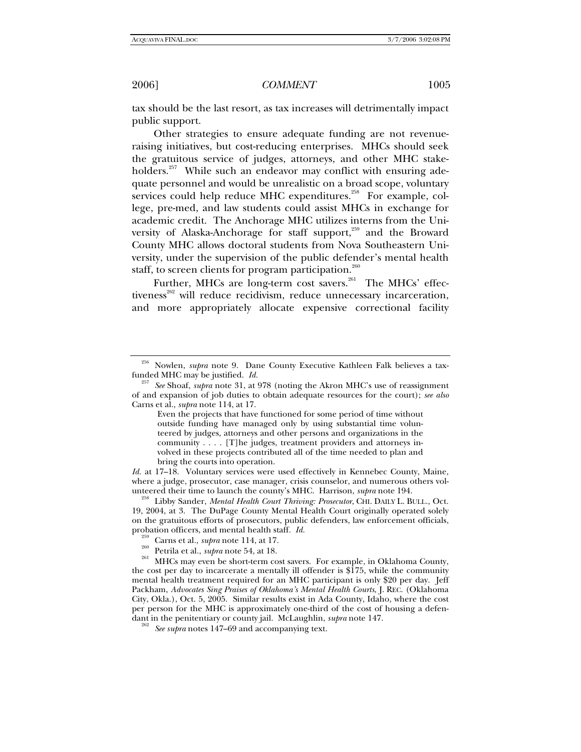tax should be the last resort, as tax increases will detrimentally impact public support.

Other strategies to ensure adequate funding are not revenue-raising initiatives, but cost-reducing enterprises. MHCs should seek the gratuitous service of judges, attorneys, and other MHC stakeholders.[257] While such an endeavor may conflict with ensuring adequate personnel and would be unrealistic on a broad scope, voluntary services could help reduce MHC expenditures.[258] For example, college, pre-med, and law students could assist MHCs in exchange for academic credit. The Anchorage MHC utilizes interns from the University of Alaska-Anchorage for staff support,[259] and the Broward County MHC allows doctoral students from Nova Southeastern University, under the supervision of the public defender's mental health staff, to screen clients for program participation.[260]

Further, MHCs are long-term cost savers.[261] The MHCs' effectiveness[262] will reduce recidivism, reduce unnecessary incarceration, and more appropriately allocate expensive correctional facility

---

[256] Nowlen, *supra* note 9. Dane County Executive Kathleen Falk believes a tax-funded MHC may be justified. *Id.*

[257] *See* Shoaf, *supra* note 31, at 978 (noting the Akron MHC's use of reassignment of and expansion of job duties to obtain adequate resources for the court); *see also* Carns et al., *supra* note 114, at 17.

> Even the projects that have functioned for some period of time without outside funding have managed only by using substantial time volunteered by judges, attorneys and other persons and organizations in the community . . . . [T]he judges, treatment providers and attorneys involved in these projects contributed all of the time needed to plan and bring the courts into operation.

*Id.* at 17–18. Voluntary services were used effectively in Kennebec County, Maine, where a judge, prosecutor, case manager, crisis counselor, and numerous others volunteered their time to launch the county's MHC. Harrison, *supra* note 194.

[258] Libby Sander, *Mental Health Court Thriving: Prosecutor*, CHI. DAILY L. BULL., Oct. 19, 2004, at 3. The DuPage County Mental Health Court originally operated solely on the gratuitous efforts of prosecutors, public defenders, law enforcement officials, probation officers, and mental health staff. *Id.*

[259] Carns et al., *supra* note 114, at 17.

[260] Petrila et al., *supra* note 54, at 18.

[261] MHCs may even be short-term cost savers. For example, in Oklahoma County, the cost per day to incarcerate a mentally ill offender is $175, while the community mental health treatment required for an MHC participant is only $20 per day. Jeff Packham, *Advocates Sing Praises of Oklahoma's Mental Health Courts*, J. REC. (Oklahoma City, Okla.), Oct. 5, 2005. Similar results exist in Ada County, Idaho, where the cost per person for the MHC is approximately one-third of the cost of housing a defendant in the penitentiary or county jail. McLaughlin, *supra* note 147.

[262] *See supra* notes 147–69 and accompanying text.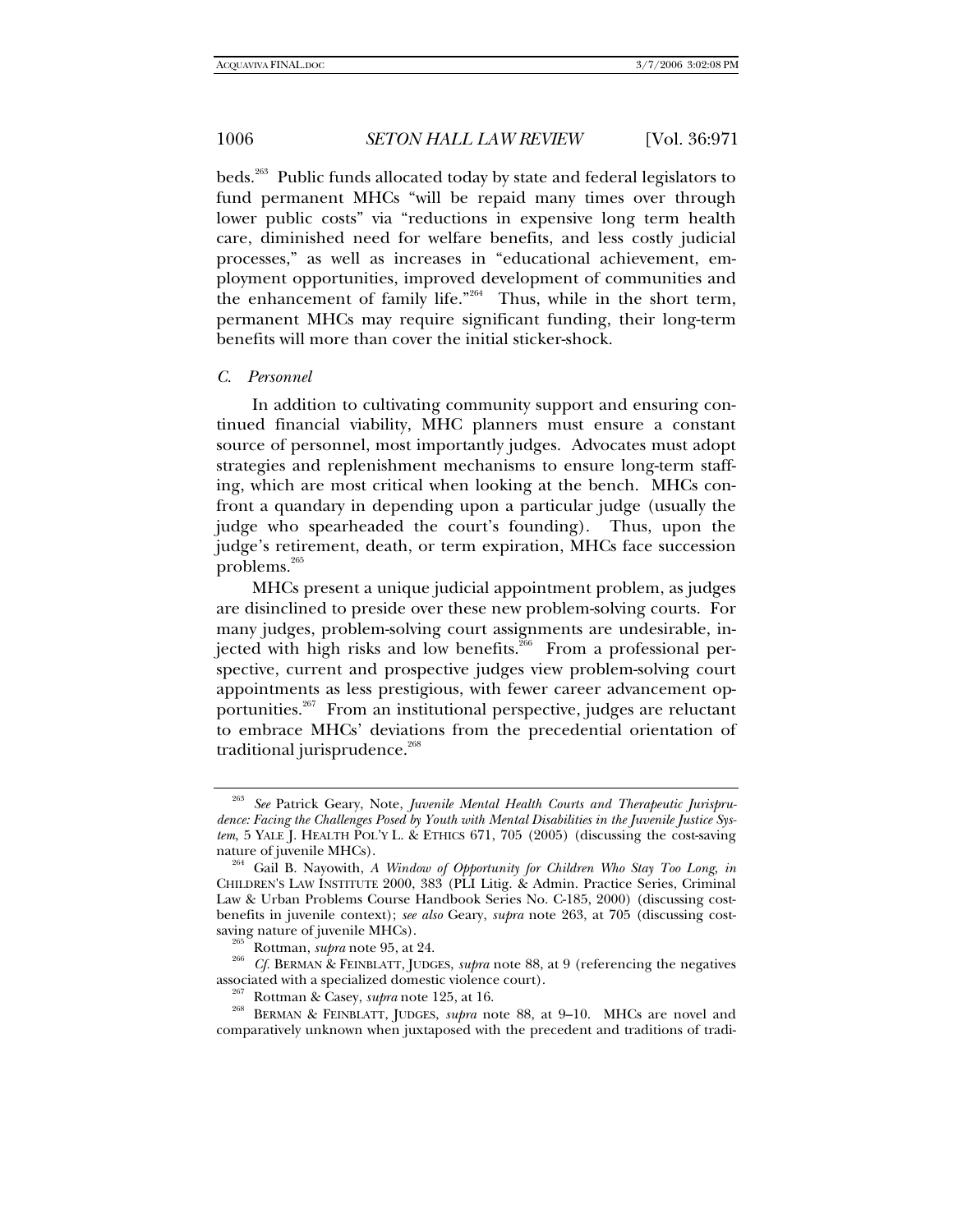beds.[263] Public funds allocated today by state and federal legislators to fund permanent MHCs "will be repaid many times over through lower public costs" via "reductions in expensive long term health care, diminished need for welfare benefits, and less costly judicial processes," as well as increases in "educational achievement, employment opportunities, improved development of communities and the enhancement of family life."[264] Thus, while in the short term, permanent MHCs may require significant funding, their long-term benefits will more than cover the initial sticker-shock.

### *C. Personnel*

In addition to cultivating community support and ensuring continued financial viability, MHC planners must ensure a constant source of personnel, most importantly judges. Advocates must adopt strategies and replenishment mechanisms to ensure long-term staffing, which are most critical when looking at the bench. MHCs confront a quandary in depending upon a particular judge (usually the judge who spearheaded the court's founding). Thus, upon the judge's retirement, death, or term expiration, MHCs face succession problems.[265]

MHCs present a unique judicial appointment problem, as judges are disinclined to preside over these new problem-solving courts. For many judges, problem-solving court assignments are undesirable, injected with high risks and low benefits.[266] From a professional perspective, current and prospective judges view problem-solving court appointments as less prestigious, with fewer career advancement opportunities.[267] From an institutional perspective, judges are reluctant to embrace MHCs' deviations from the precedential orientation of traditional jurisprudence.[268]

---

[263] *See* Patrick Geary, Note, *Juvenile Mental Health Courts and Therapeutic Jurisprudence: Facing the Challenges Posed by Youth with Mental Disabilities in the Juvenile Justice System*, 5 YALE J. HEALTH POL'Y L. & ETHICS 671, 705 (2005) (discussing the cost-saving nature of juvenile MHCs).

[264] Gail B. Nayowith, *A Window of Opportunity for Children Who Stay Too Long*, *in* CHILDREN'S LAW INSTITUTE 2000, 383 (PLI Litig. & Admin. Practice Series, Criminal Law & Urban Problems Course Handbook Series No. C-185, 2000) (discussing cost-benefits in juvenile context); *see also* Geary, *supra* note 263, at 705 (discussing cost-saving nature of juvenile MHCs).

[265] Rottman, *supra* note 95, at 24.

[266] *Cf.* BERMAN & FEINBLATT, JUDGES, *supra* note 88, at 9 (referencing the negatives associated with a specialized domestic violence court).

[267] Rottman & Casey, *supra* note 125, at 16.

[268] BERMAN & FEINBLATT, JUDGES, *supra* note 88, at 9–10. MHCs are novel and comparatively unknown when juxtaposed with the precedent and traditions of tradi-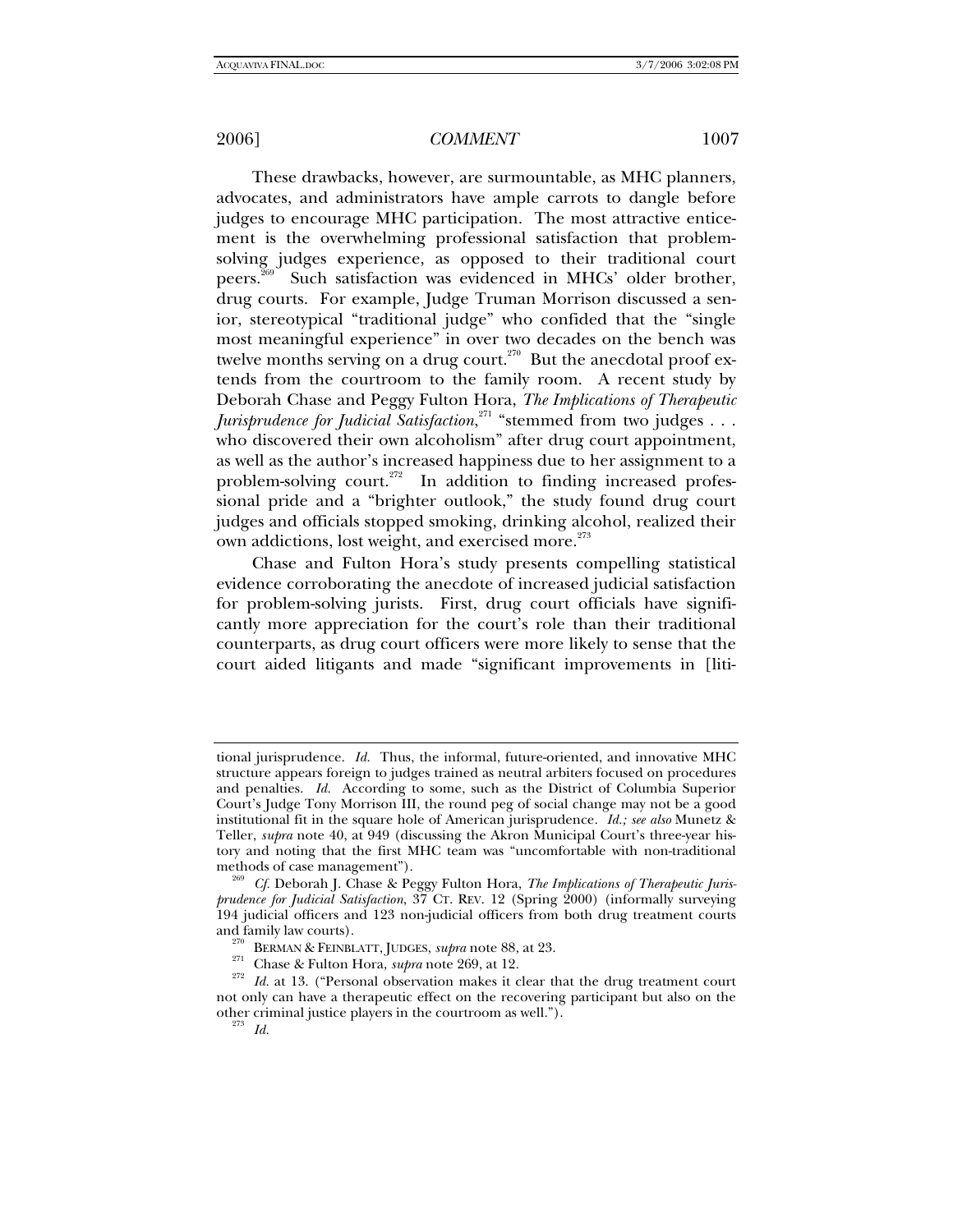These drawbacks, however, are surmountable, as MHC planners, advocates, and administrators have ample carrots to dangle before judges to encourage MHC participation. The most attractive enticement is the overwhelming professional satisfaction that problem-solving judges experience, as opposed to their traditional court peers.[269] Such satisfaction was evidenced in MHCs' older brother, drug courts. For example, Judge Truman Morrison discussed a senior, stereotypical "traditional judge" who confided that the "single most meaningful experience" in over two decades on the bench was twelve months serving on a drug court.[270] But the anecdotal proof extends from the courtroom to the family room. A recent study by Deborah Chase and Peggy Fulton Hora, *The Implications of Therapeutic Jurisprudence for Judicial Satisfaction*,[271] "stemmed from two judges . . . who discovered their own alcoholism" after drug court appointment, as well as the author's increased happiness due to her assignment to a problem-solving court.[272] In addition to finding increased professional pride and a "brighter outlook," the study found drug court judges and officials stopped smoking, drinking alcohol, realized their own addictions, lost weight, and exercised more.[273]

Chase and Fulton Hora's study presents compelling statistical evidence corroborating the anecdote of increased judicial satisfaction for problem-solving jurists. First, drug court officials have significantly more appreciation for the court's role than their traditional counterparts, as drug court officers were more likely to sense that the court aided litigants and made "significant improvements in [liti-

---

tional jurisprudence. *Id.* Thus, the informal, future-oriented, and innovative MHC structure appears foreign to judges trained as neutral arbiters focused on procedures and penalties. *Id.* According to some, such as the District of Columbia Superior Court's Judge Tony Morrison III, the round peg of social change may not be a good institutional fit in the square hole of American jurisprudence. *Id.; see also* Munetz & Teller, *supra* note 40, at 949 (discussing the Akron Municipal Court's three-year history and noting that the first MHC team was "uncomfortable with non-traditional methods of case management").

[269] *Cf.* Deborah J. Chase & Peggy Fulton Hora, *The Implications of Therapeutic Jurisprudence for Judicial Satisfaction*, 37 CT. REV. 12 (Spring 2000) (informally surveying 194 judicial officers and 123 non-judicial officers from both drug treatment courts and family law courts).

[270] BERMAN & FEINBLATT, JUDGES, *supra* note 88, at 23.

[271] Chase & Fulton Hora, *supra* note 269, at 12.

[272] *Id.* at 13. ("Personal observation makes it clear that the drug treatment court not only can have a therapeutic effect on the recovering participant but also on the other criminal justice players in the courtroom as well.").

[273] *Id.*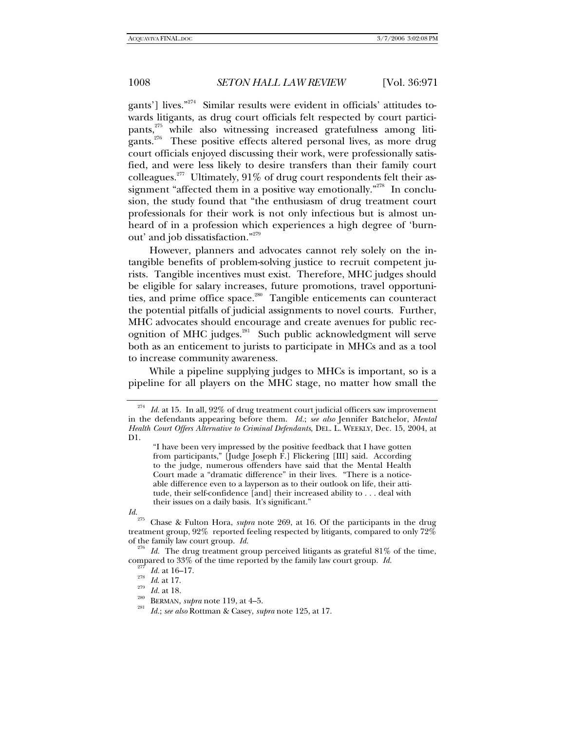gants'] lives."[274] Similar results were evident in officials' attitudes towards litigants, as drug court officials felt respected by court participants,[275] while also witnessing increased gratefulness among litigants.[276] These positive effects altered personal lives, as more drug court officials enjoyed discussing their work, were professionally satisfied, and were less likely to desire transfers than their family court colleagues.[277] Ultimately, 91% of drug court respondents felt their assignment "affected them in a positive way emotionally."[278] In conclusion, the study found that "the enthusiasm of drug treatment court professionals for their work is not only infectious but is almost unheard of in a profession which experiences a high degree of 'burnout' and job dissatisfaction."[279]

However, planners and advocates cannot rely solely on the intangible benefits of problem-solving justice to recruit competent jurists. Tangible incentives must exist. Therefore, MHC judges should be eligible for salary increases, future promotions, travel opportunities, and prime office space.[280] Tangible enticements can counteract the potential pitfalls of judicial assignments to novel courts. Further, MHC advocates should encourage and create avenues for public recognition of MHC judges.[281] Such public acknowledgment will serve both as an enticement to jurists to participate in MHCs and as a tool to increase community awareness.

While a pipeline supplying judges to MHCs is important, so is a pipeline for all players on the MHC stage, no matter how small the

---

[274] *Id.* at 15. In all, 92% of drug treatment court judicial officers saw improvement in the defendants appearing before them. *Id.*; *see also* Jennifer Batchelor, *Mental Health Court Offers Alternative to Criminal Defendants*, DEL. L. WEEKLY, Dec. 15, 2004, at D1.

> "I have been very impressed by the positive feedback that I have gotten from participants," [Judge Joseph F.] Flickering [III] said. According to the judge, numerous offenders have said that the Mental Health Court made a "dramatic difference" in their lives. "There is a noticeable difference even to a layperson as to their outlook on life, their attitude, their self-confidence [and] their increased ability to . . . deal with their issues on a daily basis. It's significant."

*Id.*

[275] Chase & Fulton Hora, *supra* note 269, at 16. Of the participants in the drug treatment group, 92% reported feeling respected by litigants, compared to only 72% of the family law court group. *Id.*

[276] *Id.* The drug treatment group perceived litigants as grateful 81% of the time, compared to 33% of the time reported by the family law court group. *Id.*

[277] *Id.* at 16–17.

[278] *Id.* at 17.

[279] *Id.* at 18.

[280] BERMAN, *supra* note 119, at 4–5.

[281] *Id.*; *see also* Rottman & Casey, *supra* note 125, at 17.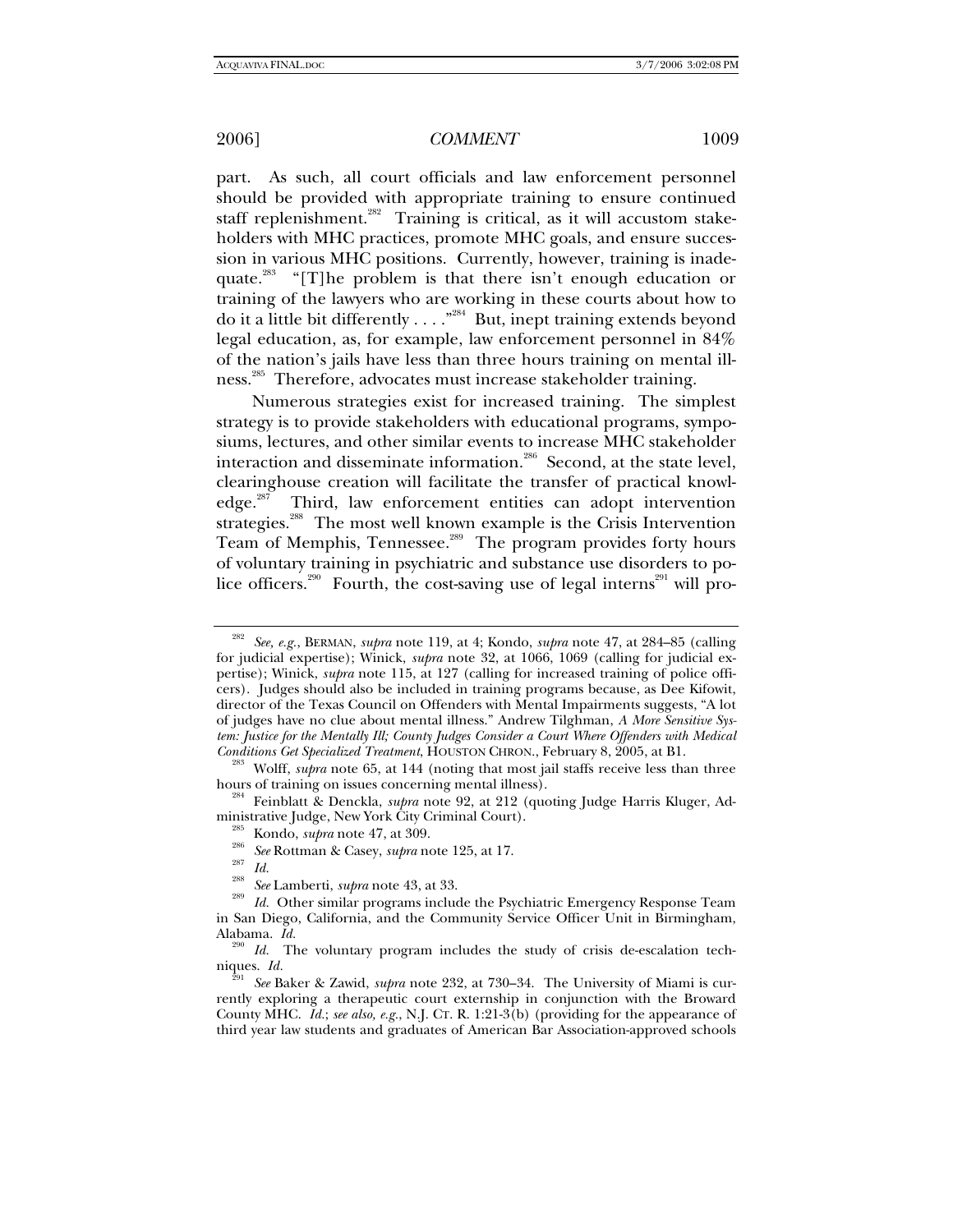part. As such, all court officials and law enforcement personnel should be provided with appropriate training to ensure continued staff replenishment.[282] Training is critical, as it will accustom stakeholders with MHC practices, promote MHC goals, and ensure succession in various MHC positions. Currently, however, training is inadequate.[283] "[T]he problem is that there isn't enough education or training of the lawyers who are working in these courts about how to do it a little bit differently . . . ."[284] But, inept training extends beyond legal education, as, for example, law enforcement personnel in 84% of the nation's jails have less than three hours training on mental illness.[285] Therefore, advocates must increase stakeholder training.

Numerous strategies exist for increased training. The simplest strategy is to provide stakeholders with educational programs, symposiums, lectures, and other similar events to increase MHC stakeholder interaction and disseminate information.[286] Second, at the state level, clearinghouse creation will facilitate the transfer of practical knowledge.[287] Third, law enforcement entities can adopt intervention strategies.[288] The most well known example is the Crisis Intervention Team of Memphis, Tennessee.[289] The program provides forty hours of voluntary training in psychiatric and substance use disorders to police officers.[290] Fourth, the cost-saving use of legal interns[291] will pro-

---

[282] *See, e.g.*, BERMAN, *supra* note 119, at 4; Kondo, *supra* note 47, at 284–85 (calling for judicial expertise); Winick, *supra* note 32, at 1066, 1069 (calling for judicial expertise); Winick, *supra* note 115, at 127 (calling for increased training of police officers). Judges should also be included in training programs because, as Dee Kifowit, director of the Texas Council on Offenders with Mental Impairments suggests, "A lot of judges have no clue about mental illness." Andrew Tilghman, *A More Sensitive System: Justice for the Mentally Ill; County Judges Consider a Court Where Offenders with Medical Conditions Get Specialized Treatment*, HOUSTON CHRON., February 8, 2005, at B1.

[283] Wolff, *supra* note 65, at 144 (noting that most jail staffs receive less than three hours of training on issues concerning mental illness).

[284] Feinblatt & Denckla, *supra* note 92, at 212 (quoting Judge Harris Kluger, Administrative Judge, New York City Criminal Court).

[285] Kondo, *supra* note 47, at 309.

[286] *See* Rottman & Casey, *supra* note 125, at 17.

[287] *Id.*

[288] *See* Lamberti, *supra* note 43, at 33.

[289] *Id.* Other similar programs include the Psychiatric Emergency Response Team in San Diego, California, and the Community Service Officer Unit in Birmingham, Alabama. *Id.*

[290] *Id.* The voluntary program includes the study of crisis de-escalation techniques. *Id.*

[291] *See* Baker & Zawid, *supra* note 232, at 730–34. The University of Miami is currently exploring a therapeutic court externship in conjunction with the Broward County MHC. *Id.*; *see also, e.g.*, N.J. CT. R. 1:21-3(b) (providing for the appearance of third year law students and graduates of American Bar Association-approved schools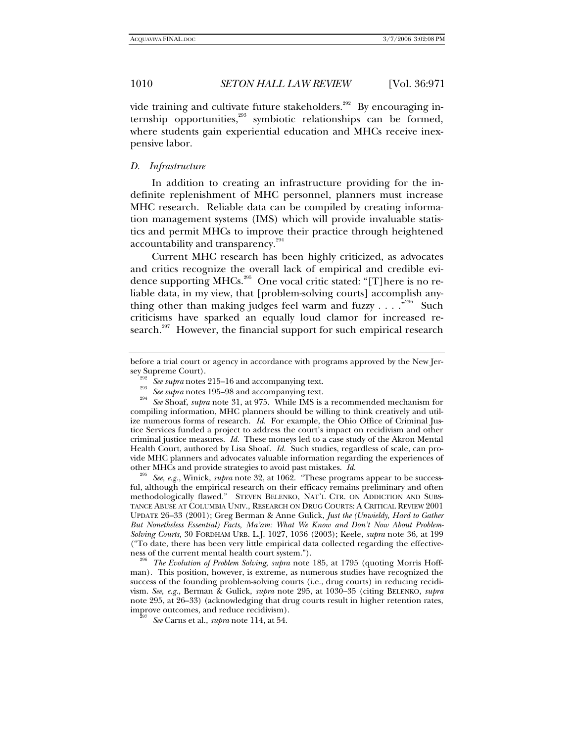vide training and cultivate future stakeholders.[292] By encouraging internship opportunities,[293] symbiotic relationships can be formed, where students gain experiential education and MHCs receive inexpensive labor.

### *D. Infrastructure*

In addition to creating an infrastructure providing for the indefinite replenishment of MHC personnel, planners must increase MHC research. Reliable data can be compiled by creating information management systems (IMS) which will provide invaluable statistics and permit MHCs to improve their practice through heightened accountability and transparency.[294]

Current MHC research has been highly criticized, as advocates and critics recognize the overall lack of empirical and credible evidence supporting MHCs.[295] One vocal critic stated: "[T]here is no reliable data, in my view, that [problem-solving courts] accomplish anything other than making judges feel warm and fuzzy . . . ."[296] Such criticisms have sparked an equally loud clamor for increased research.[297] However, the financial support for such empirical research

---

before a trial court or agency in accordance with programs approved by the New Jersey Supreme Court).

[292] *See supra* notes 215–16 and accompanying text.

[293] *See supra* notes 195–98 and accompanying text.

[294] *See* Shoaf, *supra* note 31, at 975. While IMS is a recommended mechanism for compiling information, MHC planners should be willing to think creatively and utilize numerous forms of research. *Id.* For example, the Ohio Office of Criminal Justice Services funded a project to address the court's impact on recidivism and other criminal justice measures. *Id.* These moneys led to a case study of the Akron Mental Health Court, authored by Lisa Shoaf. *Id.* Such studies, regardless of scale, can provide MHC planners and advocates valuable information regarding the experiences of other MHCs and provide strategies to avoid past mistakes. *Id.*

[295] *See, e.g.*, Winick, *supra* note 32, at 1062. "These programs appear to be successful, although the empirical research on their efficacy remains preliminary and often methodologically flawed." STEVEN BELENKO, NAT'L CTR. ON ADDICTION AND SUBSTANCE ABUSE AT COLUMBIA UNIV., RESEARCH ON DRUG COURTS: A CRITICAL REVIEW 2001 UPDATE 26–33 (2001); Greg Berman & Anne Gulick, *Just the (Unwieldy, Hard to Gather But Nonetheless Essential) Facts, Ma'am: What We Know and Don't Now About Problem-Solving Courts*, 30 FORDHAM URB. L.J. 1027, 1036 (2003); Keele, *supra* note 36, at 199 ("To date, there has been very little empirical data collected regarding the effectiveness of the current mental health court system.").

[296] *The Evolution of Problem Solving*, *supra* note 185, at 1795 (quoting Morris Hoffman). This position, however, is extreme, as numerous studies have recognized the success of the founding problem-solving courts (i.e., drug courts) in reducing recidivism. *See, e.g.*, Berman & Gulick, *supra* note 295, at 1030–35 (citing BELENKO, *supra* note 295, at 26–33) (acknowledging that drug courts result in higher retention rates, improve outcomes, and reduce recidivism).

[297] *See* Carns et al., *supra* note 114, at 54.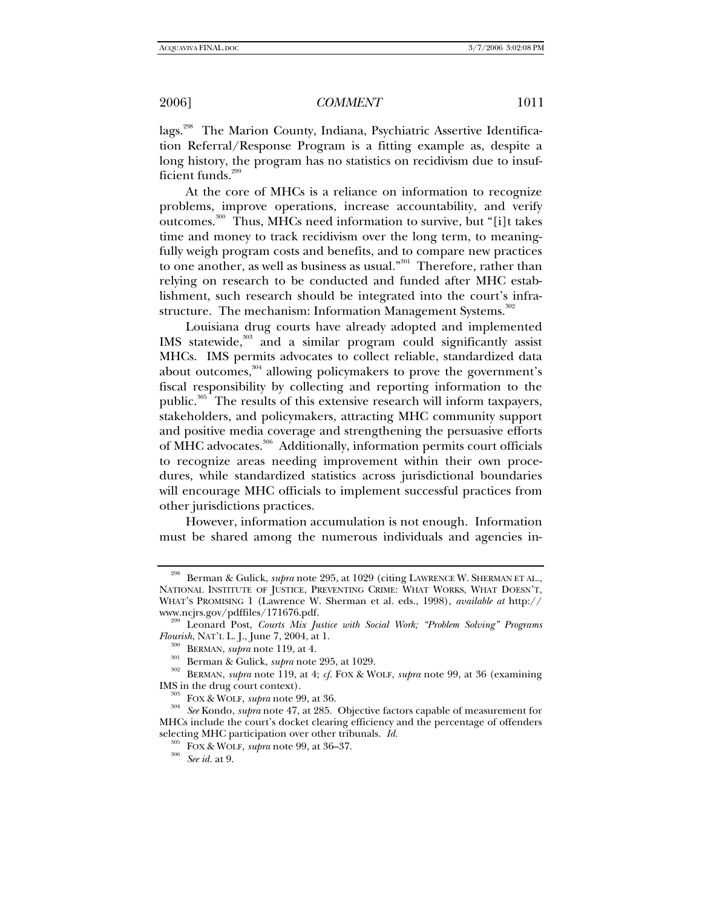lags.[298] The Marion County, Indiana, Psychiatric Assertive Identification Referral/Response Program is a fitting example as, despite a long history, the program has no statistics on recidivism due to insufficient funds.[299]

At the core of MHCs is a reliance on information to recognize problems, improve operations, increase accountability, and verify outcomes.[300] Thus, MHCs need information to survive, but "[i]t takes time and money to track recidivism over the long term, to meaningfully weigh program costs and benefits, and to compare new practices to one another, as well as business as usual."[301] Therefore, rather than relying on research to be conducted and funded after MHC establishment, such research should be integrated into the court's infrastructure. The mechanism: Information Management Systems.[302]

Louisiana drug courts have already adopted and implemented IMS statewide,[303] and a similar program could significantly assist MHCs. IMS permits advocates to collect reliable, standardized data about outcomes,[304] allowing policymakers to prove the government's fiscal responsibility by collecting and reporting information to the public.[305] The results of this extensive research will inform taxpayers, stakeholders, and policymakers, attracting MHC community support and positive media coverage and strengthening the persuasive efforts of MHC advocates.[306] Additionally, information permits court officials to recognize areas needing improvement within their own procedures, while standardized statistics across jurisdictional boundaries will encourage MHC officials to implement successful practices from other jurisdictions practices.

However, information accumulation is not enough. Information must be shared among the numerous individuals and agencies in-

---

[298] Berman & Gulick, *supra* note 295, at 1029 (citing LAWRENCE W. SHERMAN ET AL., NATIONAL INSTITUTE OF JUSTICE, PREVENTING CRIME: WHAT WORKS, WHAT DOESN'T, WHAT'S PROMISING 1 (Lawrence W. Sherman et al. eds., 1998), *available at* http://www.ncjrs.gov/pdffiles/171676.pdf.

[299] Leonard Post, *Courts Mix Justice with Social Work; "Problem Solving" Programs Flourish*, NAT'L L. J., June 7, 2004, at 1.

[300] BERMAN, *supra* note 119, at 4.

[301] Berman & Gulick, *supra* note 295, at 1029.

[302] BERMAN, *supra* note 119, at 4; *cf.* FOX & WOLF, *supra* note 99, at 36 (examining IMS in the drug court context).

[303] FOX & WOLF, *supra* note 99, at 36.

[304] *See* Kondo, *supra* note 47, at 285. Objective factors capable of measurement for MHCs include the court's docket clearing efficiency and the percentage of offenders selecting MHC participation over other tribunals. *Id.*

[305] FOX & WOLF, *supra* note 99, at 36–37.

[306] *See id.* at 9.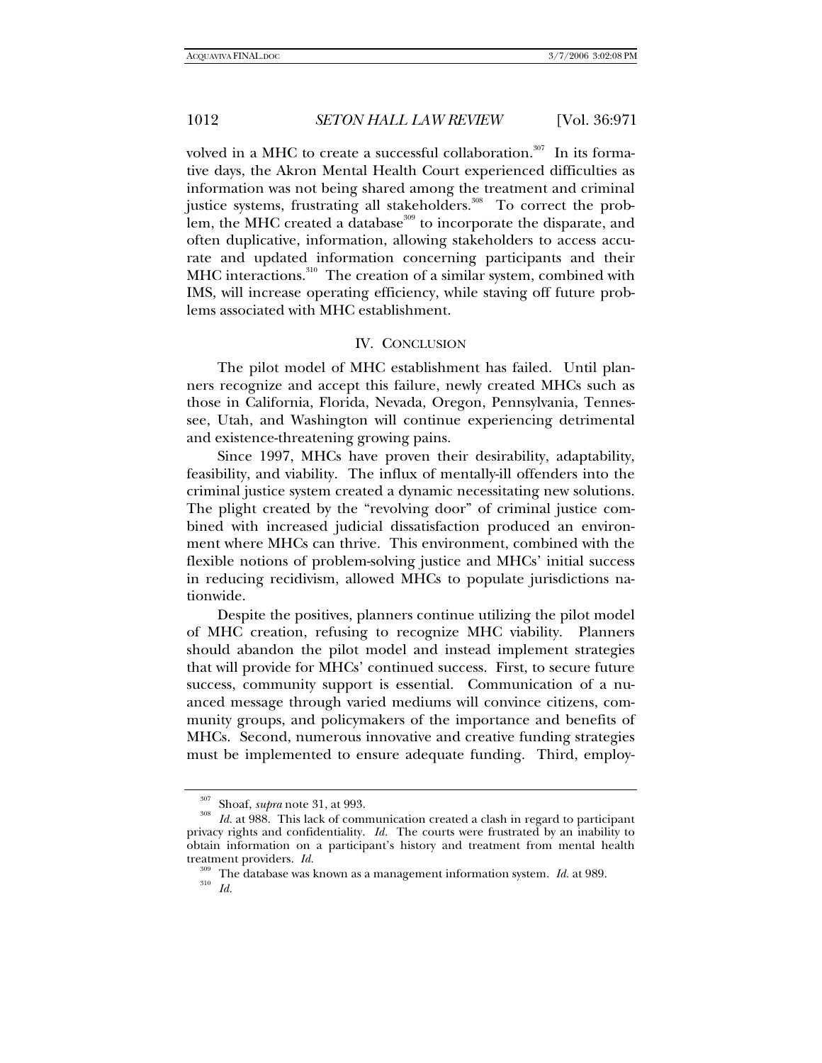volved in a MHC to create a successful collaboration.[307] In its formative days, the Akron Mental Health Court experienced difficulties as information was not being shared among the treatment and criminal justice systems, frustrating all stakeholders.[308] To correct the problem, the MHC created a database[309] to incorporate the disparate, and often duplicative, information, allowing stakeholders to access accurate and updated information concerning participants and their MHC interactions.[310] The creation of a similar system, combined with IMS, will increase operating efficiency, while staving off future problems associated with MHC establishment.

## IV. CONCLUSION

The pilot model of MHC establishment has failed. Until planners recognize and accept this failure, newly created MHCs such as those in California, Florida, Nevada, Oregon, Pennsylvania, Tennessee, Utah, and Washington will continue experiencing detrimental and existence-threatening growing pains.

Since 1997, MHCs have proven their desirability, adaptability, feasibility, and viability. The influx of mentally-ill offenders into the criminal justice system created a dynamic necessitating new solutions. The plight created by the "revolving door" of criminal justice combined with increased judicial dissatisfaction produced an environment where MHCs can thrive. This environment, combined with the flexible notions of problem-solving justice and MHCs' initial success in reducing recidivism, allowed MHCs to populate jurisdictions nationwide.

Despite the positives, planners continue utilizing the pilot model of MHC creation, refusing to recognize MHC viability. Planners should abandon the pilot model and instead implement strategies that will provide for MHCs' continued success. First, to secure future success, community support is essential. Communication of a nuanced message through varied mediums will convince citizens, community groups, and policymakers of the importance and benefits of MHCs. Second, numerous innovative and creative funding strategies must be implemented to ensure adequate funding. Third, employ-

---

[307] Shoaf, *supra* note 31, at 993.

[308] *Id.* at 988. This lack of communication created a clash in regard to participant privacy rights and confidentiality. *Id.* The courts were frustrated by an inability to obtain information on a participant's history and treatment from mental health treatment providers. *Id.*

[309] The database was known as a management information system. *Id.* at 989.

[310] *Id.*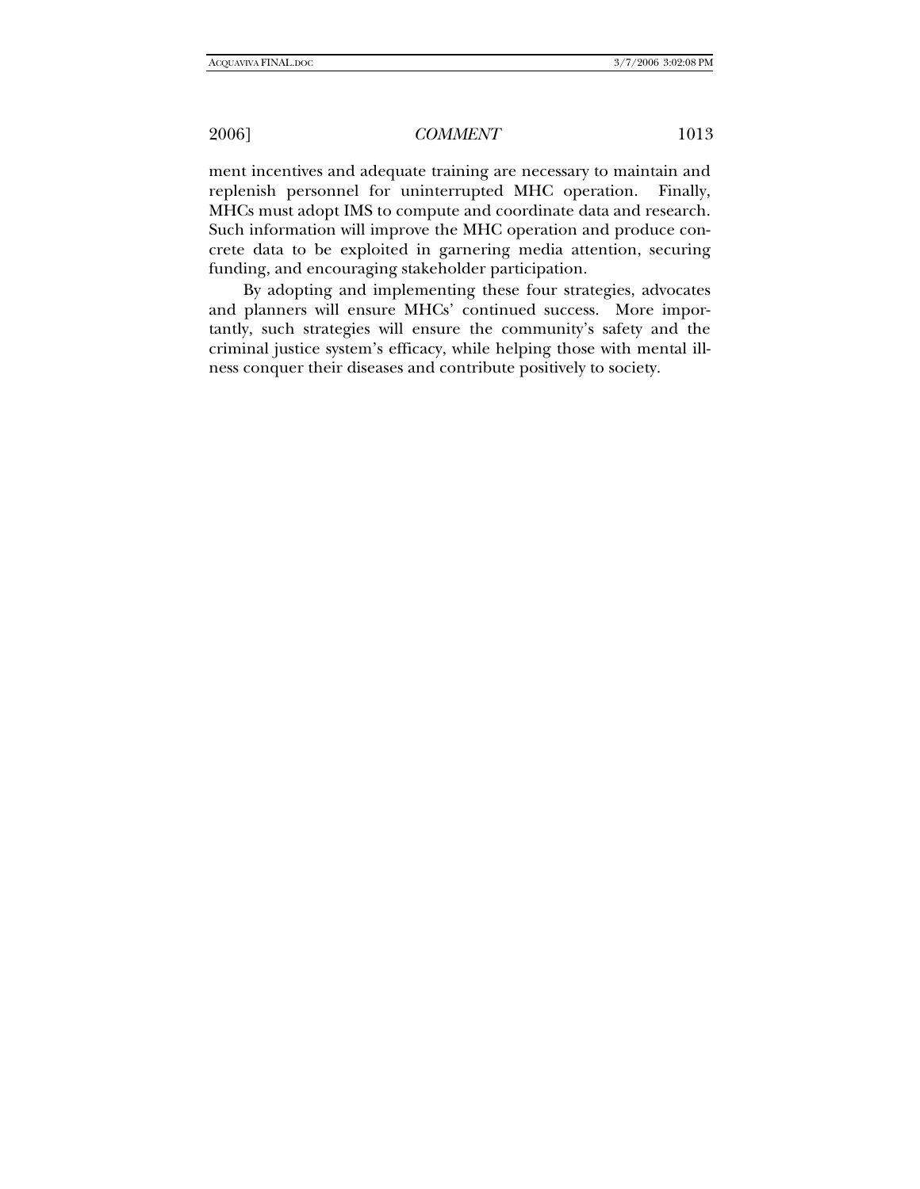ment incentives and adequate training are necessary to maintain and replenish personnel for uninterrupted MHC operation. Finally, MHCs must adopt IMS to compute and coordinate data and research. Such information will improve the MHC operation and produce concrete data to be exploited in garnering media attention, securing funding, and encouraging stakeholder participation.

By adopting and implementing these four strategies, advocates and planners will ensure MHCs' continued success. More importantly, such strategies will ensure the community's safety and the criminal justice system's efficacy, while helping those with mental illness conquer their diseases and contribute positively to society.